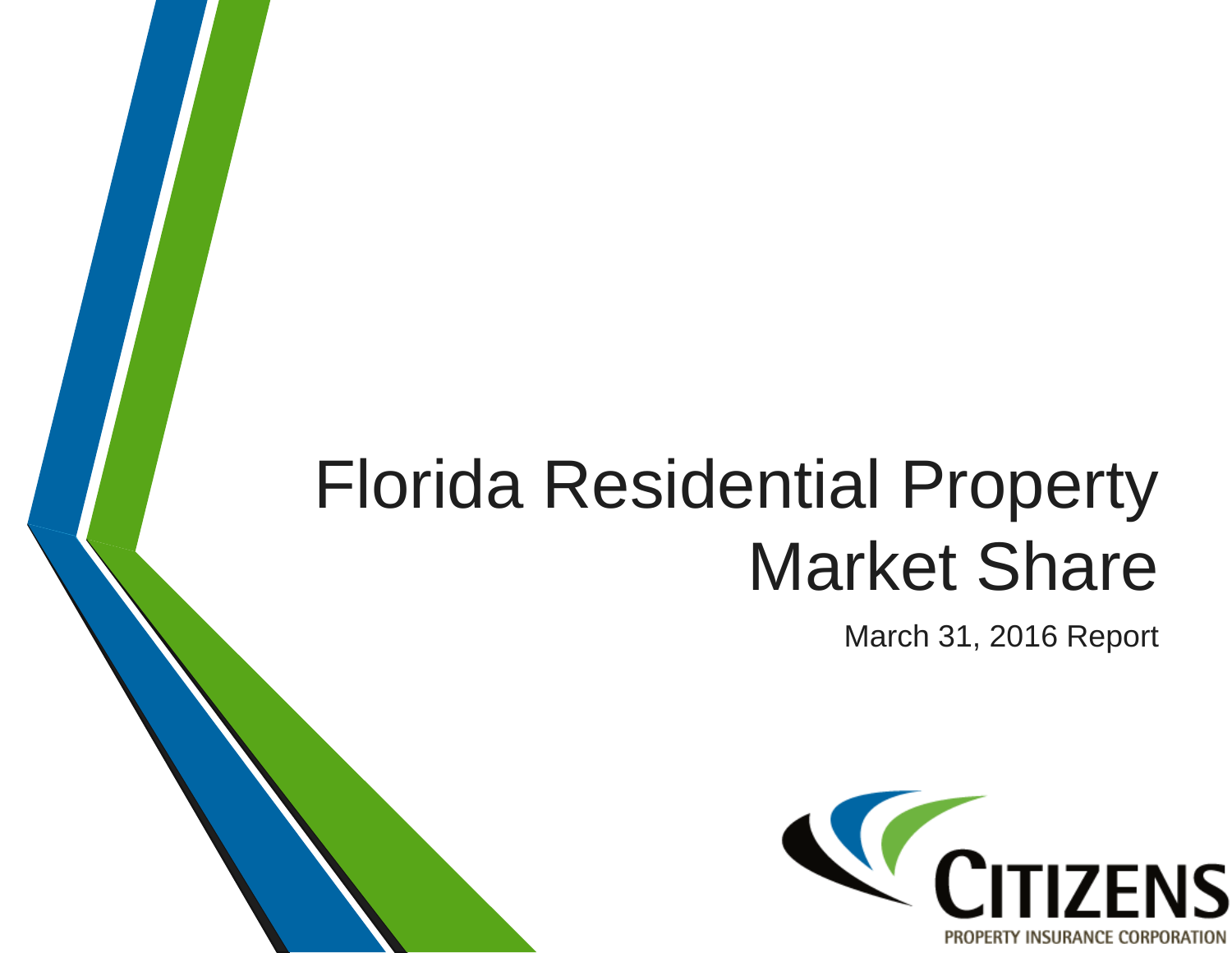# Florida Residential Property Market Share

March 31, 2016 Report

CITIZENS

PROPERTY INSURANCE CORPORATION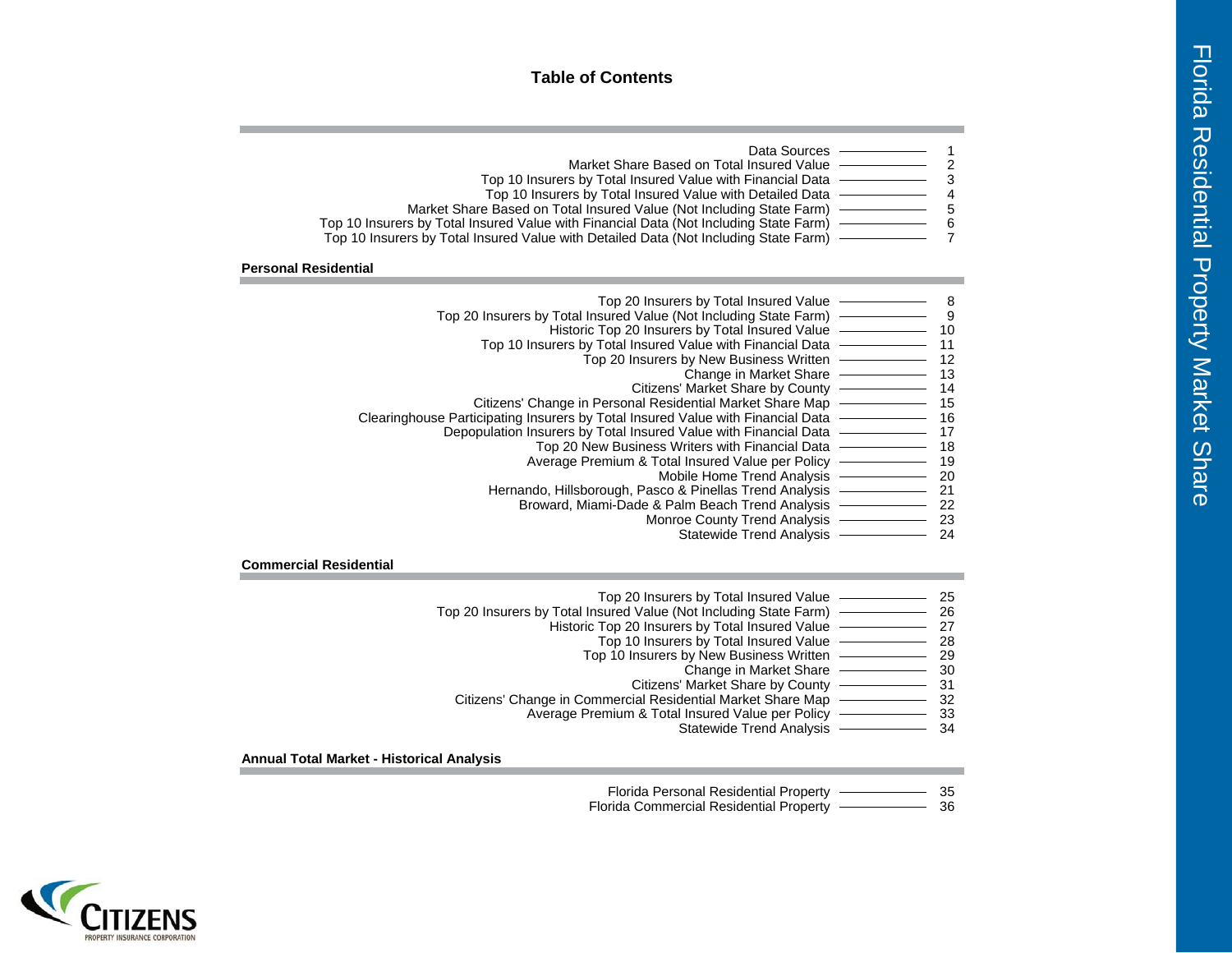# Table of Contents

| Section | Page |
|---|---|
| Data Sources | 1 |
| Market Share Based on Total Insured Value | 2 |
| Top 10 Insurers by Total Insured Value with Financial Data | 3 |
| Top 10 Insurers by Total Insured Value with Detailed Data | 4 |
| Market Share Based on Total Insured Value (Not Including State Farm) | 5 |
| Top 10 Insurers by Total Insured Value with Financial Data (Not Including State Farm) | 6 |
| Top 10 Insurers by Total Insured Value with Detailed Data (Not Including State Farm) | 7 |

## Personal Residential

| Section | Page |
|---|---|
| Top 20 Insurers by Total Insured Value | 8 |
| Top 20 Insurers by Total Insured Value (Not Including State Farm) | 9 |
| Historic Top 20 Insurers by Total Insured Value | 10 |
| Top 10 Insurers by Total Insured Value with Financial Data | 11 |
| Top 20 Insurers by New Business Written | 12 |
| Change in Market Share | 13 |
| Citizens' Market Share by County | 14 |
| Citizens' Change in Personal Residential Market Share Map | 15 |
| Clearinghouse Participating Insurers by Total Insured Value with Financial Data | 16 |
| Depopulation Insurers by Total Insured Value with Financial Data | 17 |
| Top 20 New Business Writers with Financial Data | 18 |
| Average Premium & Total Insured Value per Policy | 19 |
| Mobile Home Trend Analysis | 20 |
| Hernando, Hillsborough, Pasco & Pinellas Trend Analysis | 21 |
| Broward, Miami-Dade & Palm Beach Trend Analysis | 22 |
| Monroe County Trend Analysis | 23 |
| Statewide Trend Analysis | 24 |

## Commercial Residential

| Section | Page |
|---|---|
| Top 20 Insurers by Total Insured Value | 25 |
| Top 20 Insurers by Total Insured Value (Not Including State Farm) | 26 |
| Historic Top 20 Insurers by Total Insured Value | 27 |
| Top 10 Insurers by Total Insured Value | 28 |
| Top 10 Insurers by New Business Written | 29 |
| Change in Market Share | 30 |
| Citizens' Market Share by County | 31 |
| Citizens' Change in Commercial Residential Market Share Map | 32 |
| Average Premium & Total Insured Value per Policy | 33 |
| Statewide Trend Analysis | 34 |

## Annual Total Market - Historical Analysis

| Section | Page |
|---|---|
| Florida Personal Residential Property | 35 |
| Florida Commercial Residential Property | 36 |

CITIZENS PROPERTY INSURANCE CORPORATION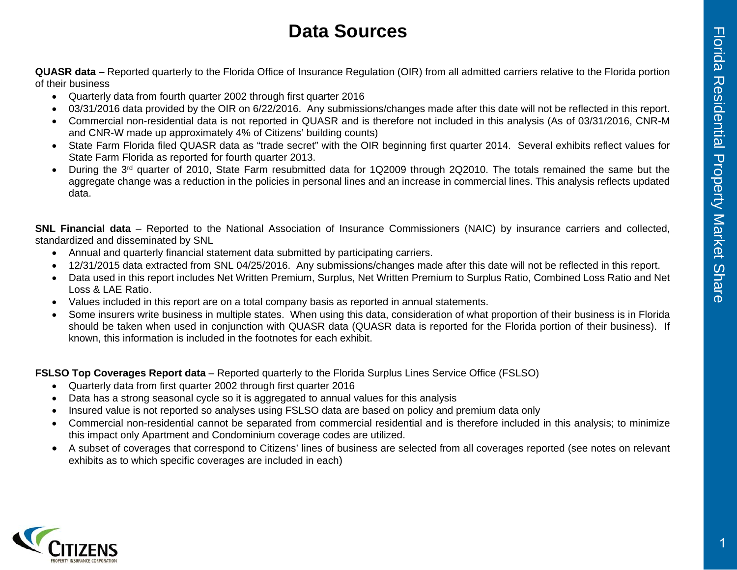# Data Sources

**QUASR data** – Reported quarterly to the Florida Office of Insurance Regulation (OIR) from all admitted carriers relative to the Florida portion of their business

- Quarterly data from fourth quarter 2002 through first quarter 2016
- 03/31/2016 data provided by the OIR on 6/22/2016. Any submissions/changes made after this date will not be reflected in this report.
- Commercial non-residential data is not reported in QUASR and is therefore not included in this analysis (As of 03/31/2016, CNR-M and CNR-W made up approximately 4% of Citizens' building counts)
- State Farm Florida filed QUASR data as "trade secret" with the OIR beginning first quarter 2014. Several exhibits reflect values for State Farm Florida as reported for fourth quarter 2013.
- During the 3rd quarter of 2010, State Farm resubmitted data for 1Q2009 through 2Q2010. The totals remained the same but the aggregate change was a reduction in the policies in personal lines and an increase in commercial lines. This analysis reflects updated data.

**SNL Financial data** – Reported to the National Association of Insurance Commissioners (NAIC) by insurance carriers and collected, standardized and disseminated by SNL

- Annual and quarterly financial statement data submitted by participating carriers.
- 12/31/2015 data extracted from SNL 04/25/2016. Any submissions/changes made after this date will not be reflected in this report.
- Data used in this report includes Net Written Premium, Surplus, Net Written Premium to Surplus Ratio, Combined Loss Ratio and Net Loss & LAE Ratio.
- Values included in this report are on a total company basis as reported in annual statements.
- Some insurers write business in multiple states. When using this data, consideration of what proportion of their business is in Florida should be taken when used in conjunction with QUASR data (QUASR data is reported for the Florida portion of their business). If known, this information is included in the footnotes for each exhibit.

**FSLSO Top Coverages Report data** – Reported quarterly to the Florida Surplus Lines Service Office (FSLSO)

- Quarterly data from first quarter 2002 through first quarter 2016
- Data has a strong seasonal cycle so it is aggregated to annual values for this analysis
- Insured value is not reported so analyses using FSLSO data are based on policy and premium data only
- Commercial non-residential cannot be separated from commercial residential and is therefore included in this analysis; to minimize this impact only Apartment and Condominium coverage codes are utilized.
- A subset of coverages that correspond to Citizens' lines of business are selected from all coverages reported (see notes on relevant exhibits as to which specific coverages are included in each)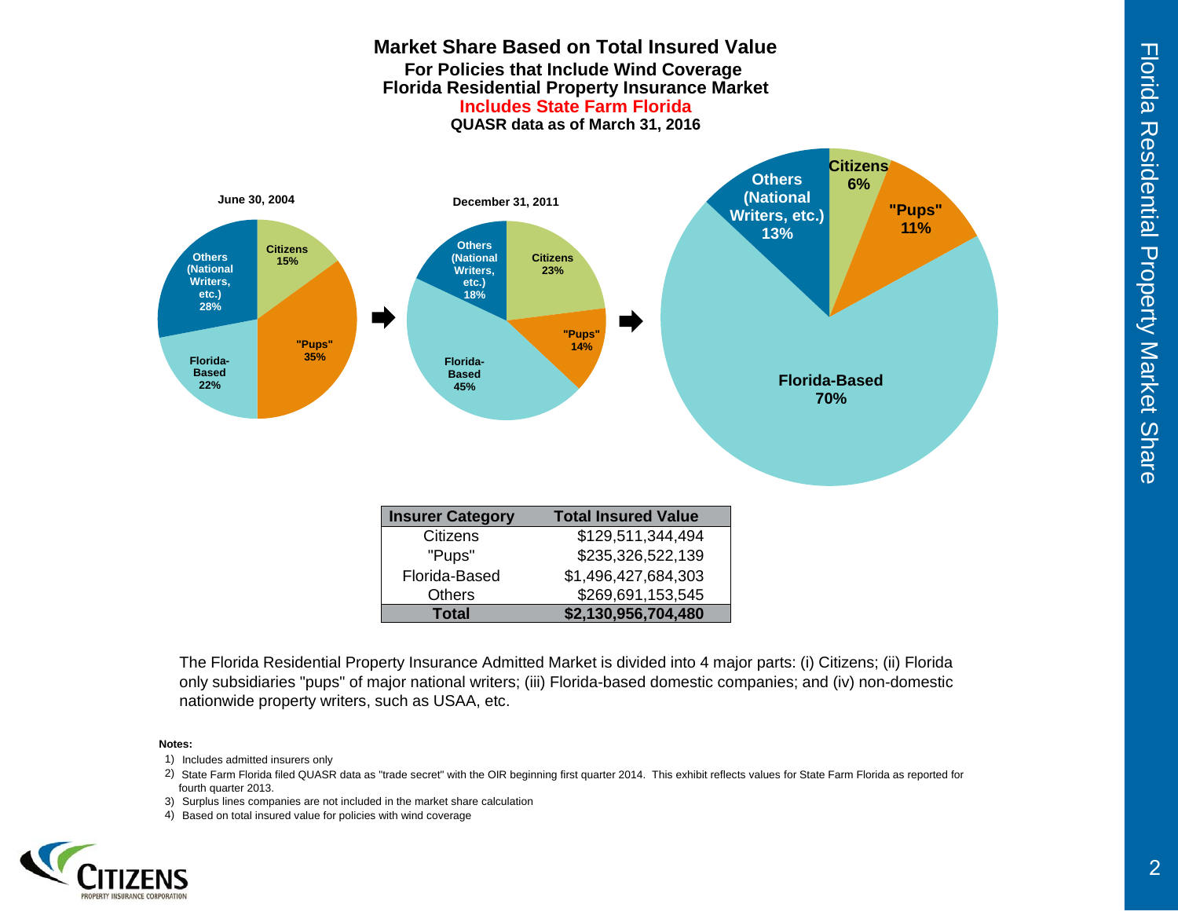# Market Share Based on Total Insured Value

## For Policies that Include Wind Coverage

## Florida Residential Property Insurance Market

**Includes State Farm Florida**

**QUASR data as of March 31, 2016**

**June 30, 2004**

| Insurer Category | Share |
|---|---|
| Citizens | 15% |
| "Pups" | 35% |
| Florida-Based | 22% |
| Others (National Writers, etc.) | 28% |

**December 31, 2011**

| Insurer Category | Share |
|---|---|
| Citizens | 23% |
| "Pups" | 14% |
| Florida-Based | 45% |
| Others (National Writers, etc.) | 18% |

**March 31, 2016**

| Insurer Category | Share |
|---|---|
| Citizens | 6% |
| "Pups" | 11% |
| Florida-Based | 70% |
| Others (National Writers, etc.) | 13% |

| Insurer Category | Total Insured Value |
|---|---|
| Citizens | $129,511,344,494 |
| "Pups" | $235,326,522,139 |
| Florida-Based | $1,496,427,684,303 |
| Others | $269,691,153,545 |
| **Total** | **$2,130,956,704,480** |

The Florida Residential Property Insurance Admitted Market is divided into 4 major parts: (i) Citizens; (ii) Florida only subsidiaries "pups" of major national writers; (iii) Florida-based domestic companies; and (iv) non-domestic nationwide property writers, such as USAA, etc.

**Notes:**

1) Includes admitted insurers only
2) State Farm Florida filed QUASR data as "trade secret" with the OIR beginning first quarter 2014. This exhibit reflects values for State Farm Florida as reported for fourth quarter 2013.
3) Surplus lines companies are not included in the market share calculation
4) Based on total insured value for policies with wind coverage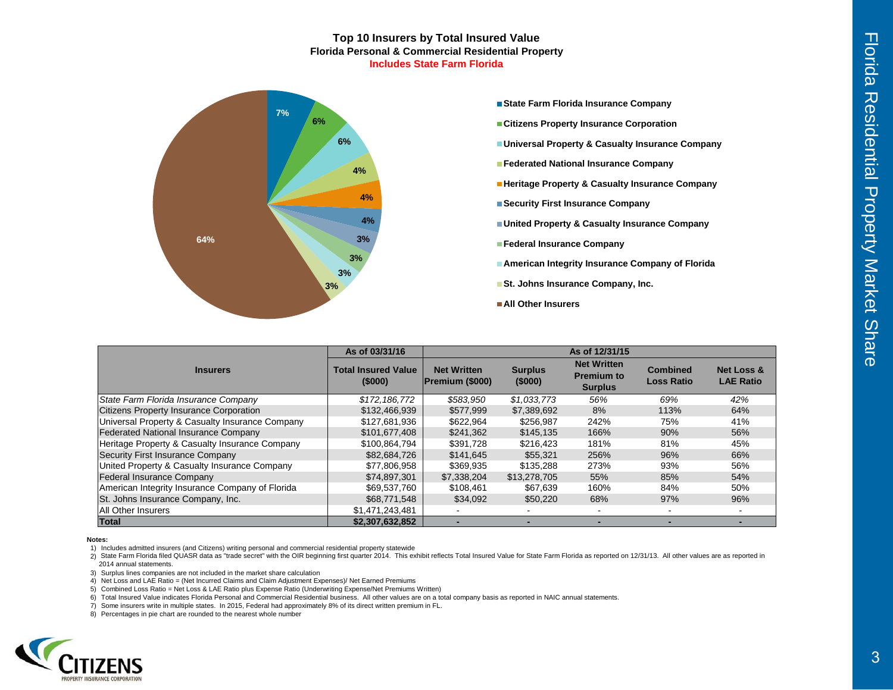# Top 10 Insurers by Total Insured Value

## Florida Personal & Commercial Residential Property

**Includes State Farm Florida**

- State Farm Florida Insurance Company — 7%
- Citizens Property Insurance Corporation — 6%
- Universal Property & Casualty Insurance Company — 6%
- Federated National Insurance Company — 4%
- Heritage Property & Casualty Insurance Company — 4%
- Security First Insurance Company — 4%
- United Property & Casualty Insurance Company — 3%
- Federal Insurance Company — 3%
- American Integrity Insurance Company of Florida — 3%
- St. Johns Insurance Company, Inc. — 3%
- All Other Insurers — 64%

| Insurers | As of 03/31/16 | As of 12/31/15 | | | | |
|---|---|---|---|---|---|---|
| | Total Insured Value ($000) | Net Written Premium ($000) | Surplus ($000) | Net Written Premium to Surplus | Combined Loss Ratio | Net Loss & LAE Ratio |
| *State Farm Florida Insurance Company* | *$172,186,772* | *$583,950* | *$1,033,773* | *56%* | *69%* | *42%* |
| Citizens Property Insurance Corporation | $132,466,939 | $577,999 | $7,389,692 | 8% | 113% | 64% |
| Universal Property & Casualty Insurance Company | $127,681,936 | $622,964 | $256,987 | 242% | 75% | 41% |
| Federated National Insurance Company | $101,677,408 | $241,362 | $145,135 | 166% | 90% | 56% |
| Heritage Property & Casualty Insurance Company | $100,864,794 | $391,728 | $216,423 | 181% | 81% | 45% |
| Security First Insurance Company | $82,684,726 | $141,645 | $55,321 | 256% | 96% | 66% |
| United Property & Casualty Insurance Company | $77,806,958 | $369,935 | $135,288 | 273% | 93% | 56% |
| Federal Insurance Company | $74,897,301 | $7,338,204 | $13,278,705 | 55% | 85% | 54% |
| American Integrity Insurance Company of Florida | $69,537,760 | $108,461 | $67,639 | 160% | 84% | 50% |
| St. Johns Insurance Company, Inc. | $68,771,548 | $34,092 | $50,220 | 68% | 97% | 96% |
| All Other Insurers | $1,471,243,481 | - | - | - | - | - |
| **Total** | **$2,307,632,852** | **-** | **-** | **-** | **-** | **-** |

**Notes:**

1) Includes admitted insurers (and Citizens) writing personal and commercial residential property statewide
2) State Farm Florida filed QUASR data as "trade secret" with the OIR beginning first quarter 2014. This exhibit reflects Total Insured Value for State Farm Florida as reported on 12/31/13. All other values are as reported in 2014 annual statements.
3) Surplus lines companies are not included in the market share calculation
4) Net Loss and LAE Ratio = (Net Incurred Claims and Claim Adjustment Expenses)/ Net Earned Premiums
5) Combined Loss Ratio = Net Loss & LAE Ratio plus Expense Ratio (Underwriting Expense/Net Premiums Written)
6) Total Insured Value indicates Florida Personal and Commercial Residential business. All other values are on a total company basis as reported in NAIC annual statements.
7) Some insurers write in multiple states. In 2015, Federal had approximately 8% of its direct written premium in FL.
8) Percentages in pie chart are rounded to the nearest whole number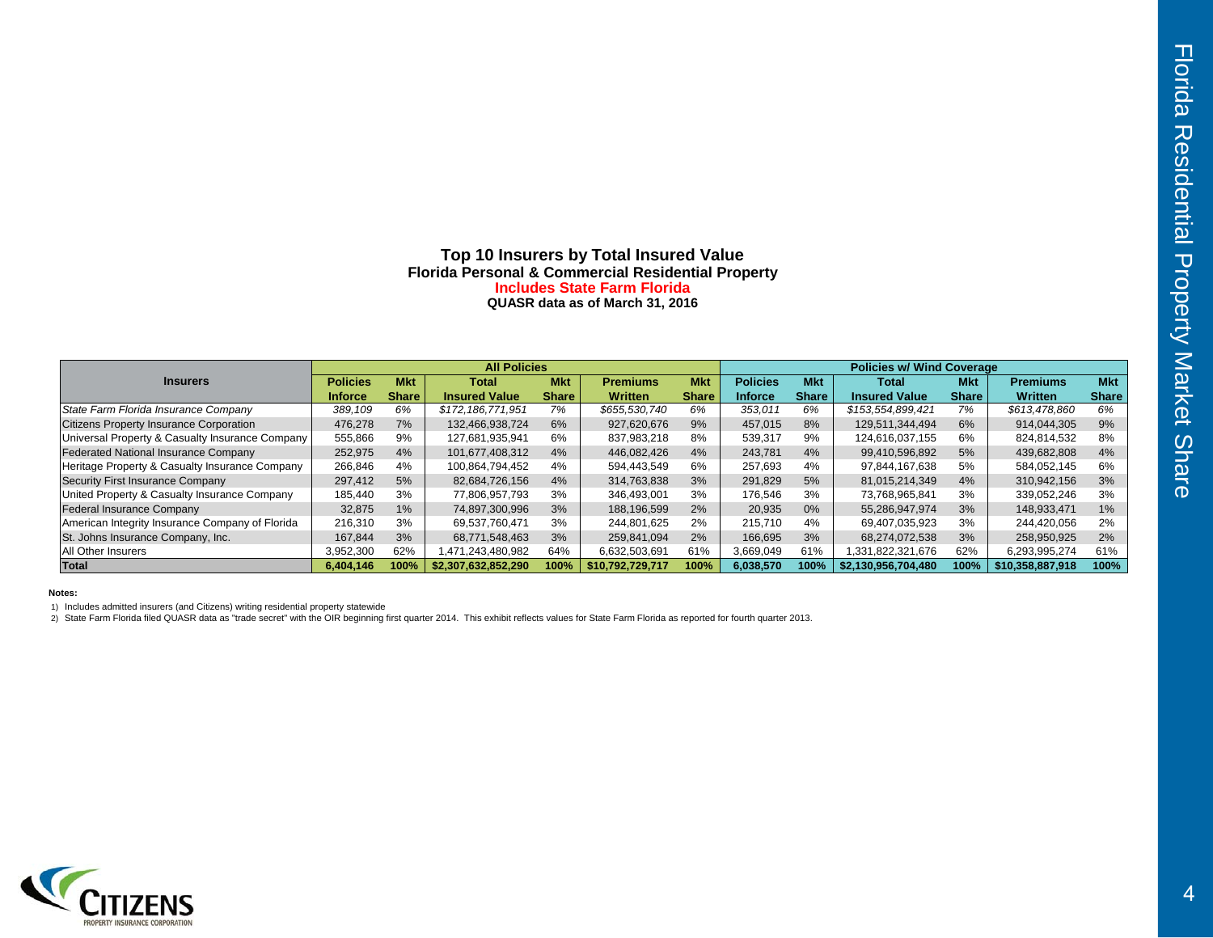## Top 10 Insurers by Total Insured Value

**Florida Personal & Commercial Residential Property**

**Includes State Farm Florida**

**QUASR data as of March 31, 2016**

| Insurers | All Policies | | | | | | Policies w/ Wind Coverage | | | | | |
|---|---|---|---|---|---|---|---|---|---|---|---|---|
| | Policies Inforce | Mkt Share | Total Insured Value | Mkt Share | Premiums Written | Mkt Share | Policies Inforce | Mkt Share | Total Insured Value | Mkt Share | Premiums Written | Mkt Share |
| *State Farm Florida Insurance Company* | *389,109* | *6%* | *$172,186,771,951* | *7%* | *$655,530,740* | *6%* | *353,011* | *6%* | *$153,554,899,421* | *7%* | *$613,478,860* | *6%* |
| Citizens Property Insurance Corporation | 476,278 | 7% | 132,466,938,724 | 6% | 927,620,676 | 9% | 457,015 | 8% | 129,511,344,494 | 6% | 914,044,305 | 9% |
| Universal Property & Casualty Insurance Company | 555,866 | 9% | 127,681,935,941 | 6% | 837,983,218 | 8% | 539,317 | 9% | 124,616,037,155 | 6% | 824,814,532 | 8% |
| Federated National Insurance Company | 252,975 | 4% | 101,677,408,312 | 4% | 446,082,426 | 4% | 243,781 | 4% | 99,410,596,892 | 5% | 439,682,808 | 4% |
| Heritage Property & Casualty Insurance Company | 266,846 | 4% | 100,864,794,452 | 4% | 594,443,549 | 6% | 257,693 | 4% | 97,844,167,638 | 5% | 584,052,145 | 6% |
| Security First Insurance Company | 297,412 | 5% | 82,684,726,156 | 4% | 314,763,838 | 3% | 291,829 | 5% | 81,015,214,349 | 4% | 310,942,156 | 3% |
| United Property & Casualty Insurance Company | 185,440 | 3% | 77,806,957,793 | 3% | 346,493,001 | 3% | 176,546 | 3% | 73,768,965,841 | 3% | 339,052,246 | 3% |
| Federal Insurance Company | 32,875 | 1% | 74,897,300,996 | 3% | 188,196,599 | 2% | 20,935 | 0% | 55,286,947,974 | 3% | 148,933,471 | 1% |
| American Integrity Insurance Company of Florida | 216,310 | 3% | 69,537,760,471 | 3% | 244,801,625 | 2% | 215,710 | 4% | 69,407,035,923 | 3% | 244,420,056 | 2% |
| St. Johns Insurance Company, Inc. | 167,844 | 3% | 68,771,548,463 | 3% | 259,841,094 | 2% | 166,695 | 3% | 68,274,072,538 | 3% | 258,950,925 | 2% |
| All Other Insurers | 3,952,300 | 62% | 1,471,243,480,982 | 64% | 6,632,503,691 | 61% | 3,669,049 | 61% | 1,331,822,321,676 | 62% | 6,293,995,274 | 61% |
| **Total** | **6,404,146** | **100%** | **$2,307,632,852,290** | **100%** | **$10,792,729,717** | **100%** | **6,038,570** | **100%** | **$2,130,956,704,480** | **100%** | **$10,358,887,918** | **100%** |

**Notes:**

1) Includes admitted insurers (and Citizens) writing residential property statewide
2) State Farm Florida filed QUASR data as "trade secret" with the OIR beginning first quarter 2014. This exhibit reflects values for State Farm Florida as reported for fourth quarter 2013.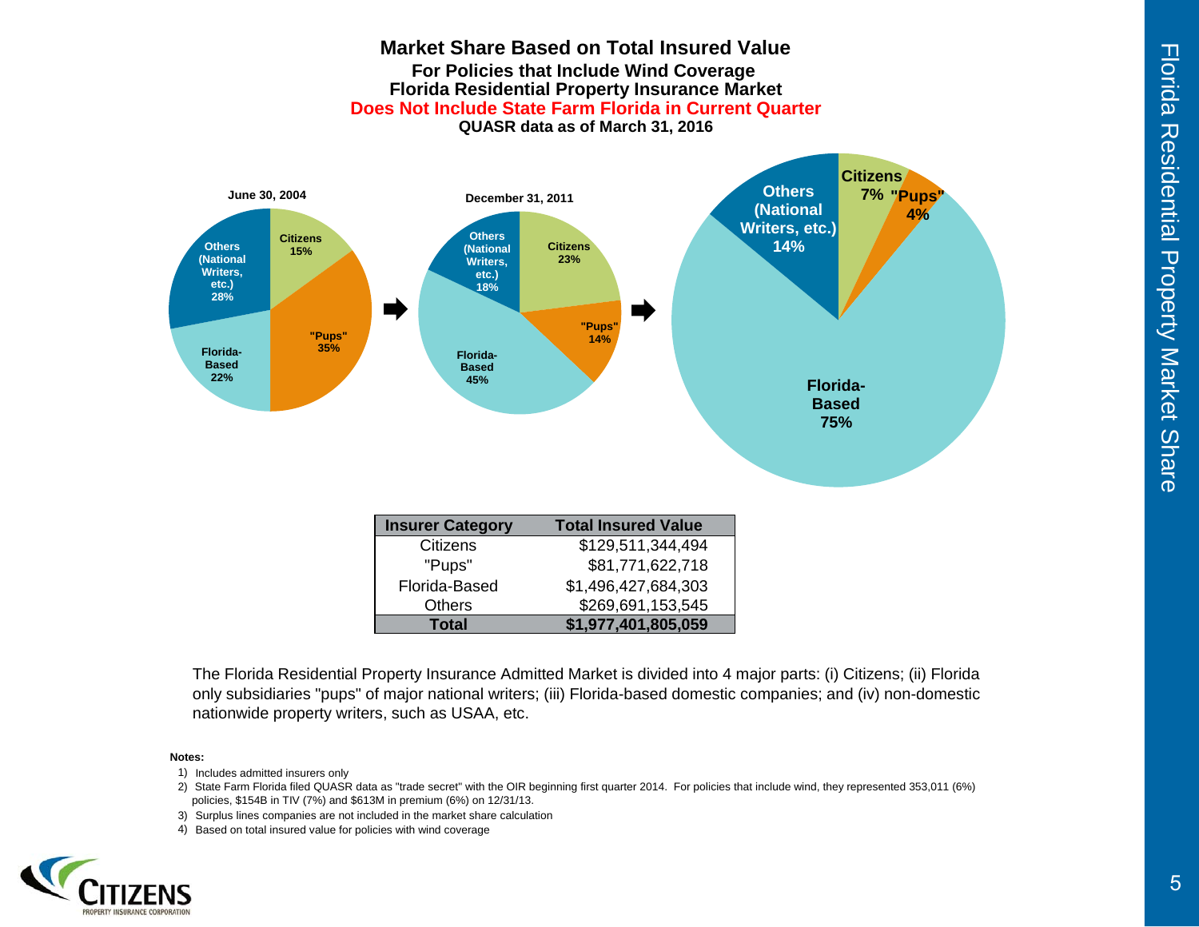# Market Share Based on Total Insured Value

## For Policies that Include Wind Coverage

## Florida Residential Property Insurance Market

**Does Not Include State Farm Florida in Current Quarter**

**QUASR data as of March 31, 2016**

**June 30, 2004**

- Citizens 15%
- "Pups" 35%
- Florida-Based 22%
- Others (National Writers, etc.) 28%

**December 31, 2011**

- Citizens 23%
- "Pups" 14%
- Florida-Based 45%
- Others (National Writers, etc.) 18%

**March 31, 2016**

- Citizens 7%
- "Pups" 4%
- Florida-Based 75%
- Others (National Writers, etc.) 14%

| Insurer Category | Total Insured Value |
|---|---|
| Citizens | $129,511,344,494 |
| "Pups" | $81,771,622,718 |
| Florida-Based | $1,496,427,684,303 |
| Others | $269,691,153,545 |
| **Total** | **$1,977,401,805,059** |

The Florida Residential Property Insurance Admitted Market is divided into 4 major parts: (i) Citizens; (ii) Florida only subsidiaries "pups" of major national writers; (iii) Florida-based domestic companies; and (iv) non-domestic nationwide property writers, such as USAA, etc.

**Notes:**

1) Includes admitted insurers only
2) State Farm Florida filed QUASR data as "trade secret" with the OIR beginning first quarter 2014. For policies that include wind, they represented 353,011 (6%) policies, $154B in TIV (7%) and $613M in premium (6%) on 12/31/13.
3) Surplus lines companies are not included in the market share calculation
4) Based on total insured value for policies with wind coverage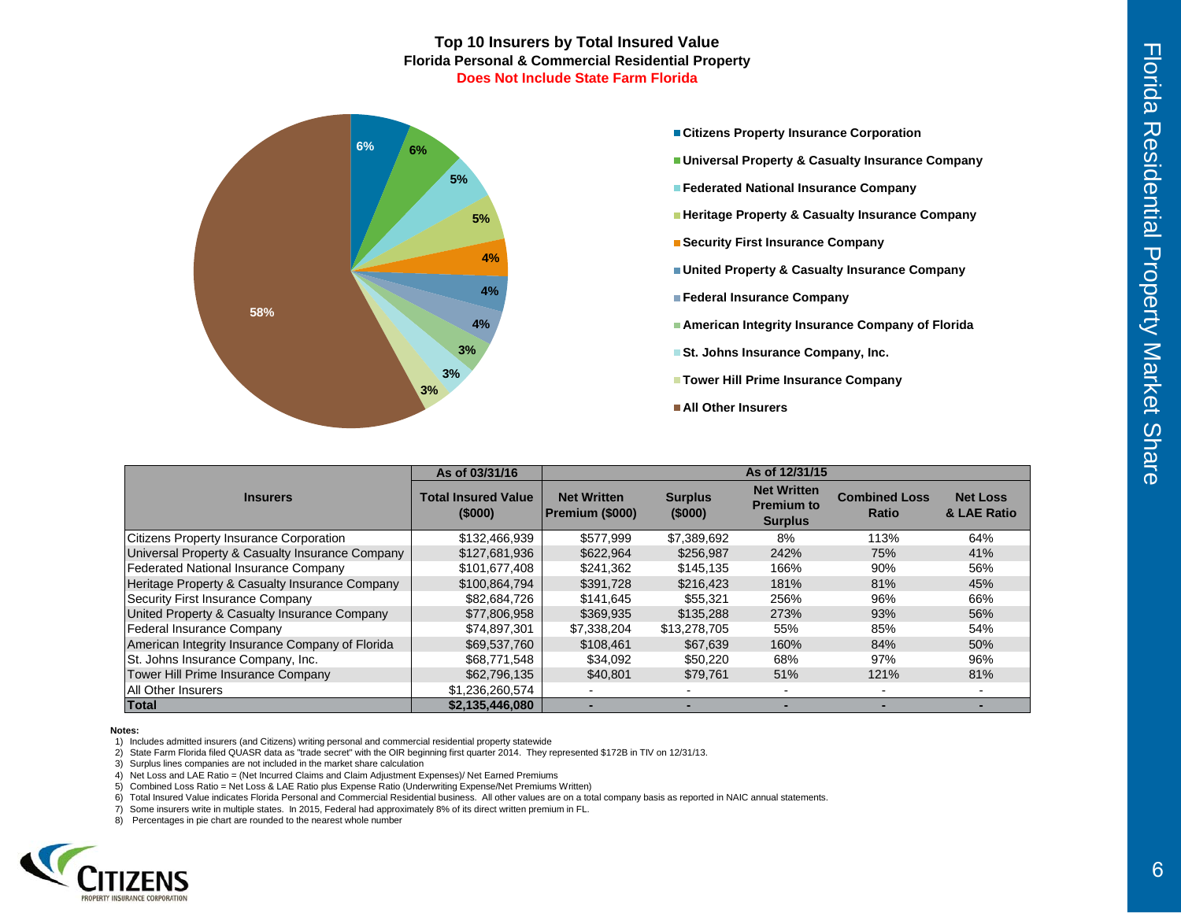# Top 10 Insurers by Total Insured Value

**Florida Personal & Commercial Residential Property**

**Does Not Include State Farm Florida**

- Citizens Property Insurance Corporation — 6%
- Universal Property & Casualty Insurance Company — 6%
- Federated National Insurance Company — 5%
- Heritage Property & Casualty Insurance Company — 5%
- Security First Insurance Company — 4%
- United Property & Casualty Insurance Company — 4%
- Federal Insurance Company — 4%
- American Integrity Insurance Company of Florida — 3%
- St. Johns Insurance Company, Inc. — 3%
- Tower Hill Prime Insurance Company — 3%
- All Other Insurers — 58%

| Insurers | As of 03/31/16 | As of 12/31/15 | | | | |
|---|---|---|---|---|---|---|
| | Total Insured Value ($000) | Net Written Premium ($000) | Surplus ($000) | Net Written Premium to Surplus | Combined Loss Ratio | Net Loss & LAE Ratio |
| Citizens Property Insurance Corporation | $132,466,939 | $577,999 | $7,389,692 | 8% | 113% | 64% |
| Universal Property & Casualty Insurance Company | $127,681,936 | $622,964 | $256,987 | 242% | 75% | 41% |
| Federated National Insurance Company | $101,677,408 | $241,362 | $145,135 | 166% | 90% | 56% |
| Heritage Property & Casualty Insurance Company | $100,864,794 | $391,728 | $216,423 | 181% | 81% | 45% |
| Security First Insurance Company | $82,684,726 | $141,645 | $55,321 | 256% | 96% | 66% |
| United Property & Casualty Insurance Company | $77,806,958 | $369,935 | $135,288 | 273% | 93% | 56% |
| Federal Insurance Company | $74,897,301 | $7,338,204 | $13,278,705 | 55% | 85% | 54% |
| American Integrity Insurance Company of Florida | $69,537,760 | $108,461 | $67,639 | 160% | 84% | 50% |
| St. Johns Insurance Company, Inc. | $68,771,548 | $34,092 | $50,220 | 68% | 97% | 96% |
| Tower Hill Prime Insurance Company | $62,796,135 | $40,801 | $79,761 | 51% | 121% | 81% |
| All Other Insurers | $1,236,260,574 | - | - | - | - | - |
| **Total** | **$2,135,446,080** | **-** | **-** | **-** | **-** | **-** |

**Notes:**

1) Includes admitted insurers (and Citizens) writing personal and commercial residential property statewide
2) State Farm Florida filed QUASR data as "trade secret" with the OIR beginning first quarter 2014. They represented $172B in TIV on 12/31/13.
3) Surplus lines companies are not included in the market share calculation
4) Net Loss and LAE Ratio = (Net Incurred Claims and Claim Adjustment Expenses)/ Net Earned Premiums
5) Combined Loss Ratio = Net Loss & LAE Ratio plus Expense Ratio (Underwriting Expense/Net Premiums Written)
6) Total Insured Value indicates Florida Personal and Commercial Residential business. All other values are on a total company basis as reported in NAIC annual statements.
7) Some insurers write in multiple states. In 2015, Federal had approximately 8% of its direct written premium in FL.
8) Percentages in pie chart are rounded to the nearest whole number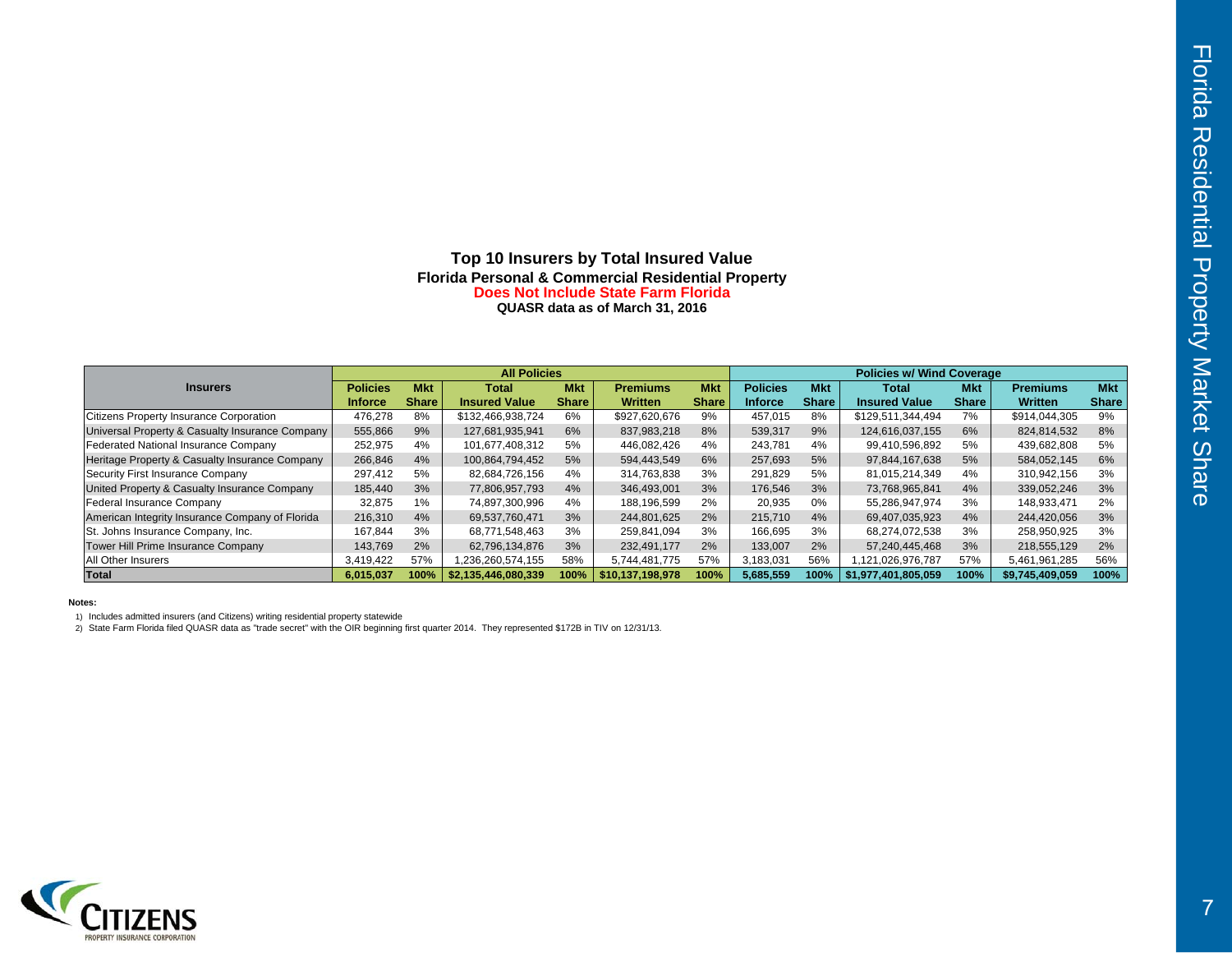## Top 10 Insurers by Total Insured Value

**Florida Personal & Commercial Residential Property**

**Does Not Include State Farm Florida**

**QUASR data as of March 31, 2016**

| Insurers | All Policies | | | | | | Policies w/ Wind Coverage | | | | | |
|---|---|---|---|---|---|---|---|---|---|---|---|---|
| | Policies Inforce | Mkt Share | Total Insured Value | Mkt Share | Premiums Written | Mkt Share | Policies Inforce | Mkt Share | Total Insured Value | Mkt Share | Premiums Written | Mkt Share |
| Citizens Property Insurance Corporation | 476,278 | 8% | $132,466,938,724 | 6% | $927,620,676 | 9% | 457,015 | 8% | $129,511,344,494 | 7% | $914,044,305 | 9% |
| Universal Property & Casualty Insurance Company | 555,866 | 9% | 127,681,935,941 | 6% | 837,983,218 | 8% | 539,317 | 9% | 124,616,037,155 | 6% | 824,814,532 | 8% |
| Federated National Insurance Company | 252,975 | 4% | 101,677,408,312 | 5% | 446,082,426 | 4% | 243,781 | 4% | 99,410,596,892 | 5% | 439,682,808 | 5% |
| Heritage Property & Casualty Insurance Company | 266,846 | 4% | 100,864,794,452 | 5% | 594,443,549 | 6% | 257,693 | 5% | 97,844,167,638 | 5% | 584,052,145 | 6% |
| Security First Insurance Company | 297,412 | 5% | 82,684,726,156 | 4% | 314,763,838 | 3% | 291,829 | 5% | 81,015,214,349 | 4% | 310,942,156 | 3% |
| United Property & Casualty Insurance Company | 185,440 | 3% | 77,806,957,793 | 4% | 346,493,001 | 3% | 176,546 | 3% | 73,768,965,841 | 4% | 339,052,246 | 3% |
| Federal Insurance Company | 32,875 | 1% | 74,897,300,996 | 4% | 188,196,599 | 2% | 20,935 | 0% | 55,286,947,974 | 3% | 148,933,471 | 2% |
| American Integrity Insurance Company of Florida | 216,310 | 4% | 69,537,760,471 | 3% | 244,801,625 | 2% | 215,710 | 4% | 69,407,035,923 | 4% | 244,420,056 | 3% |
| St. Johns Insurance Company, Inc. | 167,844 | 3% | 68,771,548,463 | 3% | 259,841,094 | 3% | 166,695 | 3% | 68,274,072,538 | 3% | 258,950,925 | 3% |
| Tower Hill Prime Insurance Company | 143,769 | 2% | 62,796,134,876 | 3% | 232,491,177 | 2% | 133,007 | 2% | 57,240,445,468 | 3% | 218,555,129 | 2% |
| All Other Insurers | 3,419,422 | 57% | 1,236,260,574,155 | 58% | 5,744,481,775 | 57% | 3,183,031 | 56% | 1,121,026,976,787 | 57% | 5,461,961,285 | 56% |
| **Total** | **6,015,037** | **100%** | **$2,135,446,080,339** | **100%** | **$10,137,198,978** | **100%** | **5,685,559** | **100%** | **$1,977,401,805,059** | **100%** | **$9,745,409,059** | **100%** |

**Notes:**

1) Includes admitted insurers (and Citizens) writing residential property statewide
2) State Farm Florida filed QUASR data as "trade secret" with the OIR beginning first quarter 2014. They represented $172B in TIV on 12/31/13.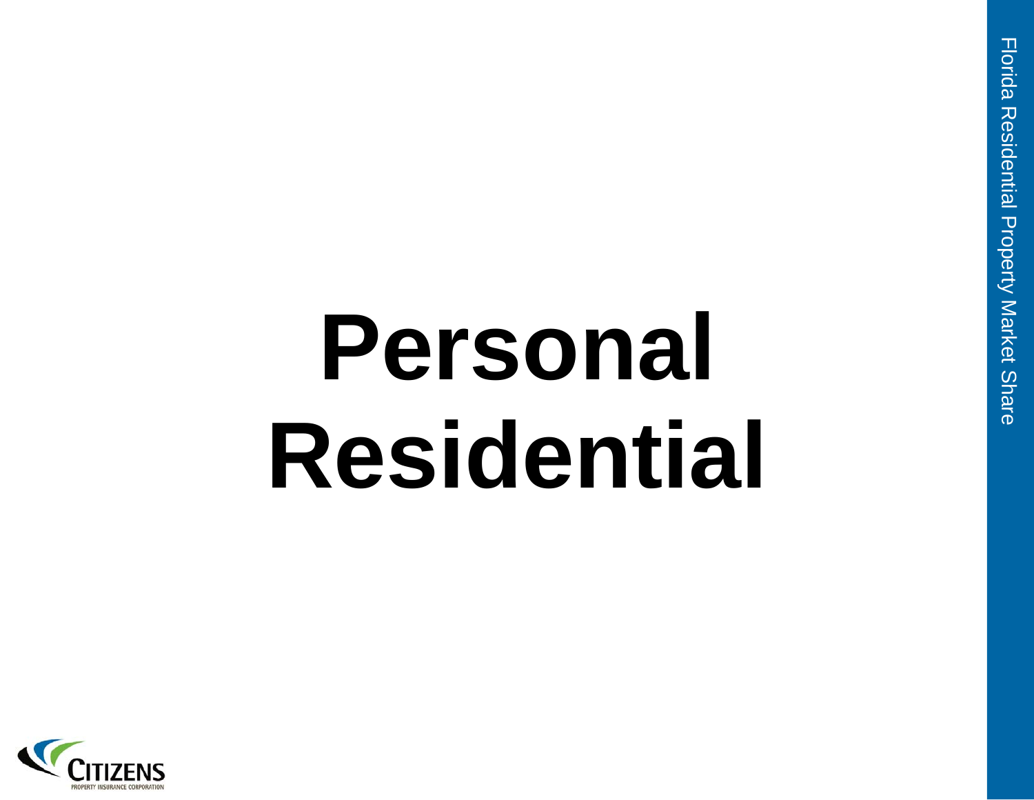# Personal Residential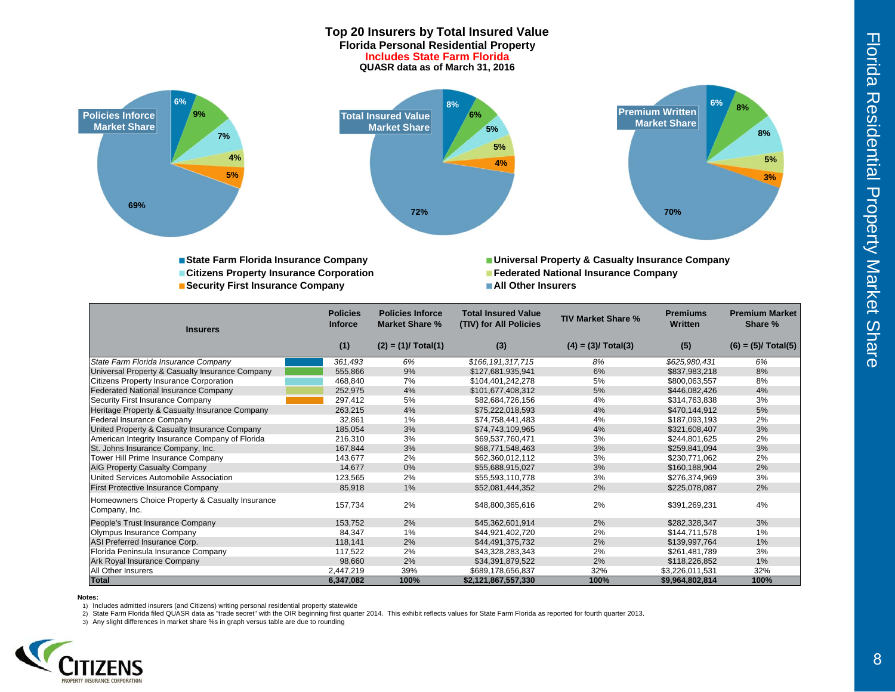# Top 20 Insurers by Total Insured Value

**Florida Personal Residential Property**

**Includes State Farm Florida**

**QUASR data as of March 31, 2016**

**Policies Inforce Market Share**: State Farm Florida 6%, Universal Property & Casualty 9%, Citizens 7%, Federated National 4%, Security First 5%, All Other Insurers 69%

**Total Insured Value Market Share**: State Farm Florida 8%, Universal Property & Casualty 6%, Citizens 5%, Federated National 5%, Security First 4%, All Other Insurers 72%

**Premium Written Market Share**: State Farm Florida 6%, Universal Property & Casualty 8%, Citizens 8%, Federated National 5%, Security First 3%, All Other Insurers 70%

- State Farm Florida Insurance Company
- Universal Property & Casualty Insurance Company
- Citizens Property Insurance Corporation
- Federated National Insurance Company
- Security First Insurance Company
- All Other Insurers

| Insurers | Policies Inforce | Policies Inforce Market Share % | Total Insured Value (TIV) for All Policies | TIV Market Share % | Premiums Written | Premium Market Share % |
|---|---|---|---|---|---|---|
| | (1) | (2) = (1)/ Total(1) | (3) | (4) = (3)/ Total(3) | (5) | (6) = (5)/ Total(5) |
| *State Farm Florida Insurance Company* | *361,493* | *6%* | *$166,191,317,715* | *8%* | *$625,980,431* | *6%* |
| Universal Property & Casualty Insurance Company | 555,866 | 9% | $127,681,935,941 | 6% | $837,983,218 | 8% |
| Citizens Property Insurance Corporation | 468,840 | 7% | $104,401,242,278 | 5% | $800,063,557 | 8% |
| Federated National Insurance Company | 252,975 | 4% | $101,677,408,312 | 5% | $446,082,426 | 4% |
| Security First Insurance Company | 297,412 | 5% | $82,684,726,156 | 4% | $314,763,838 | 3% |
| Heritage Property & Casualty Insurance Company | 263,215 | 4% | $75,222,018,593 | 4% | $470,144,912 | 5% |
| Federal Insurance Company | 32,861 | 1% | $74,758,441,483 | 4% | $187,093,193 | 2% |
| United Property & Casualty Insurance Company | 185,054 | 3% | $74,743,109,965 | 4% | $321,608,407 | 3% |
| American Integrity Insurance Company of Florida | 216,310 | 3% | $69,537,760,471 | 3% | $244,801,625 | 2% |
| St. Johns Insurance Company, Inc. | 167,844 | 3% | $68,771,548,463 | 3% | $259,841,094 | 3% |
| Tower Hill Prime Insurance Company | 143,677 | 2% | $62,360,012,112 | 3% | $230,771,062 | 2% |
| AIG Property Casualty Company | 14,677 | 0% | $55,688,915,027 | 3% | $160,188,904 | 2% |
| United Services Automobile Association | 123,565 | 2% | $55,593,110,778 | 3% | $276,374,969 | 3% |
| First Protective Insurance Company | 85,918 | 1% | $52,081,444,352 | 2% | $225,078,087 | 2% |
| Homeowners Choice Property & Casualty Insurance Company, Inc. | 157,734 | 2% | $48,800,365,616 | 2% | $391,269,231 | 4% |
| People's Trust Insurance Company | 153,752 | 2% | $45,362,601,914 | 2% | $282,328,347 | 3% |
| Olympus Insurance Company | 84,347 | 1% | $44,921,402,720 | 2% | $144,711,578 | 1% |
| ASI Preferred Insurance Corp. | 118,141 | 2% | $44,491,375,732 | 2% | $139,997,764 | 1% |
| Florida Peninsula Insurance Company | 117,522 | 2% | $43,328,283,343 | 2% | $261,481,789 | 3% |
| Ark Royal Insurance Company | 98,660 | 2% | $34,391,879,522 | 2% | $118,226,852 | 1% |
| All Other Insurers | 2,447,219 | 39% | $689,178,656,837 | 32% | $3,226,011,531 | 32% |
| **Total** | **6,347,082** | **100%** | **$2,121,867,557,330** | **100%** | **$9,964,802,814** | **100%** |

**Notes:**

1) Includes admitted insurers (and Citizens) writing personal residential property statewide
2) State Farm Florida filed QUASR data as "trade secret" with the OIR beginning first quarter 2014. This exhibit reflects values for State Farm Florida as reported for fourth quarter 2013.
3) Any slight differences in market share %s in graph versus table are due to rounding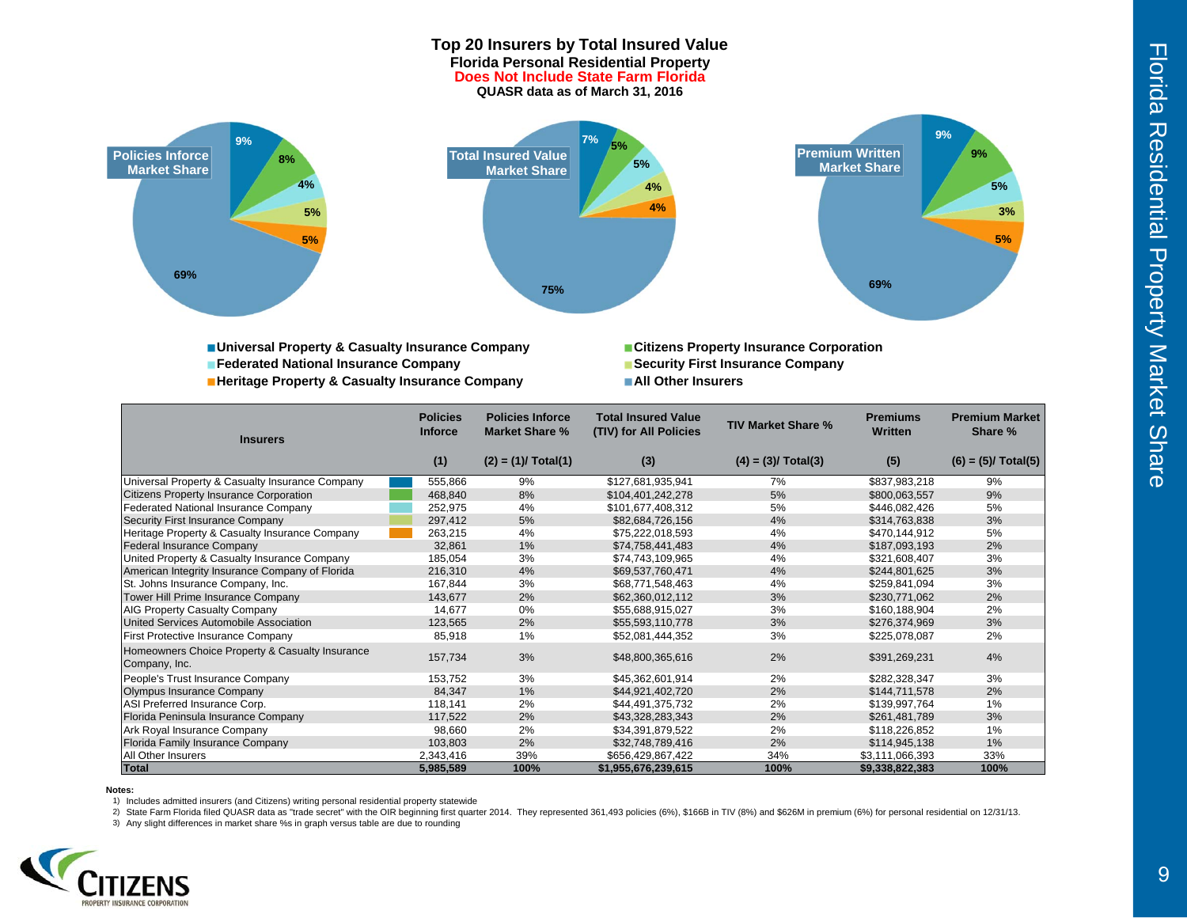# Top 20 Insurers by Total Insured Value

**Florida Personal Residential Property**

**Does Not Include State Farm Florida**

**QUASR data as of March 31, 2016**

**Policies Inforce Market Share**: Universal Property & Casualty Insurance Company 9%, Citizens Property Insurance Corporation 8%, Federated National Insurance Company 4%, Security First Insurance Company 5%, Heritage Property & Casualty Insurance Company 5%, All Other Insurers 69%

**Total Insured Value Market Share**: Universal Property & Casualty Insurance Company 7%, Citizens Property Insurance Corporation 5%, Federated National Insurance Company 5%, Security First Insurance Company 4%, Heritage Property & Casualty Insurance Company 4%, All Other Insurers 75%

**Premium Written Market Share**: Universal Property & Casualty Insurance Company 9%, Citizens Property Insurance Corporation 9%, Federated National Insurance Company 5%, Security First Insurance Company 3%, Heritage Property & Casualty Insurance Company 5%, All Other Insurers 69%

| Insurers | Policies Inforce (1) | Policies Inforce Market Share % (2) = (1)/ Total(1) | Total Insured Value (TIV) for All Policies (3) | TIV Market Share % (4) = (3)/ Total(3) | Premiums Written (5) | Premium Market Share % (6) = (5)/ Total(5) |
|---|---|---|---|---|---|---|
| Universal Property & Casualty Insurance Company | 555,866 | 9% | $127,681,935,941 | 7% | $837,983,218 | 9% |
| Citizens Property Insurance Corporation | 468,840 | 8% | $104,401,242,278 | 5% | $800,063,557 | 9% |
| Federated National Insurance Company | 252,975 | 4% | $101,677,408,312 | 5% | $446,082,426 | 5% |
| Security First Insurance Company | 297,412 | 5% | $82,684,726,156 | 4% | $314,763,838 | 3% |
| Heritage Property & Casualty Insurance Company | 263,215 | 4% | $75,222,018,593 | 4% | $470,144,912 | 5% |
| Federal Insurance Company | 32,861 | 1% | $74,758,441,483 | 4% | $187,093,193 | 2% |
| United Property & Casualty Insurance Company | 185,054 | 3% | $74,743,109,965 | 4% | $321,608,407 | 3% |
| American Integrity Insurance Company of Florida | 216,310 | 4% | $69,537,760,471 | 4% | $244,801,625 | 3% |
| St. Johns Insurance Company, Inc. | 167,844 | 3% | $68,771,548,463 | 4% | $259,841,094 | 3% |
| Tower Hill Prime Insurance Company | 143,677 | 2% | $62,360,012,112 | 3% | $230,771,062 | 2% |
| AIG Property Casualty Company | 14,677 | 0% | $55,688,915,027 | 3% | $160,188,904 | 2% |
| United Services Automobile Association | 123,565 | 2% | $55,593,110,778 | 3% | $276,374,969 | 3% |
| First Protective Insurance Company | 85,918 | 1% | $52,081,444,352 | 3% | $225,078,087 | 2% |
| Homeowners Choice Property & Casualty Insurance Company, Inc. | 157,734 | 3% | $48,800,365,616 | 2% | $391,269,231 | 4% |
| People's Trust Insurance Company | 153,752 | 3% | $45,362,601,914 | 2% | $282,328,347 | 3% |
| Olympus Insurance Company | 84,347 | 1% | $44,921,402,720 | 2% | $144,711,578 | 2% |
| ASI Preferred Insurance Corp. | 118,141 | 2% | $44,491,375,732 | 2% | $139,997,764 | 1% |
| Florida Peninsula Insurance Company | 117,522 | 2% | $43,328,283,343 | 2% | $261,481,789 | 3% |
| Ark Royal Insurance Company | 98,660 | 2% | $34,391,879,522 | 2% | $118,226,852 | 1% |
| Florida Family Insurance Company | 103,803 | 2% | $32,748,789,416 | 2% | $114,945,138 | 1% |
| All Other Insurers | 2,343,416 | 39% | $656,429,867,422 | 34% | $3,111,066,393 | 33% |
| **Total** | **5,985,589** | **100%** | **$1,955,676,239,615** | **100%** | **$9,338,822,383** | **100%** |

**Notes:**

1) Includes admitted insurers (and Citizens) writing personal residential property statewide
2) State Farm Florida filed QUASR data as "trade secret" with the OIR beginning first quarter 2014. They represented 361,493 policies (6%), $166B in TIV (8%) and $626M in premium (6%) for personal residential on 12/31/13.
3) Any slight differences in market share %s in graph versus table are due to rounding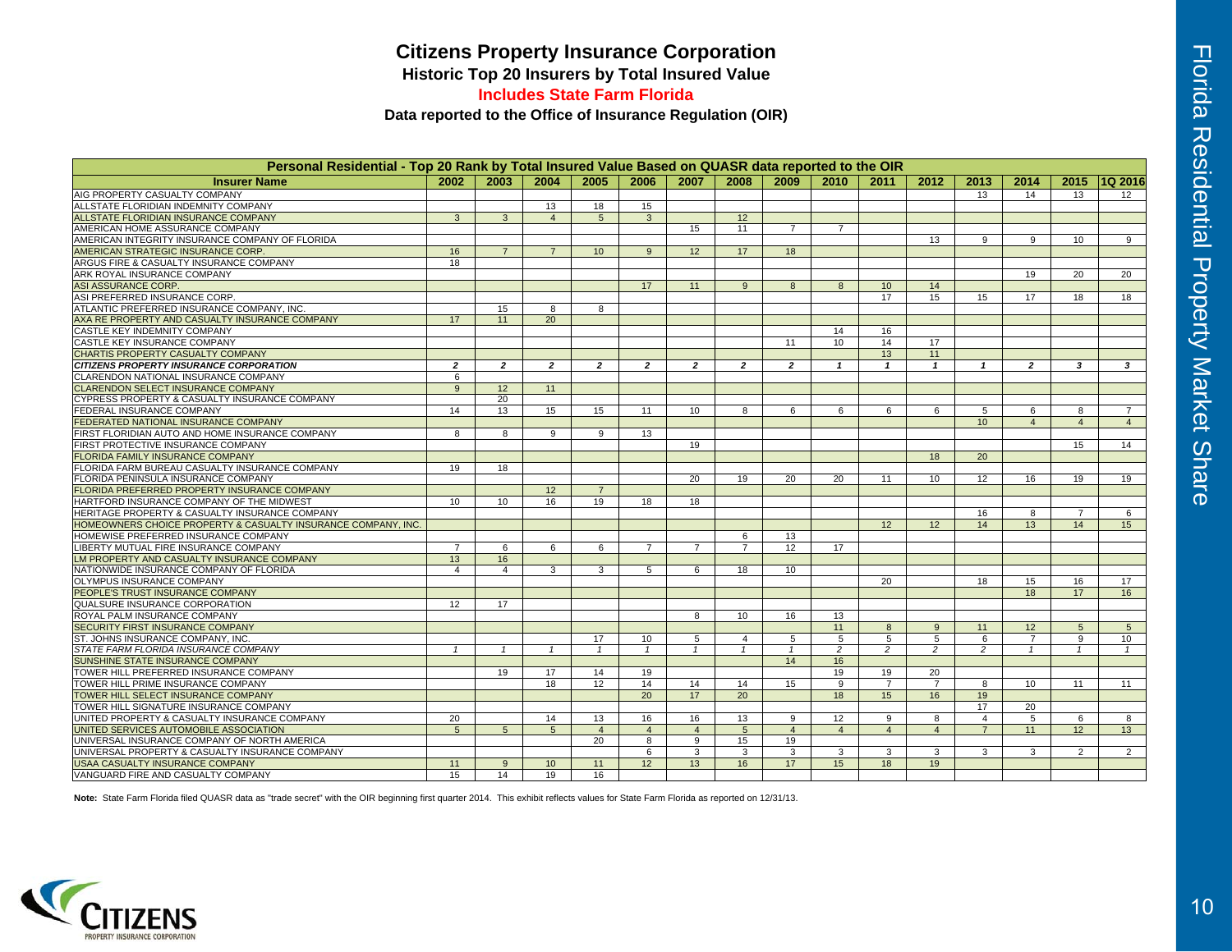# Citizens Property Insurance Corporation

## Historic Top 20 Insurers by Total Insured Value

**Includes State Farm Florida**

**Data reported to the Office of Insurance Regulation (OIR)**

| Personal Residential - Top 20 Rank by Total Insured Value Based on QUASR data reported to the OIR | | | | | | | | | | | | | | | |
|---|---|---|---|---|---|---|---|---|---|---|---|---|---|---|---|
| **Insurer Name** | **2002** | **2003** | **2004** | **2005** | **2006** | **2007** | **2008** | **2009** | **2010** | **2011** | **2012** | **2013** | **2014** | **2015** | **1Q 2016** |
| AIG PROPERTY CASUALTY COMPANY | | | | | | | | | | | | 13 | 14 | 13 | 12 |
| ALLSTATE FLORIDIAN INDEMNITY COMPANY | | | 13 | 18 | 15 | | | | | | | | | | |
| ALLSTATE FLORIDIAN INSURANCE COMPANY | 3 | 3 | 4 | 5 | 3 | | 12 | | | | | | | | |
| AMERICAN HOME ASSURANCE COMPANY | | | | | | 15 | 11 | 7 | 7 | | | | | | |
| AMERICAN INTEGRITY INSURANCE COMPANY OF FLORIDA | | | | | | | | | | | 13 | 9 | 9 | 10 | 9 |
| AMERICAN STRATEGIC INSURANCE CORP. | 16 | 7 | 7 | 10 | 9 | 12 | 17 | 18 | | | | | | | |
| ARGUS FIRE & CASUALTY INSURANCE COMPANY | 18 | | | | | | | | | | | | | | |
| ARK ROYAL INSURANCE COMPANY | | | | | | | | | | | | | 19 | 20 | 20 |
| ASI ASSURANCE CORP. | | | | | 17 | 11 | 9 | 8 | 8 | 10 | 14 | | | | |
| ASI PREFERRED INSURANCE CORP. | | | | | | | | | | 17 | 15 | 15 | 17 | 18 | 18 |
| ATLANTIC PREFERRED INSURANCE COMPANY, INC. | | 15 | 8 | 8 | | | | | | | | | | | |
| AXA RE PROPERTY AND CASUALTY INSURANCE COMPANY | 17 | 11 | 20 | | | | | | | | | | | | |
| CASTLE KEY INDEMNITY COMPANY | | | | | | | | | 14 | 16 | | | | | |
| CASTLE KEY INSURANCE COMPANY | | | | | | | | 11 | 10 | 14 | 17 | | | | |
| CHARTIS PROPERTY CASUALTY COMPANY | | | | | | | | | | 13 | 11 | | | | |
| ***CITIZENS PROPERTY INSURANCE CORPORATION*** | ***2*** | ***2*** | ***2*** | ***2*** | ***2*** | ***2*** | ***2*** | ***2*** | ***1*** | ***1*** | ***1*** | ***1*** | ***2*** | ***3*** | ***3*** |
| CLARENDON NATIONAL INSURANCE COMPANY | 6 | | | | | | | | | | | | | | |
| CLARENDON SELECT INSURANCE COMPANY | 9 | 12 | 11 | | | | | | | | | | | | |
| CYPRESS PROPERTY & CASUALTY INSURANCE COMPANY | | 20 | | | | | | | | | | | | | |
| FEDERAL INSURANCE COMPANY | 14 | 13 | 15 | 15 | 11 | 10 | 8 | 6 | 6 | 6 | 6 | 5 | 6 | 8 | 7 |
| FEDERATED NATIONAL INSURANCE COMPANY | | | | | | | | | | | | 10 | 4 | 4 | 4 |
| FIRST FLORIDIAN AUTO AND HOME INSURANCE COMPANY | 8 | 8 | 9 | 9 | 13 | | | | | | | | | | |
| FIRST PROTECTIVE INSURANCE COMPANY | | | | | | 19 | | | | | | | | 15 | 14 |
| FLORIDA FAMILY INSURANCE COMPANY | | | | | | | | | | | 18 | 20 | | | |
| FLORIDA FARM BUREAU CASUALTY INSURANCE COMPANY | 19 | 18 | | | | | | | | | | | | | |
| FLORIDA PENINSULA INSURANCE COMPANY | | | | | | 20 | 19 | 20 | 20 | 11 | 10 | 12 | 16 | 19 | 19 |
| FLORIDA PREFERRED PROPERTY INSURANCE COMPANY | | | 12 | 7 | | | | | | | | | | | |
| HARTFORD INSURANCE COMPANY OF THE MIDWEST | 10 | 10 | 16 | 19 | 18 | 18 | | | | | | | | | |
| HERITAGE PROPERTY & CASUALTY INSURANCE COMPANY | | | | | | | | | | | | 16 | 8 | 7 | 6 |
| HOMEOWNERS CHOICE PROPERTY & CASUALTY INSURANCE COMPANY, INC. | | | | | | | | | | 12 | 12 | 14 | 13 | 14 | 15 |
| HOMEWISE PREFERRED INSURANCE COMPANY | | | | | | | 6 | 13 | | | | | | | |
| LIBERTY MUTUAL FIRE INSURANCE COMPANY | 7 | 6 | 6 | 6 | 7 | 7 | 7 | 12 | 17 | | | | | | |
| LM PROPERTY AND CASUALTY INSURANCE COMPANY | 13 | 16 | | | | | | | | | | | | | |
| NATIONWIDE INSURANCE COMPANY OF FLORIDA | 4 | 4 | 3 | 3 | 5 | 6 | 18 | 10 | | | | | | | |
| OLYMPUS INSURANCE COMPANY | | | | | | | | | | 20 | | 18 | 15 | 16 | 17 |
| PEOPLE'S TRUST INSURANCE COMPANY | | | | | | | | | | | | | 18 | 17 | 16 |
| QUALSURE INSURANCE CORPORATION | 12 | 17 | | | | | | | | | | | | | |
| ROYAL PALM INSURANCE COMPANY | | | | | | 8 | 10 | 16 | 13 | | | | | | |
| SECURITY FIRST INSURANCE COMPANY | | | | | | | | | 11 | 8 | 9 | 11 | 12 | 5 | 5 |
| ST. JOHNS INSURANCE COMPANY, INC. | | | | 17 | 10 | 5 | 4 | 5 | 5 | 5 | 5 | 6 | 7 | 9 | 10 |
| *STATE FARM FLORIDA INSURANCE COMPANY* | *1* | *1* | *1* | *1* | *1* | *1* | *1* | *1* | *2* | *2* | *2* | *2* | *1* | *1* | *1* |
| SUNSHINE STATE INSURANCE COMPANY | | | | | | | | 14 | 16 | | | | | | |
| TOWER HILL PREFERRED INSURANCE COMPANY | | 19 | 17 | 14 | 19 | | | | 19 | 19 | 20 | | | | |
| TOWER HILL PRIME INSURANCE COMPANY | | | 18 | 12 | 14 | 14 | 14 | 15 | 9 | 7 | 7 | 8 | 10 | 11 | 11 |
| TOWER HILL SELECT INSURANCE COMPANY | | | | | 20 | 17 | 20 | | 18 | 15 | 16 | 19 | | | |
| TOWER HILL SIGNATURE INSURANCE COMPANY | | | | | | | | | | | | 17 | 20 | | |
| UNITED PROPERTY & CASUALTY INSURANCE COMPANY | 20 | | 14 | 13 | 16 | 16 | 13 | 9 | 12 | 9 | 8 | 4 | 5 | 6 | 8 |
| UNITED SERVICES AUTOMOBILE ASSOCIATION | 5 | 5 | 5 | 4 | 4 | 4 | 5 | 4 | 4 | 4 | 4 | 7 | 11 | 12 | 13 |
| UNIVERSAL INSURANCE COMPANY OF NORTH AMERICA | | | | 20 | 8 | 9 | 15 | 19 | | | | | | | |
| UNIVERSAL PROPERTY & CASUALTY INSURANCE COMPANY | | | | | 6 | 3 | 3 | 3 | 3 | 3 | 3 | 3 | 3 | 2 | 2 |
| USAA CASUALTY INSURANCE COMPANY | 11 | 9 | 10 | 11 | 12 | 13 | 16 | 17 | 15 | 18 | 19 | | | | |
| VANGUARD FIRE AND CASUALTY COMPANY | 15 | 14 | 19 | 16 | | | | | | | | | | | |

**Note:** State Farm Florida filed QUASR data as "trade secret" with the OIR beginning first quarter 2014. This exhibit reflects values for State Farm Florida as reported on 12/31/13.

Florida Residential Property Market Share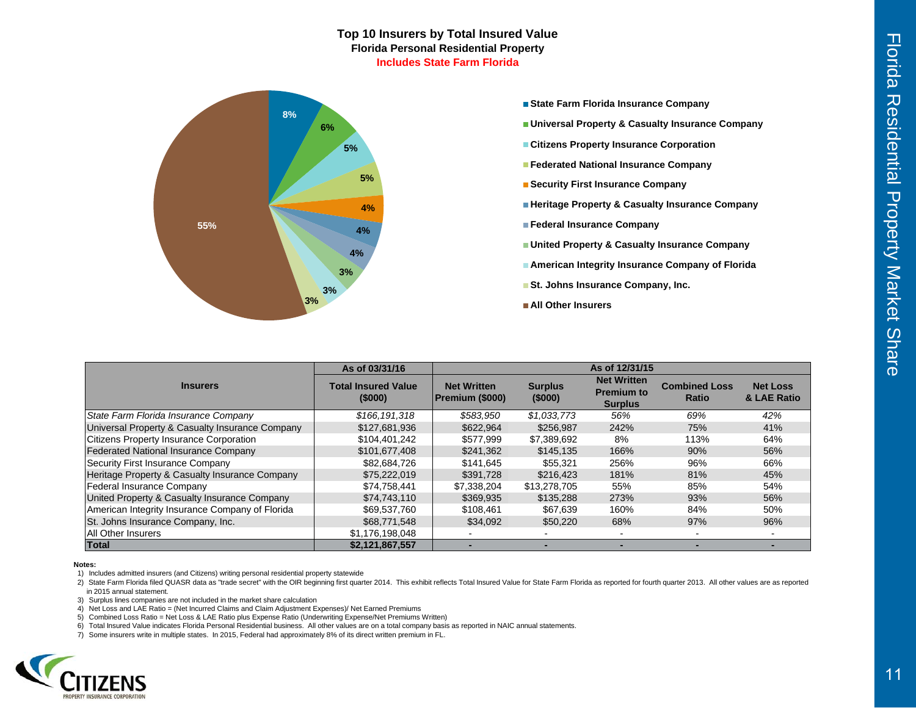# Top 10 Insurers by Total Insured Value

## Florida Personal Residential Property

**Includes State Farm Florida**

| Insurers | As of 03/31/16 | As of 12/31/15 | | | | |
|---|---|---|---|---|---|---|
| | Total Insured Value ($000) | Net Written Premium ($000) | Surplus ($000) | Net Written Premium to Surplus | Combined Loss Ratio | Net Loss & LAE Ratio |
| *State Farm Florida Insurance Company* | *$166,191,318* | *$583,950* | *$1,033,773* | *56%* | *69%* | *42%* |
| Universal Property & Casualty Insurance Company | $127,681,936 | $622,964 | $256,987 | 242% | 75% | 41% |
| Citizens Property Insurance Corporation | $104,401,242 | $577,999 | $7,389,692 | 8% | 113% | 64% |
| Federated National Insurance Company | $101,677,408 | $241,362 | $145,135 | 166% | 90% | 56% |
| Security First Insurance Company | $82,684,726 | $141,645 | $55,321 | 256% | 96% | 66% |
| Heritage Property & Casualty Insurance Company | $75,222,019 | $391,728 | $216,423 | 181% | 81% | 45% |
| Federal Insurance Company | $74,758,441 | $7,338,204 | $13,278,705 | 55% | 85% | 54% |
| United Property & Casualty Insurance Company | $74,743,110 | $369,935 | $135,288 | 273% | 93% | 56% |
| American Integrity Insurance Company of Florida | $69,537,760 | $108,461 | $67,639 | 160% | 84% | 50% |
| St. Johns Insurance Company, Inc. | $68,771,548 | $34,092 | $50,220 | 68% | 97% | 96% |
| All Other Insurers | $1,176,198,048 | - | - | - | - | - |
| **Total** | **$2,121,867,557** | **-** | **-** | **-** | **-** | **-** |

**Notes:**

1) Includes admitted insurers (and Citizens) writing personal residential property statewide
2) State Farm Florida filed QUASR data as "trade secret" with the OIR beginning first quarter 2014. This exhibit reflects Total Insured Value for State Farm Florida as reported for fourth quarter 2013. All other values are as reported in 2015 annual statement.
3) Surplus lines companies are not included in the market share calculation
4) Net Loss and LAE Ratio = (Net Incurred Claims and Claim Adjustment Expenses)/ Net Earned Premiums
5) Combined Loss Ratio = Net Loss & LAE Ratio plus Expense Ratio (Underwriting Expense/Net Premiums Written)
6) Total Insured Value indicates Florida Personal Residential business. All other values are on a total company basis as reported in NAIC annual statements.
7) Some insurers write in multiple states. In 2015, Federal had approximately 8% of its direct written premium in FL.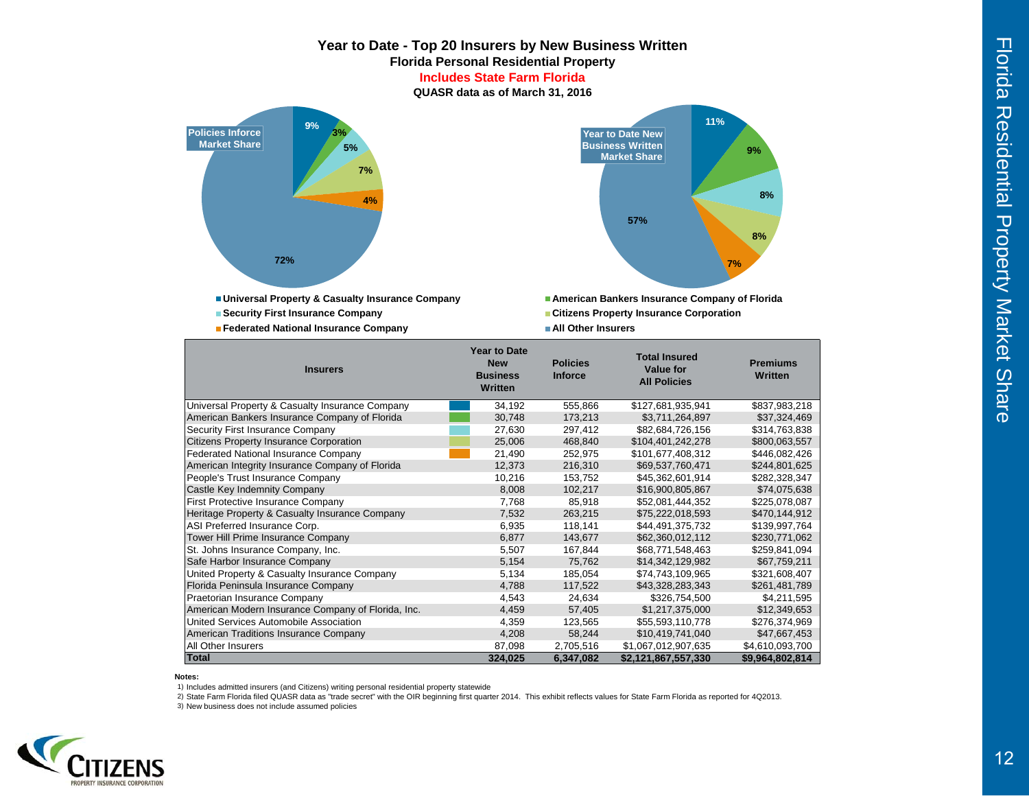# Year to Date - Top 20 Insurers by New Business Written

**Florida Personal Residential Property**

**Includes State Farm Florida**

**QUASR data as of March 31, 2016**

**Policies Inforce Market Share**

- Universal Property & Casualty Insurance Company: 9%
- American Bankers Insurance Company of Florida: 3%
- Security First Insurance Company: 5%
- Citizens Property Insurance Corporation: 7%
- Federated National Insurance Company: 4%
- All Other Insurers: 72%

**Year to Date New Business Written Market Share**

- Universal Property & Casualty Insurance Company: 11%
- American Bankers Insurance Company of Florida: 9%
- Security First Insurance Company: 8%
- Citizens Property Insurance Corporation: 8%
- Federated National Insurance Company: 7%
- All Other Insurers: 57%

| Insurers | Year to Date New Business Written | Policies Inforce | Total Insured Value for All Policies | Premiums Written |
|---|---|---|---|---|
| Universal Property & Casualty Insurance Company | 34,192 | 555,866 | $127,681,935,941 | $837,983,218 |
| American Bankers Insurance Company of Florida | 30,748 | 173,213 | $3,711,264,897 | $37,324,469 |
| Security First Insurance Company | 27,630 | 297,412 | $82,684,726,156 | $314,763,838 |
| Citizens Property Insurance Corporation | 25,006 | 468,840 | $104,401,242,278 | $800,063,557 |
| Federated National Insurance Company | 21,490 | 252,975 | $101,677,408,312 | $446,082,426 |
| American Integrity Insurance Company of Florida | 12,373 | 216,310 | $69,537,760,471 | $244,801,625 |
| People's Trust Insurance Company | 10,216 | 153,752 | $45,362,601,914 | $282,328,347 |
| Castle Key Indemnity Company | 8,008 | 102,217 | $16,900,805,867 | $74,075,638 |
| First Protective Insurance Company | 7,768 | 85,918 | $52,081,444,352 | $225,078,087 |
| Heritage Property & Casualty Insurance Company | 7,532 | 263,215 | $75,222,018,593 | $470,144,912 |
| ASI Preferred Insurance Corp. | 6,935 | 118,141 | $44,491,375,732 | $139,997,764 |
| Tower Hill Prime Insurance Company | 6,877 | 143,677 | $62,360,012,112 | $230,771,062 |
| St. Johns Insurance Company, Inc. | 5,507 | 167,844 | $68,771,548,463 | $259,841,094 |
| Safe Harbor Insurance Company | 5,154 | 75,762 | $14,342,129,982 | $67,759,211 |
| United Property & Casualty Insurance Company | 5,134 | 185,054 | $74,743,109,965 | $321,608,407 |
| Florida Peninsula Insurance Company | 4,788 | 117,522 | $43,328,283,343 | $261,481,789 |
| Praetorian Insurance Company | 4,543 | 24,634 | $326,754,500 | $4,211,595 |
| American Modern Insurance Company of Florida, Inc. | 4,459 | 57,405 | $1,217,375,000 | $12,349,653 |
| United Services Automobile Association | 4,359 | 123,565 | $55,593,110,778 | $276,374,969 |
| American Traditions Insurance Company | 4,208 | 58,244 | $10,419,741,040 | $47,667,453 |
| All Other Insurers | 87,098 | 2,705,516 | $1,067,012,907,635 | $4,610,093,700 |
| **Total** | **324,025** | **6,347,082** | **$2,121,867,557,330** | **$9,964,802,814** |

**Notes:**

1) Includes admitted insurers (and Citizens) writing personal residential property statewide

2) State Farm Florida filed QUASR data as "trade secret" with the OIR beginning first quarter 2014. This exhibit reflects values for State Farm Florida as reported for 4Q2013.

3) New business does not include assumed policies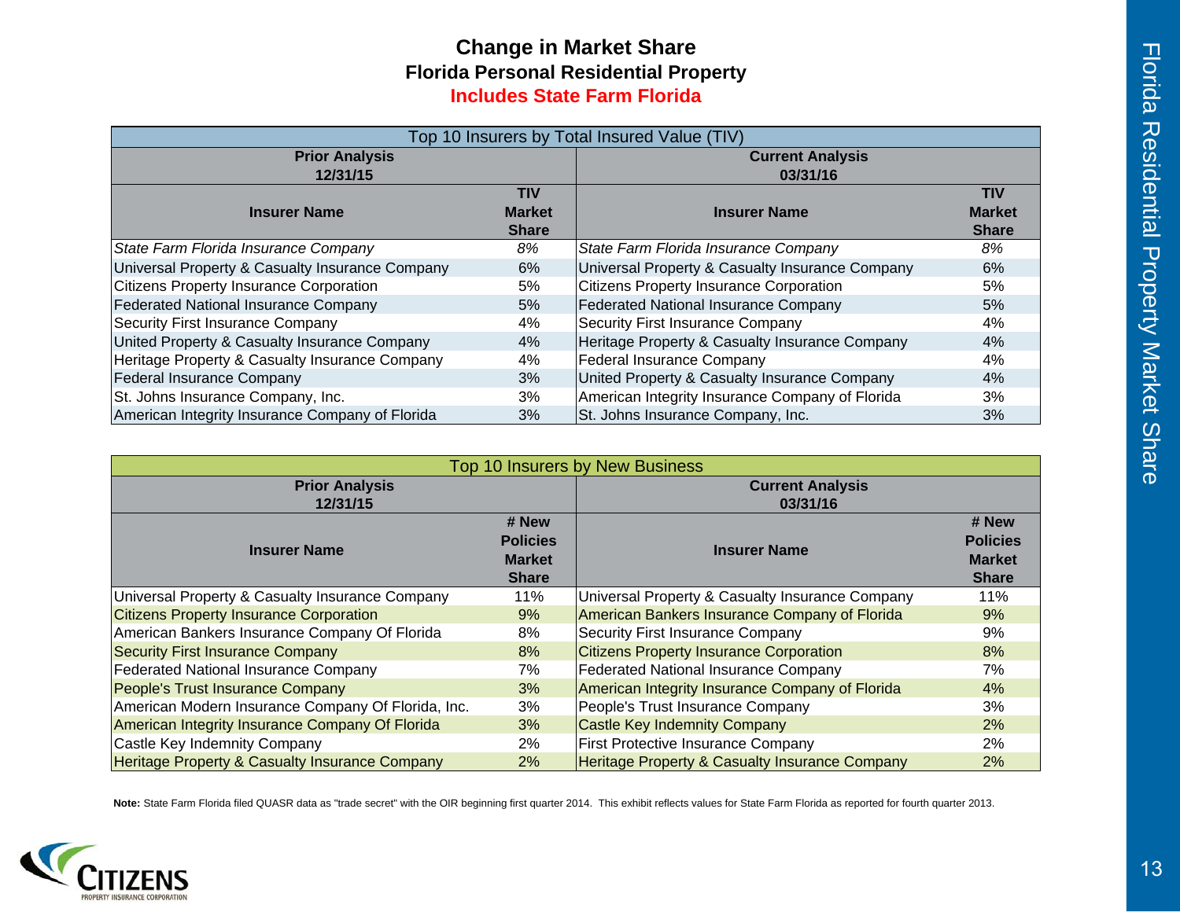# Change in Market Share

## Florida Personal Residential Property

**Includes State Farm Florida**

| Top 10 Insurers by Total Insured Value (TIV) | | | |
|---|---|---|---|
| **Prior Analysis 12/31/15** | | **Current Analysis 03/31/16** | |
| **Insurer Name** | **TIV Market Share** | **Insurer Name** | **TIV Market Share** |
| *State Farm Florida Insurance Company* | *8%* | *State Farm Florida Insurance Company* | *8%* |
| Universal Property & Casualty Insurance Company | 6% | Universal Property & Casualty Insurance Company | 6% |
| Citizens Property Insurance Corporation | 5% | Citizens Property Insurance Corporation | 5% |
| Federated National Insurance Company | 5% | Federated National Insurance Company | 5% |
| Security First Insurance Company | 4% | Security First Insurance Company | 4% |
| United Property & Casualty Insurance Company | 4% | Heritage Property & Casualty Insurance Company | 4% |
| Heritage Property & Casualty Insurance Company | 4% | Federal Insurance Company | 4% |
| Federal Insurance Company | 3% | United Property & Casualty Insurance Company | 4% |
| St. Johns Insurance Company, Inc. | 3% | American Integrity Insurance Company of Florida | 3% |
| American Integrity Insurance Company of Florida | 3% | St. Johns Insurance Company, Inc. | 3% |

| Top 10 Insurers by New Business | | | |
|---|---|---|---|
| **Prior Analysis 12/31/15** | | **Current Analysis 03/31/16** | |
| **Insurer Name** | **# New Policies Market Share** | **Insurer Name** | **# New Policies Market Share** |
| Universal Property & Casualty Insurance Company | 11% | Universal Property & Casualty Insurance Company | 11% |
| Citizens Property Insurance Corporation | 9% | American Bankers Insurance Company of Florida | 9% |
| American Bankers Insurance Company Of Florida | 8% | Security First Insurance Company | 9% |
| Security First Insurance Company | 8% | Citizens Property Insurance Corporation | 8% |
| Federated National Insurance Company | 7% | Federated National Insurance Company | 7% |
| People's Trust Insurance Company | 3% | American Integrity Insurance Company of Florida | 4% |
| American Modern Insurance Company Of Florida, Inc. | 3% | People's Trust Insurance Company | 3% |
| American Integrity Insurance Company Of Florida | 3% | Castle Key Indemnity Company | 2% |
| Castle Key Indemnity Company | 2% | First Protective Insurance Company | 2% |
| Heritage Property & Casualty Insurance Company | 2% | Heritage Property & Casualty Insurance Company | 2% |

**Note:** State Farm Florida filed QUASR data as "trade secret" with the OIR beginning first quarter 2014. This exhibit reflects values for State Farm Florida as reported for fourth quarter 2013.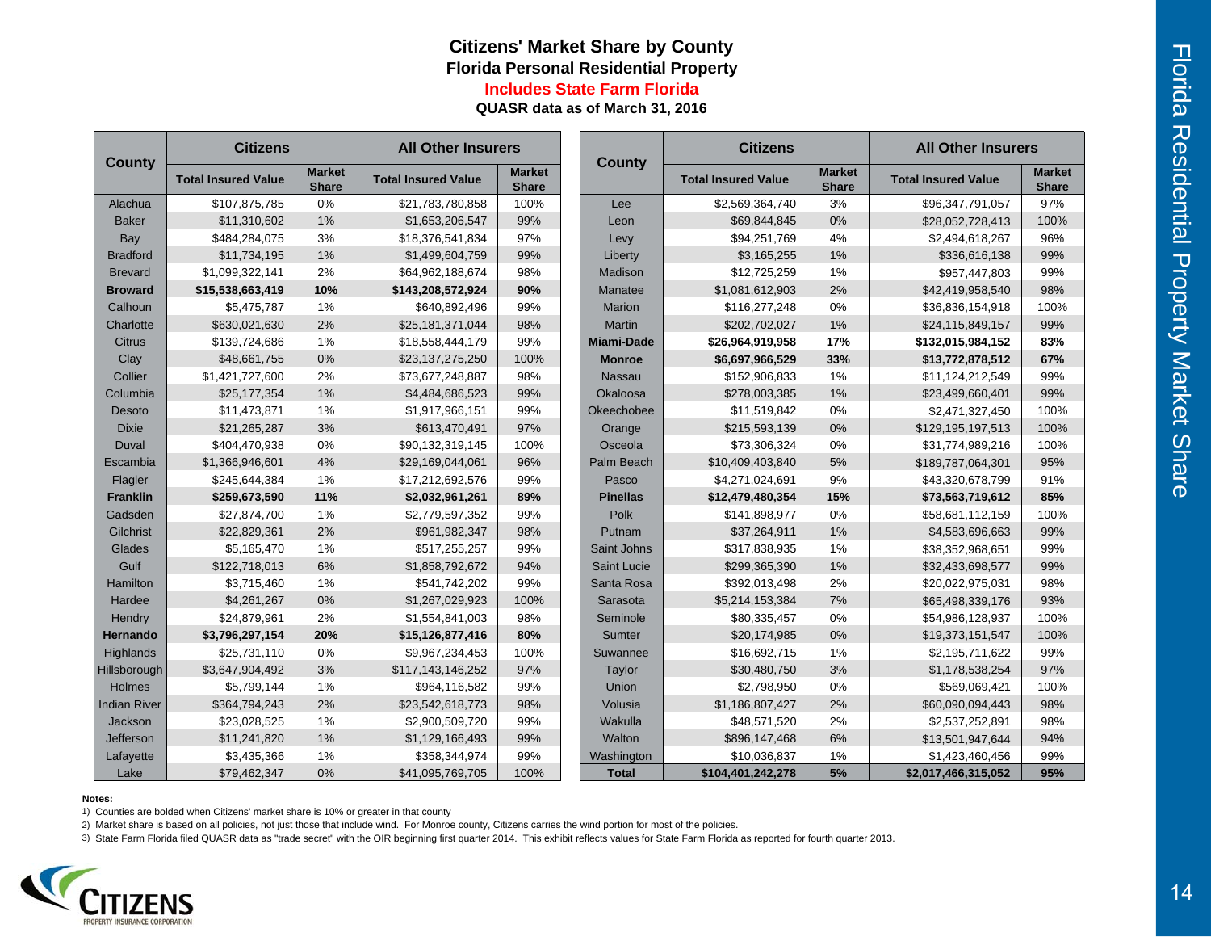## Citizens' Market Share by County

### Florida Personal Residential Property

**Includes State Farm Florida**

**QUASR data as of March 31, 2016**

| County | Citizens | | All Other Insurers | |
|---|---|---|---|---|
| | Total Insured Value | Market Share | Total Insured Value | Market Share |
| Alachua | $107,875,785 | 0% | $21,783,780,858 | 100% |
| Baker | $11,310,602 | 1% | $1,653,206,547 | 99% |
| Bay | $484,284,075 | 3% | $18,376,541,834 | 97% |
| Bradford | $11,734,195 | 1% | $1,499,604,759 | 99% |
| Brevard | $1,099,322,141 | 2% | $64,962,188,674 | 98% |
| **Broward** | **$15,538,663,419** | **10%** | **$143,208,572,924** | **90%** |
| Calhoun | $5,475,787 | 1% | $640,892,496 | 99% |
| Charlotte | $630,021,630 | 2% | $25,181,371,044 | 98% |
| Citrus | $139,724,686 | 1% | $18,558,444,179 | 99% |
| Clay | $48,661,755 | 0% | $23,137,275,250 | 100% |
| Collier | $1,421,727,600 | 2% | $73,677,248,887 | 98% |
| Columbia | $25,177,354 | 1% | $4,484,686,523 | 99% |
| Desoto | $11,473,871 | 1% | $1,917,966,151 | 99% |
| Dixie | $21,265,287 | 3% | $613,470,491 | 97% |
| Duval | $404,470,938 | 0% | $90,132,319,145 | 100% |
| Escambia | $1,366,946,601 | 4% | $29,169,044,061 | 96% |
| Flagler | $245,644,384 | 1% | $17,212,692,576 | 99% |
| **Franklin** | **$259,673,590** | **11%** | **$2,032,961,261** | **89%** |
| Gadsden | $27,874,700 | 1% | $2,779,597,352 | 99% |
| Gilchrist | $22,829,361 | 2% | $961,982,347 | 98% |
| Glades | $5,165,470 | 1% | $517,255,257 | 99% |
| Gulf | $122,718,013 | 6% | $1,858,792,672 | 94% |
| Hamilton | $3,715,460 | 1% | $541,742,202 | 99% |
| Hardee | $4,261,267 | 0% | $1,267,029,923 | 100% |
| Hendry | $24,879,961 | 2% | $1,554,841,003 | 98% |
| **Hernando** | **$3,796,297,154** | **20%** | **$15,126,877,416** | **80%** |
| Highlands | $25,731,110 | 0% | $9,967,234,453 | 100% |
| Hillsborough | $3,647,904,492 | 3% | $117,143,146,252 | 97% |
| Holmes | $5,799,144 | 1% | $964,116,582 | 99% |
| Indian River | $364,794,243 | 2% | $23,542,618,773 | 98% |
| Jackson | $23,028,525 | 1% | $2,900,509,720 | 99% |
| Jefferson | $11,241,820 | 1% | $1,129,166,493 | 99% |
| Lafayette | $3,435,366 | 1% | $358,344,974 | 99% |
| Lake | $79,462,347 | 0% | $41,095,769,705 | 100% |
| Lee | $2,569,364,740 | 3% | $96,347,791,057 | 97% |
| Leon | $69,844,845 | 0% | $28,052,728,413 | 100% |
| Levy | $94,251,769 | 4% | $2,494,618,267 | 96% |
| Liberty | $3,165,255 | 1% | $336,616,138 | 99% |
| Madison | $12,725,259 | 1% | $957,447,803 | 99% |
| Manatee | $1,081,612,903 | 2% | $42,419,958,540 | 98% |
| Marion | $116,277,248 | 0% | $36,836,154,918 | 100% |
| Martin | $202,702,027 | 1% | $24,115,849,157 | 99% |
| **Miami-Dade** | **$26,964,919,958** | **17%** | **$132,015,984,152** | **83%** |
| **Monroe** | **$6,697,966,529** | **33%** | **$13,772,878,512** | **67%** |
| Nassau | $152,906,833 | 1% | $11,124,212,549 | 99% |
| Okaloosa | $278,003,385 | 1% | $23,499,660,401 | 99% |
| Okeechobee | $11,519,842 | 0% | $2,471,327,450 | 100% |
| Orange | $215,593,139 | 0% | $129,195,197,513 | 100% |
| Osceola | $73,306,324 | 0% | $31,774,989,216 | 100% |
| Palm Beach | $10,409,403,840 | 5% | $189,787,064,301 | 95% |
| Pasco | $4,271,024,691 | 9% | $43,320,678,799 | 91% |
| **Pinellas** | **$12,479,480,354** | **15%** | **$73,563,719,612** | **85%** |
| Polk | $141,898,977 | 0% | $58,681,112,159 | 100% |
| Putnam | $37,264,911 | 1% | $4,583,696,663 | 99% |
| Saint Johns | $317,838,935 | 1% | $38,352,968,651 | 99% |
| Saint Lucie | $299,365,390 | 1% | $32,433,698,577 | 99% |
| Santa Rosa | $392,013,498 | 2% | $20,022,975,031 | 98% |
| Sarasota | $5,214,153,384 | 7% | $65,498,339,176 | 93% |
| Seminole | $80,335,457 | 0% | $54,986,128,937 | 100% |
| Sumter | $20,174,985 | 0% | $19,373,151,547 | 100% |
| Suwannee | $16,692,715 | 1% | $2,195,711,622 | 99% |
| Taylor | $30,480,750 | 3% | $1,178,538,254 | 97% |
| Union | $2,798,950 | 0% | $569,069,421 | 100% |
| Volusia | $1,186,807,427 | 2% | $60,090,094,443 | 98% |
| Wakulla | $48,571,520 | 2% | $2,537,252,891 | 98% |
| Walton | $896,147,468 | 6% | $13,501,947,644 | 94% |
| Washington | $10,036,837 | 1% | $1,423,460,456 | 99% |
| **Total** | **$104,401,242,278** | **5%** | **$2,017,466,315,052** | **95%** |

**Notes:**

1) Counties are bolded when Citizens' market share is 10% or greater in that county
2) Market share is based on all policies, not just those that include wind. For Monroe county, Citizens carries the wind portion for most of the policies.
3) State Farm Florida filed QUASR data as "trade secret" with the OIR beginning first quarter 2014. This exhibit reflects values for State Farm Florida as reported for fourth quarter 2013.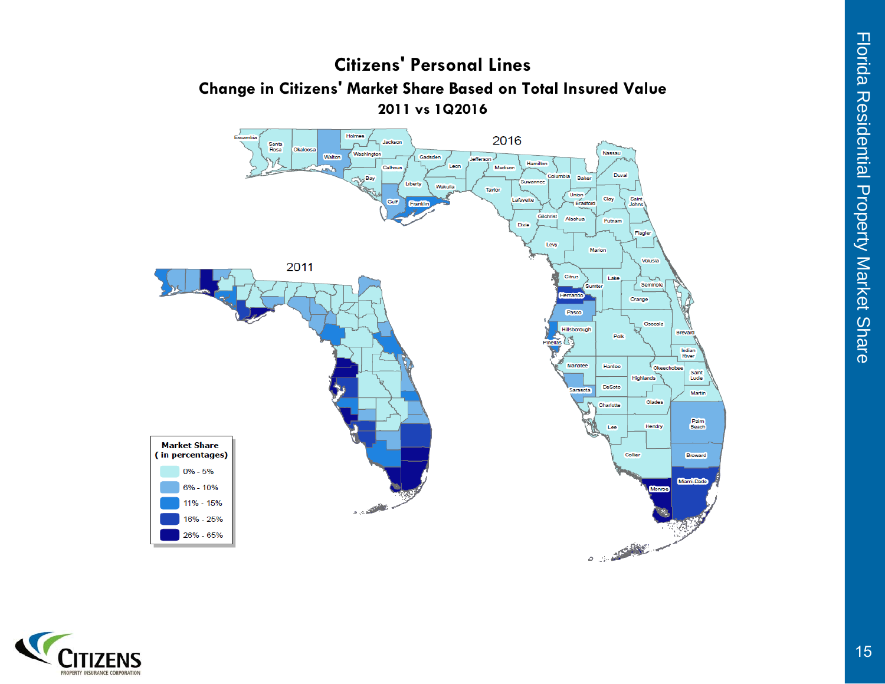# Citizens' Personal Lines

## Change in Citizens' Market Share Based on Total Insured Value

### 2011 vs 1Q2016

2016

2011

| Market Share ( in percentages) |
| --- |
| 0% - 5% |
| 6% - 10% |
| 11% - 15% |
| 16% - 25% |
| 26% - 65% |

Florida Residential Property Market Share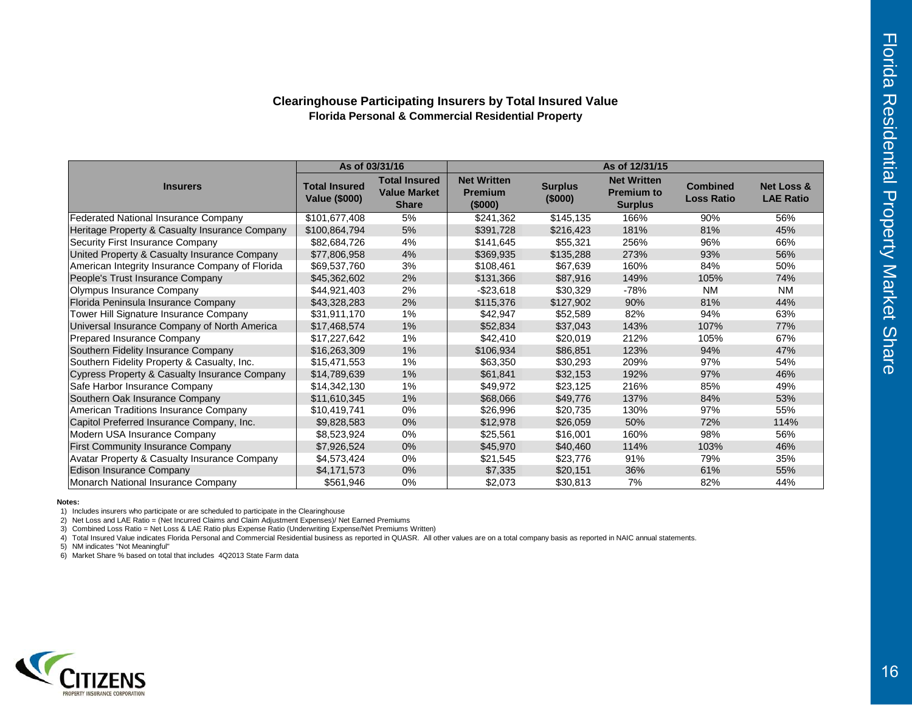## Clearinghouse Participating Insurers by Total Insured Value

### Florida Personal & Commercial Residential Property

| Insurers | As of 03/31/16 | | As of 12/31/15 | | | | |
|---|---|---|---|---|---|---|---|
| | Total Insured Value ($000) | Total Insured Value Market Share | Net Written Premium ($000) | Surplus ($000) | Net Written Premium to Surplus | Combined Loss Ratio | Net Loss & LAE Ratio |
| Federated National Insurance Company | $101,677,408 | 5% | $241,362 | $145,135 | 166% | 90% | 56% |
| Heritage Property & Casualty Insurance Company | $100,864,794 | 5% | $391,728 | $216,423 | 181% | 81% | 45% |
| Security First Insurance Company | $82,684,726 | 4% | $141,645 | $55,321 | 256% | 96% | 66% |
| United Property & Casualty Insurance Company | $77,806,958 | 4% | $369,935 | $135,288 | 273% | 93% | 56% |
| American Integrity Insurance Company of Florida | $69,537,760 | 3% | $108,461 | $67,639 | 160% | 84% | 50% |
| People's Trust Insurance Company | $45,362,602 | 2% | $131,366 | $87,916 | 149% | 105% | 74% |
| Olympus Insurance Company | $44,921,403 | 2% | -$23,618 | $30,329 | -78% | NM | NM |
| Florida Peninsula Insurance Company | $43,328,283 | 2% | $115,376 | $127,902 | 90% | 81% | 44% |
| Tower Hill Signature Insurance Company | $31,911,170 | 1% | $42,947 | $52,589 | 82% | 94% | 63% |
| Universal Insurance Company of North America | $17,468,574 | 1% | $52,834 | $37,043 | 143% | 107% | 77% |
| Prepared Insurance Company | $17,227,642 | 1% | $42,410 | $20,019 | 212% | 105% | 67% |
| Southern Fidelity Insurance Company | $16,263,309 | 1% | $106,934 | $86,851 | 123% | 94% | 47% |
| Southern Fidelity Property & Casualty, Inc. | $15,471,553 | 1% | $63,350 | $30,293 | 209% | 97% | 54% |
| Cypress Property & Casualty Insurance Company | $14,789,639 | 1% | $61,841 | $32,153 | 192% | 97% | 46% |
| Safe Harbor Insurance Company | $14,342,130 | 1% | $49,972 | $23,125 | 216% | 85% | 49% |
| Southern Oak Insurance Company | $11,610,345 | 1% | $68,066 | $49,776 | 137% | 84% | 53% |
| American Traditions Insurance Company | $10,419,741 | 0% | $26,996 | $20,735 | 130% | 97% | 55% |
| Capitol Preferred Insurance Company, Inc. | $9,828,583 | 0% | $12,978 | $26,059 | 50% | 72% | 114% |
| Modern USA Insurance Company | $8,523,924 | 0% | $25,561 | $16,001 | 160% | 98% | 56% |
| First Community Insurance Company | $7,926,524 | 0% | $45,970 | $40,460 | 114% | 103% | 46% |
| Avatar Property & Casualty Insurance Company | $4,573,424 | 0% | $21,545 | $23,776 | 91% | 79% | 35% |
| Edison Insurance Company | $4,171,573 | 0% | $7,335 | $20,151 | 36% | 61% | 55% |
| Monarch National Insurance Company | $561,946 | 0% | $2,073 | $30,813 | 7% | 82% | 44% |

**Notes:**

1) Includes insurers who participate or are scheduled to participate in the Clearinghouse
2) Net Loss and LAE Ratio = (Net Incurred Claims and Claim Adjustment Expenses)/ Net Earned Premiums
3) Combined Loss Ratio = Net Loss & LAE Ratio plus Expense Ratio (Underwriting Expense/Net Premiums Written)
4) Total Insured Value indicates Florida Personal and Commercial Residential business as reported in QUASR. All other values are on a total company basis as reported in NAIC annual statements.
5) NM indicates "Not Meaningful"
6) Market Share % based on total that includes 4Q2013 State Farm data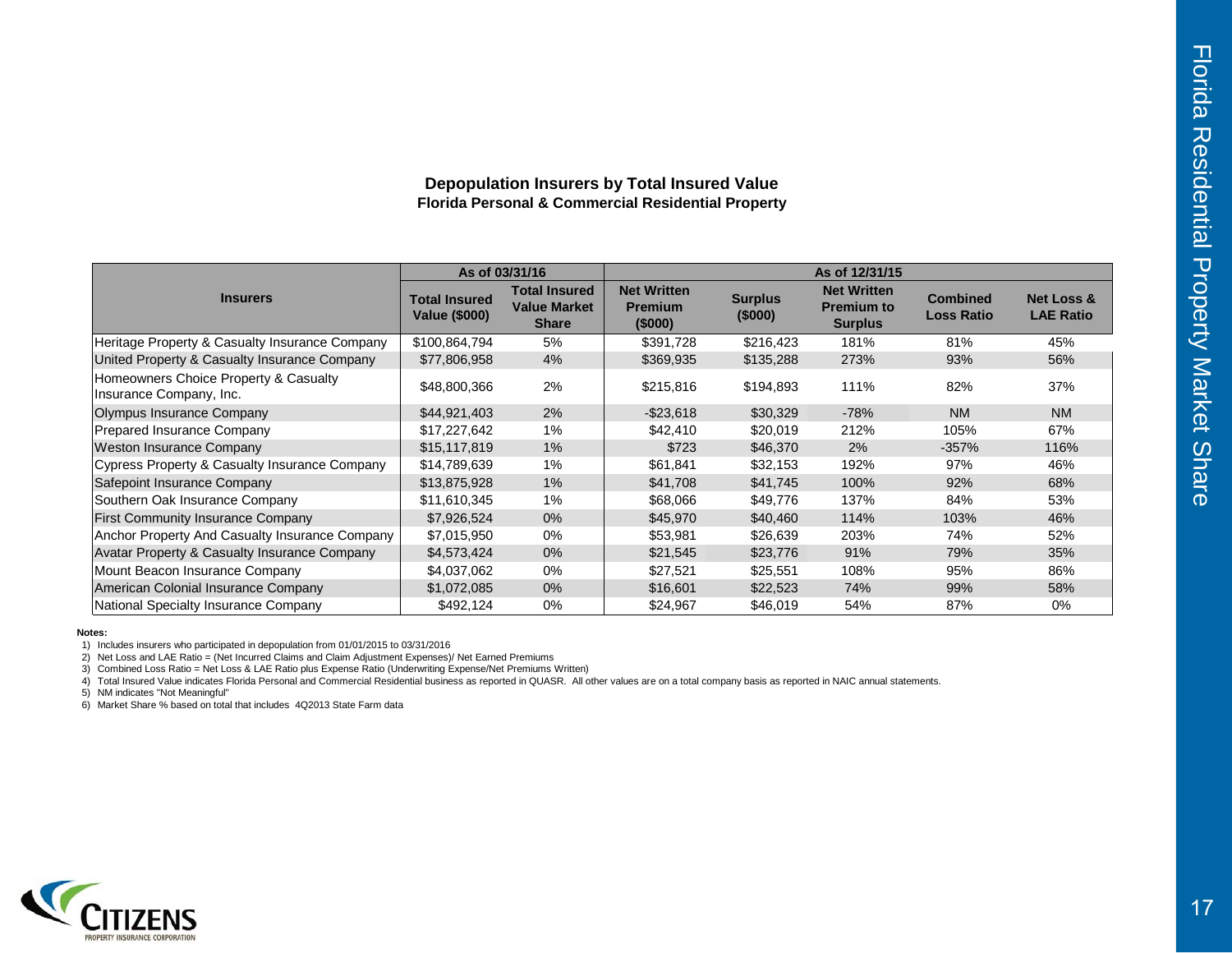## Depopulation Insurers by Total Insured Value

### Florida Personal & Commercial Residential Property

| Insurers | As of 03/31/16 | | As of 12/31/15 | | | | |
|---|---|---|---|---|---|---|---|
| | Total Insured Value ($000) | Total Insured Value Market Share | Net Written Premium ($000) | Surplus ($000) | Net Written Premium to Surplus | Combined Loss Ratio | Net Loss & LAE Ratio |
| Heritage Property & Casualty Insurance Company | $100,864,794 | 5% | $391,728 | $216,423 | 181% | 81% | 45% |
| United Property & Casualty Insurance Company | $77,806,958 | 4% | $369,935 | $135,288 | 273% | 93% | 56% |
| Homeowners Choice Property & Casualty Insurance Company, Inc. | $48,800,366 | 2% | $215,816 | $194,893 | 111% | 82% | 37% |
| Olympus Insurance Company | $44,921,403 | 2% | -$23,618 | $30,329 | -78% | NM | NM |
| Prepared Insurance Company | $17,227,642 | 1% | $42,410 | $20,019 | 212% | 105% | 67% |
| Weston Insurance Company | $15,117,819 | 1% | $723 | $46,370 | 2% | -357% | 116% |
| Cypress Property & Casualty Insurance Company | $14,789,639 | 1% | $61,841 | $32,153 | 192% | 97% | 46% |
| Safepoint Insurance Company | $13,875,928 | 1% | $41,708 | $41,745 | 100% | 92% | 68% |
| Southern Oak Insurance Company | $11,610,345 | 1% | $68,066 | $49,776 | 137% | 84% | 53% |
| First Community Insurance Company | $7,926,524 | 0% | $45,970 | $40,460 | 114% | 103% | 46% |
| Anchor Property And Casualty Insurance Company | $7,015,950 | 0% | $53,981 | $26,639 | 203% | 74% | 52% |
| Avatar Property & Casualty Insurance Company | $4,573,424 | 0% | $21,545 | $23,776 | 91% | 79% | 35% |
| Mount Beacon Insurance Company | $4,037,062 | 0% | $27,521 | $25,551 | 108% | 95% | 86% |
| American Colonial Insurance Company | $1,072,085 | 0% | $16,601 | $22,523 | 74% | 99% | 58% |
| National Specialty Insurance Company | $492,124 | 0% | $24,967 | $46,019 | 54% | 87% | 0% |

**Notes:**

1) Includes insurers who participated in depopulation from 01/01/2015 to 03/31/2016
2) Net Loss and LAE Ratio = (Net Incurred Claims and Claim Adjustment Expenses)/ Net Earned Premiums
3) Combined Loss Ratio = Net Loss & LAE Ratio plus Expense Ratio (Underwriting Expense/Net Premiums Written)
4) Total Insured Value indicates Florida Personal and Commercial Residential business as reported in QUASR. All other values are on a total company basis as reported in NAIC annual statements.
5) NM indicates "Not Meaningful"
6) Market Share % based on total that includes 4Q2013 State Farm data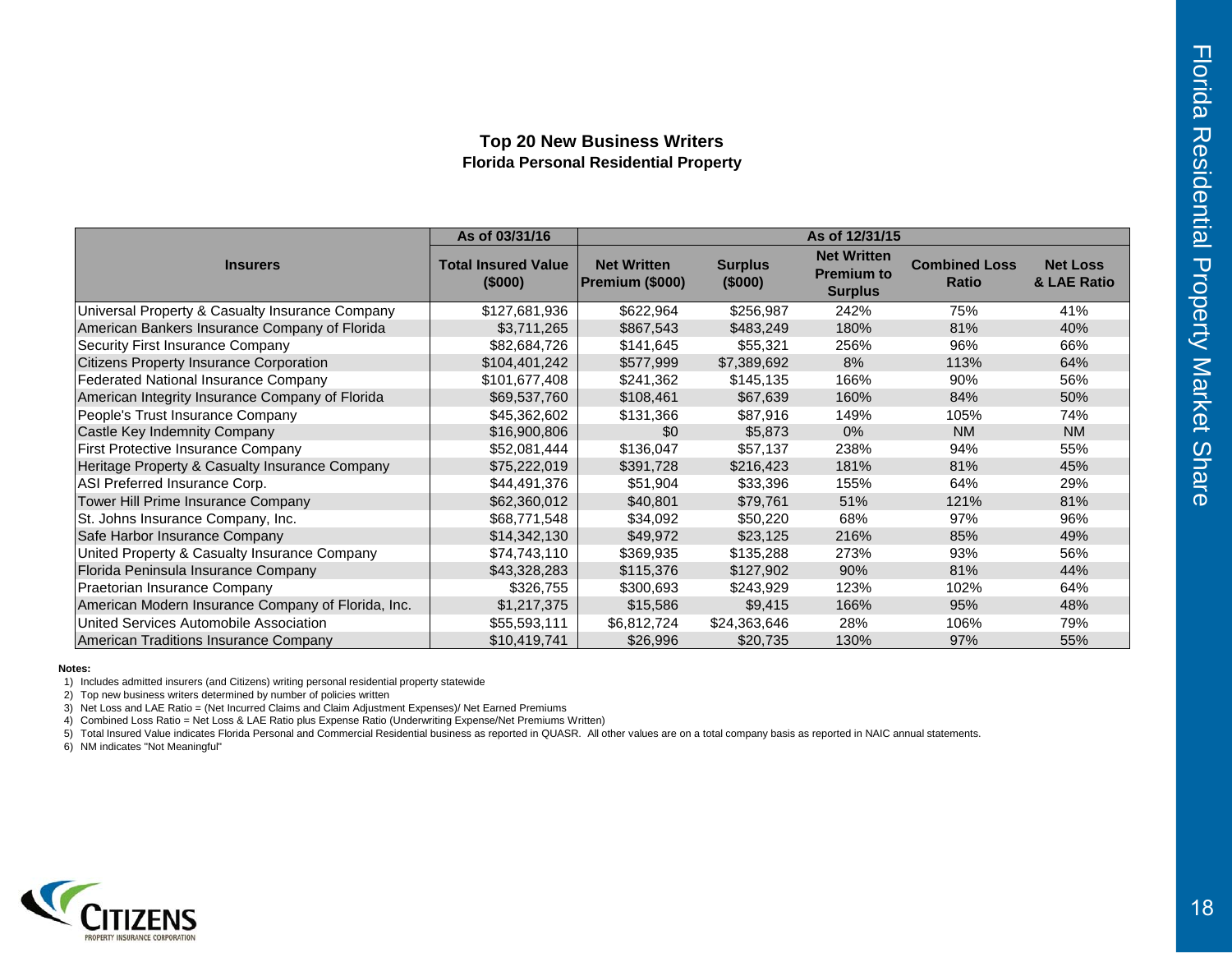## Top 20 New Business Writers
### Florida Personal Residential Property

| Insurers | As of 03/31/16 | As of 12/31/15 | | | | |
|---|---|---|---|---|---|---|
| | Total Insured Value ($000) | Net Written Premium ($000) | Surplus ($000) | Net Written Premium to Surplus | Combined Loss Ratio | Net Loss & LAE Ratio |
| Universal Property & Casualty Insurance Company | $127,681,936 | $622,964 | $256,987 | 242% | 75% | 41% |
| American Bankers Insurance Company of Florida | $3,711,265 | $867,543 | $483,249 | 180% | 81% | 40% |
| Security First Insurance Company | $82,684,726 | $141,645 | $55,321 | 256% | 96% | 66% |
| Citizens Property Insurance Corporation | $104,401,242 | $577,999 | $7,389,692 | 8% | 113% | 64% |
| Federated National Insurance Company | $101,677,408 | $241,362 | $145,135 | 166% | 90% | 56% |
| American Integrity Insurance Company of Florida | $69,537,760 | $108,461 | $67,639 | 160% | 84% | 50% |
| People's Trust Insurance Company | $45,362,602 | $131,366 | $87,916 | 149% | 105% | 74% |
| Castle Key Indemnity Company | $16,900,806 | $0 | $5,873 | 0% | NM | NM |
| First Protective Insurance Company | $52,081,444 | $136,047 | $57,137 | 238% | 94% | 55% |
| Heritage Property & Casualty Insurance Company | $75,222,019 | $391,728 | $216,423 | 181% | 81% | 45% |
| ASI Preferred Insurance Corp. | $44,491,376 | $51,904 | $33,396 | 155% | 64% | 29% |
| Tower Hill Prime Insurance Company | $62,360,012 | $40,801 | $79,761 | 51% | 121% | 81% |
| St. Johns Insurance Company, Inc. | $68,771,548 | $34,092 | $50,220 | 68% | 97% | 96% |
| Safe Harbor Insurance Company | $14,342,130 | $49,972 | $23,125 | 216% | 85% | 49% |
| United Property & Casualty Insurance Company | $74,743,110 | $369,935 | $135,288 | 273% | 93% | 56% |
| Florida Peninsula Insurance Company | $43,328,283 | $115,376 | $127,902 | 90% | 81% | 44% |
| Praetorian Insurance Company | $326,755 | $300,693 | $243,929 | 123% | 102% | 64% |
| American Modern Insurance Company of Florida, Inc. | $1,217,375 | $15,586 | $9,415 | 166% | 95% | 48% |
| United Services Automobile Association | $55,593,111 | $6,812,724 | $24,363,646 | 28% | 106% | 79% |
| American Traditions Insurance Company | $10,419,741 | $26,996 | $20,735 | 130% | 97% | 55% |

**Notes:**

1) Includes admitted insurers (and Citizens) writing personal residential property statewide
2) Top new business writers determined by number of policies written
3) Net Loss and LAE Ratio = (Net Incurred Claims and Claim Adjustment Expenses)/ Net Earned Premiums
4) Combined Loss Ratio = Net Loss & LAE Ratio plus Expense Ratio (Underwriting Expense/Net Premiums Written)
5) Total Insured Value indicates Florida Personal and Commercial Residential business as reported in QUASR. All other values are on a total company basis as reported in NAIC annual statements.
6) NM indicates "Not Meaningful"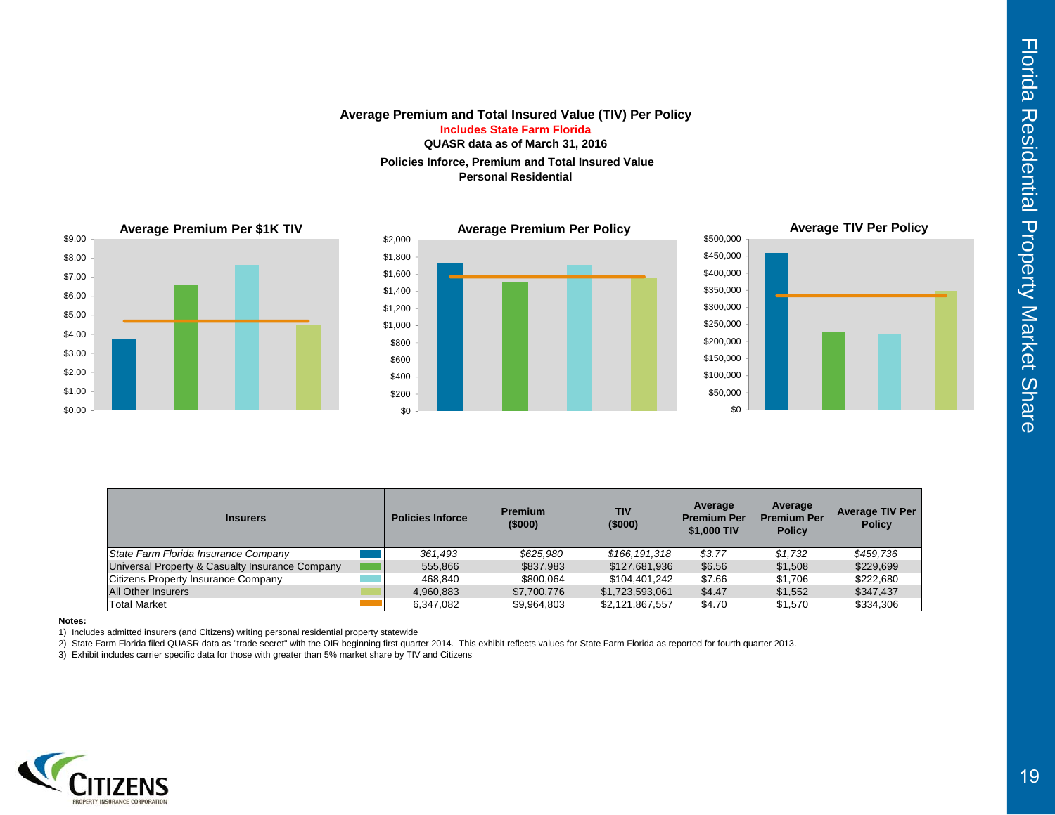# Average Premium and Total Insured Value (TIV) Per Policy

**Includes State Farm Florida**

**QUASR data as of March 31, 2016**

**Policies Inforce, Premium and Total Insured Value**
**Personal Residential**

| Insurers | Policies Inforce | Premium ($000) | TIV ($000) | Average Premium Per $1,000 TIV | Average Premium Per Policy | Average TIV Per Policy |
|---|---|---|---|---|---|---|
| *State Farm Florida Insurance Company* | *361,493* | *$625,980* | *$166,191,318* | *$3.77* | *$1,732* | *$459,736* |
| Universal Property & Casualty Insurance Company | 555,866 | $837,983 | $127,681,936 | $6.56 | $1,508 | $229,699 |
| Citizens Property Insurance Company | 468,840 | $800,064 | $104,401,242 | $7.66 | $1,706 | $222,680 |
| All Other Insurers | 4,960,883 | $7,700,776 | $1,723,593,061 | $4.47 | $1,552 | $347,437 |
| Total Market | 6,347,082 | $9,964,803 | $2,121,867,557 | $4.70 | $1,570 | $334,306 |

**Notes:**

1) Includes admitted insurers (and Citizens) writing personal residential property statewide
2) State Farm Florida filed QUASR data as "trade secret" with the OIR beginning first quarter 2014. This exhibit reflects values for State Farm Florida as reported for fourth quarter 2013.
3) Exhibit includes carrier specific data for those with greater than 5% market share by TIV and Citizens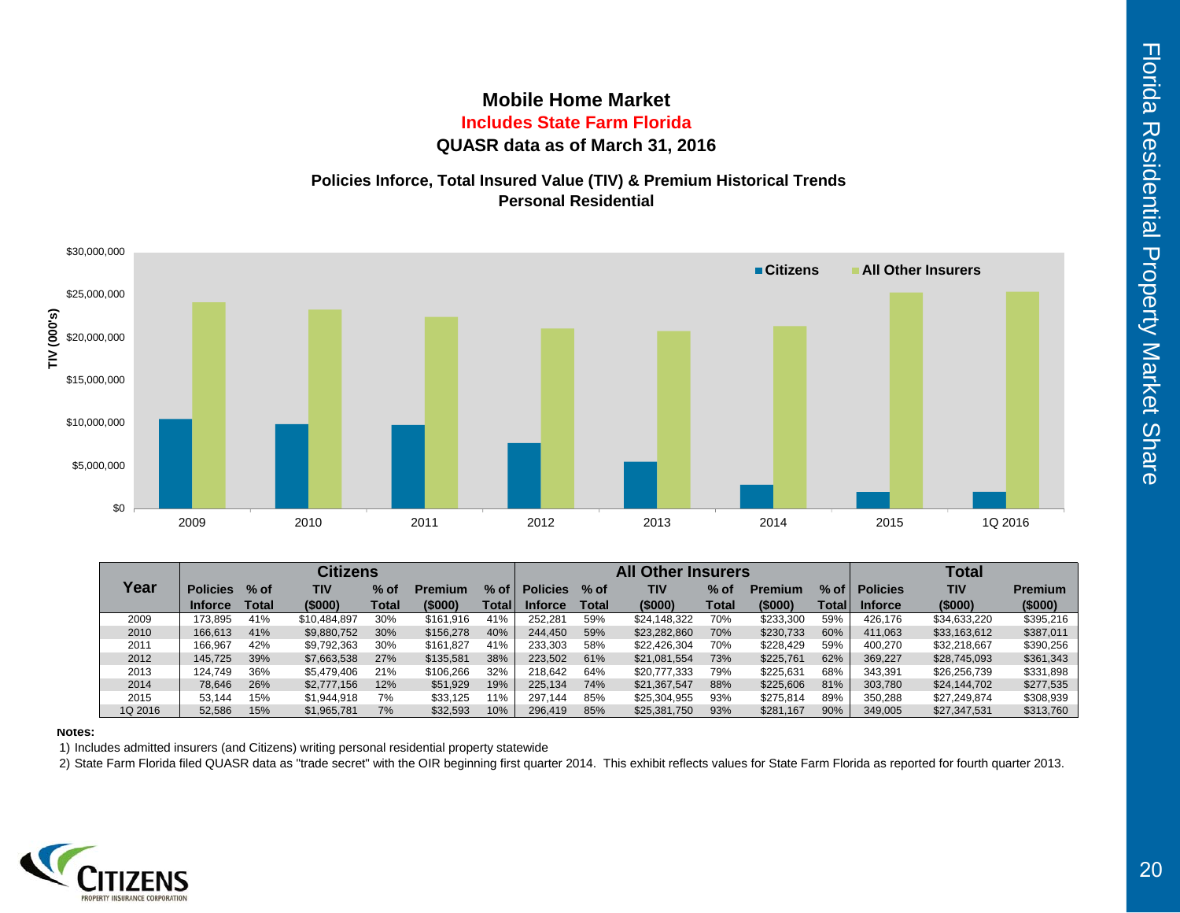# Mobile Home Market

**Includes State Farm Florida**

**QUASR data as of March 31, 2016**

## Policies Inforce, Total Insured Value (TIV) & Premium Historical Trends
## Personal Residential

| Year | Citizens | | | | | | All Other Insurers | | | | | | Total | | |
|---|---|---|---|---|---|---|---|---|---|---|---|---|---|---|---|
| | Policies Inforce | % of Total | TIV ($000) | % of Total | Premium ($000) | % of Total | Policies Inforce | % of Total | TIV ($000) | % of Total | Premium ($000) | % of Total | Policies Inforce | TIV ($000) | Premium ($000) |
| 2009 | 173,895 | 41% | $10,484,897 | 30% | $161,916 | 41% | 252,281 | 59% | $24,148,322 | 70% | $233,300 | 59% | 426,176 | $34,633,220 | $395,216 |
| 2010 | 166,613 | 41% | $9,880,752 | 30% | $156,278 | 40% | 244,450 | 59% | $23,282,860 | 70% | $230,733 | 60% | 411,063 | $33,163,612 | $387,011 |
| 2011 | 166,967 | 42% | $9,792,363 | 30% | $161,827 | 41% | 233,303 | 58% | $22,426,304 | 70% | $228,429 | 59% | 400,270 | $32,218,667 | $390,256 |
| 2012 | 145,725 | 39% | $7,663,538 | 27% | $135,581 | 38% | 223,502 | 61% | $21,081,554 | 73% | $225,761 | 62% | 369,227 | $28,745,093 | $361,343 |
| 2013 | 124,749 | 36% | $5,479,406 | 21% | $106,266 | 32% | 218,642 | 64% | $20,777,333 | 79% | $225,631 | 68% | 343,391 | $26,256,739 | $331,898 |
| 2014 | 78,646 | 26% | $2,777,156 | 12% | $51,929 | 19% | 225,134 | 74% | $21,367,547 | 88% | $225,606 | 81% | 303,780 | $24,144,702 | $277,535 |
| 2015 | 53,144 | 15% | $1,944,918 | 7% | $33,125 | 11% | 297,144 | 85% | $25,304,955 | 93% | $275,814 | 89% | 350,288 | $27,249,874 | $308,939 |
| 1Q 2016 | 52,586 | 15% | $1,965,781 | 7% | $32,593 | 10% | 296,419 | 85% | $25,381,750 | 93% | $281,167 | 90% | 349,005 | $27,347,531 | $313,760 |

**Notes:**

1) Includes admitted insurers (and Citizens) writing personal residential property statewide

2) State Farm Florida filed QUASR data as "trade secret" with the OIR beginning first quarter 2014. This exhibit reflects values for State Farm Florida as reported for fourth quarter 2013.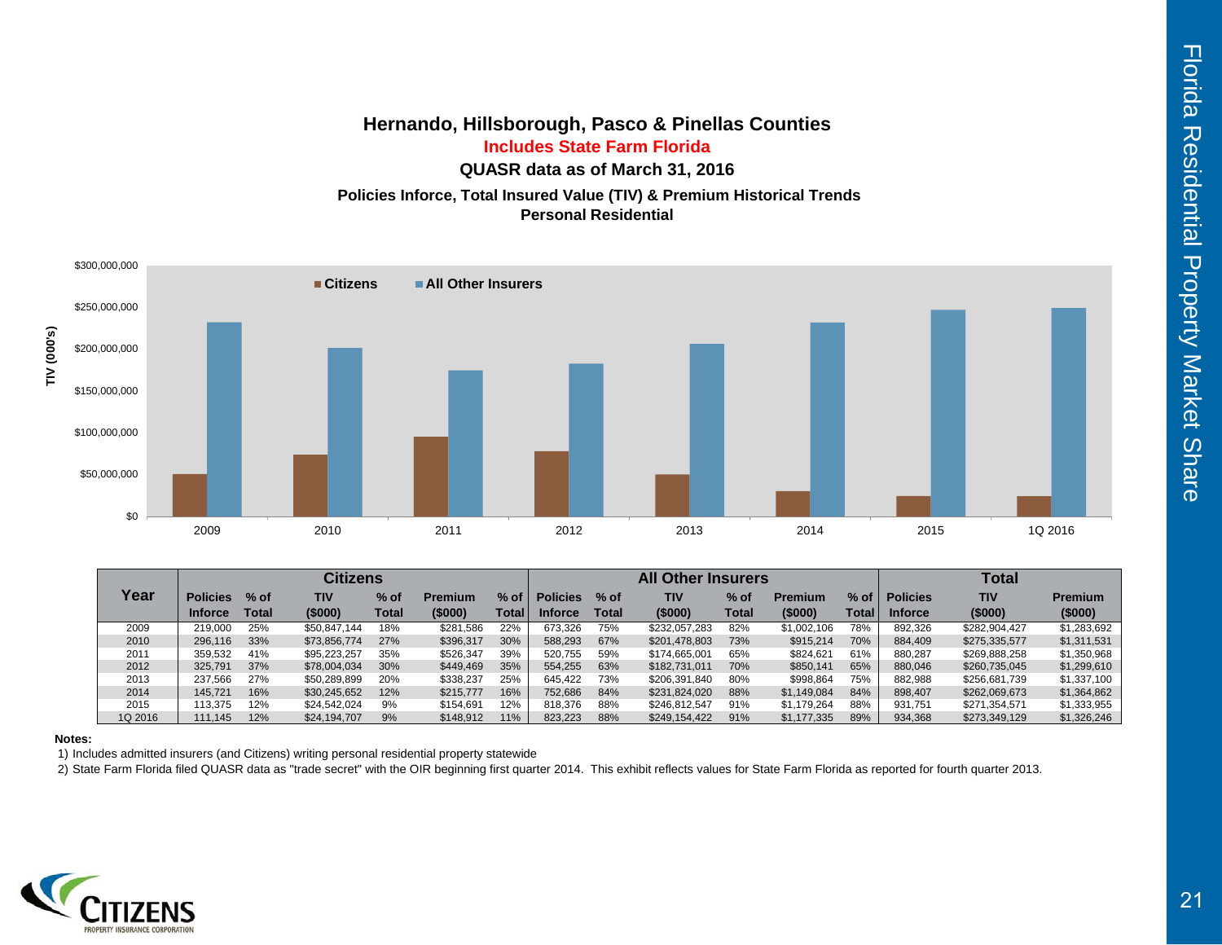## Hernando, Hillsborough, Pasco & Pinellas Counties

**Includes State Farm Florida**

**QUASR data as of March 31, 2016**

**Policies Inforce, Total Insured Value (TIV) & Premium Historical Trends**
**Personal Residential**

| Year | Citizens | | | | | | All Other Insurers | | | | | | Total | | |
|---|---|---|---|---|---|---|---|---|---|---|---|---|---|---|---|
| | Policies Inforce | % of Total | TIV ($000) | % of Total | Premium ($000) | % of Total | Policies Inforce | % of Total | TIV ($000) | % of Total | Premium ($000) | % of Total | Policies Inforce | TIV ($000) | Premium ($000) |
| 2009 | 219,000 | 25% | $50,847,144 | 18% | $281,586 | 22% | 673,326 | 75% | $232,057,283 | 82% | $1,002,106 | 78% | 892,326 | $282,904,427 | $1,283,692 |
| 2010 | 296,116 | 33% | $73,856,774 | 27% | $396,317 | 30% | 588,293 | 67% | $201,478,803 | 73% | $915,214 | 70% | 884,409 | $275,335,577 | $1,311,531 |
| 2011 | 359,532 | 41% | $95,223,257 | 35% | $526,347 | 39% | 520,755 | 59% | $174,665,001 | 65% | $824,621 | 61% | 880,287 | $269,888,258 | $1,350,968 |
| 2012 | 325,791 | 37% | $78,004,034 | 30% | $449,469 | 35% | 554,255 | 63% | $182,731,011 | 70% | $850,141 | 65% | 880,046 | $260,735,045 | $1,299,610 |
| 2013 | 237,566 | 27% | $50,289,899 | 20% | $338,237 | 25% | 645,422 | 73% | $206,391,840 | 80% | $998,864 | 75% | 882,988 | $256,681,739 | $1,337,100 |
| 2014 | 145,721 | 16% | $30,245,652 | 12% | $215,777 | 16% | 752,686 | 84% | $231,824,020 | 88% | $1,149,084 | 84% | 898,407 | $262,069,673 | $1,364,862 |
| 2015 | 113,375 | 12% | $24,542,024 | 9% | $154,691 | 12% | 818,376 | 88% | $246,812,547 | 91% | $1,179,264 | 88% | 931,751 | $271,354,571 | $1,333,955 |
| 1Q 2016 | 111,145 | 12% | $24,194,707 | 9% | $148,912 | 11% | 823,223 | 88% | $249,154,422 | 91% | $1,177,335 | 89% | 934,368 | $273,349,129 | $1,326,246 |

**Notes:**

1) Includes admitted insurers (and Citizens) writing personal residential property statewide

2) State Farm Florida filed QUASR data as "trade secret" with the OIR beginning first quarter 2014. This exhibit reflects values for State Farm Florida as reported for fourth quarter 2013.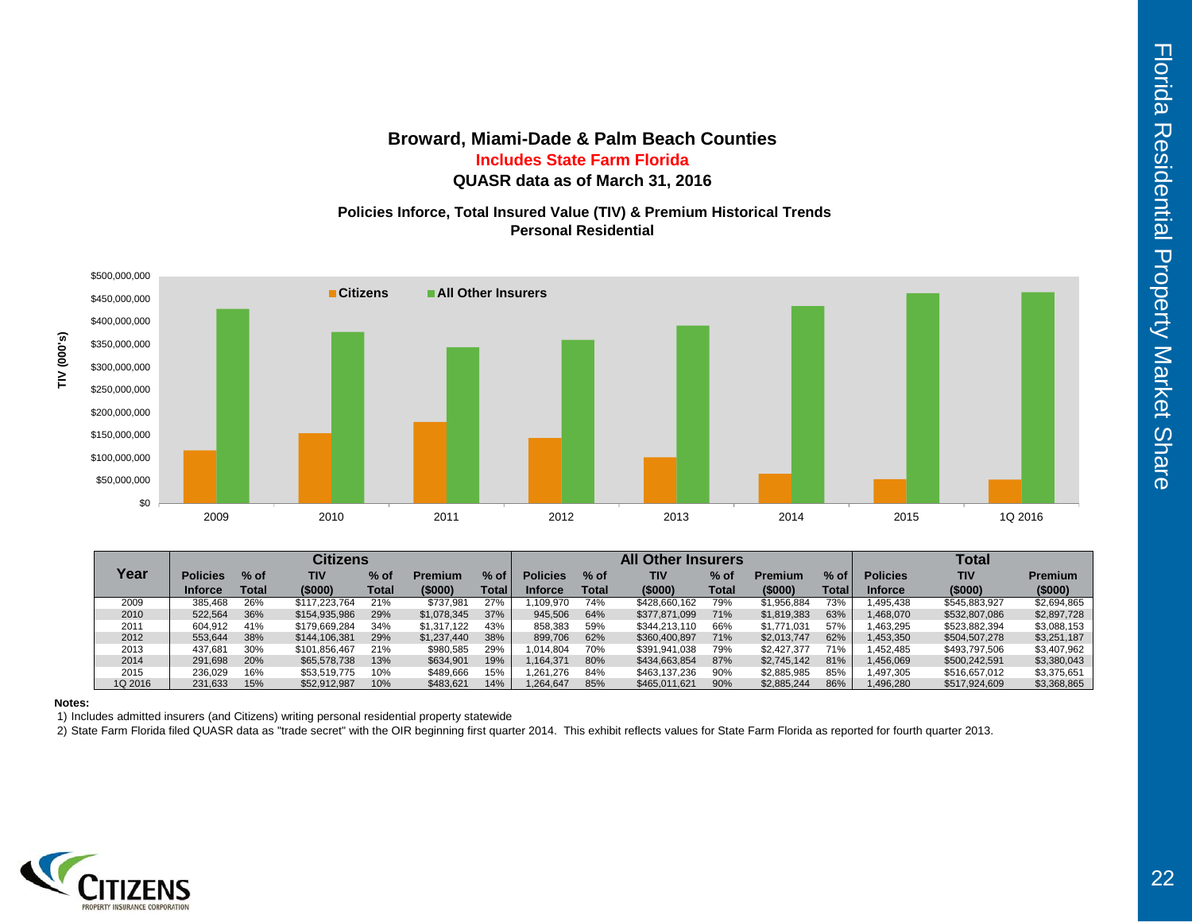# Broward, Miami-Dade & Palm Beach Counties

**Includes State Farm Florida**

**QUASR data as of March 31, 2016**

**Policies Inforce, Total Insured Value (TIV) & Premium Historical Trends**
**Personal Residential**

| Year | Citizens | | | | | | All Other Insurers | | | | | | Total | | |
|---|---|---|---|---|---|---|---|---|---|---|---|---|---|---|---|
| | Policies Inforce | % of Total | TIV ($000) | % of Total | Premium ($000) | % of Total | Policies Inforce | % of Total | TIV ($000) | % of Total | Premium ($000) | % of Total | Policies Inforce | TIV ($000) | Premium ($000) |
| 2009 | 385,468 | 26% | $117,223,764 | 21% | $737,981 | 27% | 1,109,970 | 74% | $428,660,162 | 79% | $1,956,884 | 73% | 1,495,438 | $545,883,927 | $2,694,865 |
| 2010 | 522,564 | 36% | $154,935,986 | 29% | $1,078,345 | 37% | 945,506 | 64% | $377,871,099 | 71% | $1,819,383 | 63% | 1,468,070 | $532,807,086 | $2,897,728 |
| 2011 | 604,912 | 41% | $179,669,284 | 34% | $1,317,122 | 43% | 858,383 | 59% | $344,213,110 | 66% | $1,771,031 | 57% | 1,463,295 | $523,882,394 | $3,088,153 |
| 2012 | 553,644 | 38% | $144,106,381 | 29% | $1,237,440 | 38% | 899,706 | 62% | $360,400,897 | 71% | $2,013,747 | 62% | 1,453,350 | $504,507,278 | $3,251,187 |
| 2013 | 437,681 | 30% | $101,856,467 | 21% | $980,585 | 29% | 1,014,804 | 70% | $391,941,038 | 79% | $2,427,377 | 71% | 1,452,485 | $493,797,506 | $3,407,962 |
| 2014 | 291,698 | 20% | $65,578,738 | 13% | $634,901 | 19% | 1,164,371 | 80% | $434,663,854 | 87% | $2,745,142 | 81% | 1,456,069 | $500,242,591 | $3,380,043 |
| 2015 | 236,029 | 16% | $53,519,775 | 10% | $489,666 | 15% | 1,261,276 | 84% | $463,137,236 | 90% | $2,885,985 | 85% | 1,497,305 | $516,657,012 | $3,375,651 |
| 1Q 2016 | 231,633 | 15% | $52,912,987 | 10% | $483,621 | 14% | 1,264,647 | 85% | $465,011,621 | 90% | $2,885,244 | 86% | 1,496,280 | $517,924,609 | $3,368,865 |

**Notes:**

1) Includes admitted insurers (and Citizens) writing personal residential property statewide

2) State Farm Florida filed QUASR data as "trade secret" with the OIR beginning first quarter 2014. This exhibit reflects values for State Farm Florida as reported for fourth quarter 2013.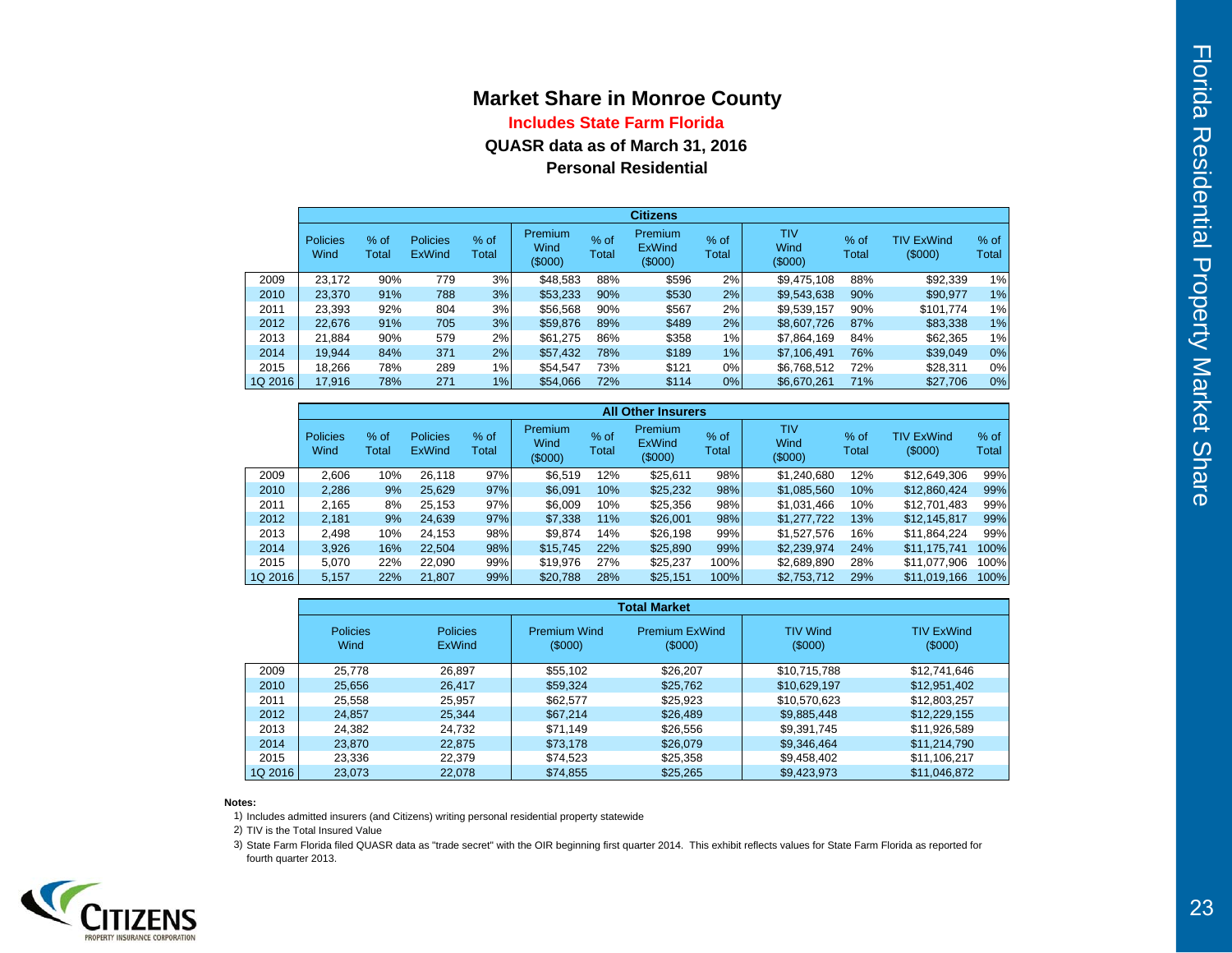# Market Share in Monroe County

**Includes State Farm Florida**

**QUASR data as of March 31, 2016**

**Personal Residential**

| | Citizens | | | | | | | | | | | |
|---|---|---|---|---|---|---|---|---|---|---|---|---|
| | Policies Wind | % of Total | Policies ExWind | % of Total | Premium Wind ($000) | % of Total | Premium ExWind ($000) | % of Total | TIV Wind ($000) | % of Total | TIV ExWind ($000) | % of Total |
| 2009 | 23,172 | 90% | 779 | 3% | $48,583 | 88% | $596 | 2% | $9,475,108 | 88% | $92,339 | 1% |
| 2010 | 23,370 | 91% | 788 | 3% | $53,233 | 90% | $530 | 2% | $9,543,638 | 90% | $90,977 | 1% |
| 2011 | 23,393 | 92% | 804 | 3% | $56,568 | 90% | $567 | 2% | $9,539,157 | 90% | $101,774 | 1% |
| 2012 | 22,676 | 91% | 705 | 3% | $59,876 | 89% | $489 | 2% | $8,607,726 | 87% | $83,338 | 1% |
| 2013 | 21,884 | 90% | 579 | 2% | $61,275 | 86% | $358 | 1% | $7,864,169 | 84% | $62,365 | 1% |
| 2014 | 19,944 | 84% | 371 | 2% | $57,432 | 78% | $189 | 1% | $7,106,491 | 76% | $39,049 | 0% |
| 2015 | 18,266 | 78% | 289 | 1% | $54,547 | 73% | $121 | 0% | $6,768,512 | 72% | $28,311 | 0% |
| 1Q 2016 | 17,916 | 78% | 271 | 1% | $54,066 | 72% | $114 | 0% | $6,670,261 | 71% | $27,706 | 0% |

| | All Other Insurers | | | | | | | | | | | |
|---|---|---|---|---|---|---|---|---|---|---|---|---|
| | Policies Wind | % of Total | Policies ExWind | % of Total | Premium Wind ($000) | % of Total | Premium ExWind ($000) | % of Total | TIV Wind ($000) | % of Total | TIV ExWind ($000) | % of Total |
| 2009 | 2,606 | 10% | 26,118 | 97% | $6,519 | 12% | $25,611 | 98% | $1,240,680 | 12% | $12,649,306 | 99% |
| 2010 | 2,286 | 9% | 25,629 | 97% | $6,091 | 10% | $25,232 | 98% | $1,085,560 | 10% | $12,860,424 | 99% |
| 2011 | 2,165 | 8% | 25,153 | 97% | $6,009 | 10% | $25,356 | 98% | $1,031,466 | 10% | $12,701,483 | 99% |
| 2012 | 2,181 | 9% | 24,639 | 97% | $7,338 | 11% | $26,001 | 98% | $1,277,722 | 13% | $12,145,817 | 99% |
| 2013 | 2,498 | 10% | 24,153 | 98% | $9,874 | 14% | $26,198 | 99% | $1,527,576 | 16% | $11,864,224 | 99% |
| 2014 | 3,926 | 16% | 22,504 | 98% | $15,745 | 22% | $25,890 | 99% | $2,239,974 | 24% | $11,175,741 | 100% |
| 2015 | 5,070 | 22% | 22,090 | 99% | $19,976 | 27% | $25,237 | 100% | $2,689,890 | 28% | $11,077,906 | 100% |
| 1Q 2016 | 5,157 | 22% | 21,807 | 99% | $20,788 | 28% | $25,151 | 100% | $2,753,712 | 29% | $11,019,166 | 100% |

| | Total Market | | | | | |
|---|---|---|---|---|---|---|
| | Policies Wind | Policies ExWind | Premium Wind ($000) | Premium ExWind ($000) | TIV Wind ($000) | TIV ExWind ($000) |
| 2009 | 25,778 | 26,897 | $55,102 | $26,207 | $10,715,788 | $12,741,646 |
| 2010 | 25,656 | 26,417 | $59,324 | $25,762 | $10,629,197 | $12,951,402 |
| 2011 | 25,558 | 25,957 | $62,577 | $25,923 | $10,570,623 | $12,803,257 |
| 2012 | 24,857 | 25,344 | $67,214 | $26,489 | $9,885,448 | $12,229,155 |
| 2013 | 24,382 | 24,732 | $71,149 | $26,556 | $9,391,745 | $11,926,589 |
| 2014 | 23,870 | 22,875 | $73,178 | $26,079 | $9,346,464 | $11,214,790 |
| 2015 | 23,336 | 22,379 | $74,523 | $25,358 | $9,458,402 | $11,106,217 |
| 1Q 2016 | 23,073 | 22,078 | $74,855 | $25,265 | $9,423,973 | $11,046,872 |

**Notes:**

1) Includes admitted insurers (and Citizens) writing personal residential property statewide
2) TIV is the Total Insured Value
3) State Farm Florida filed QUASR data as "trade secret" with the OIR beginning first quarter 2014. This exhibit reflects values for State Farm Florida as reported for fourth quarter 2013.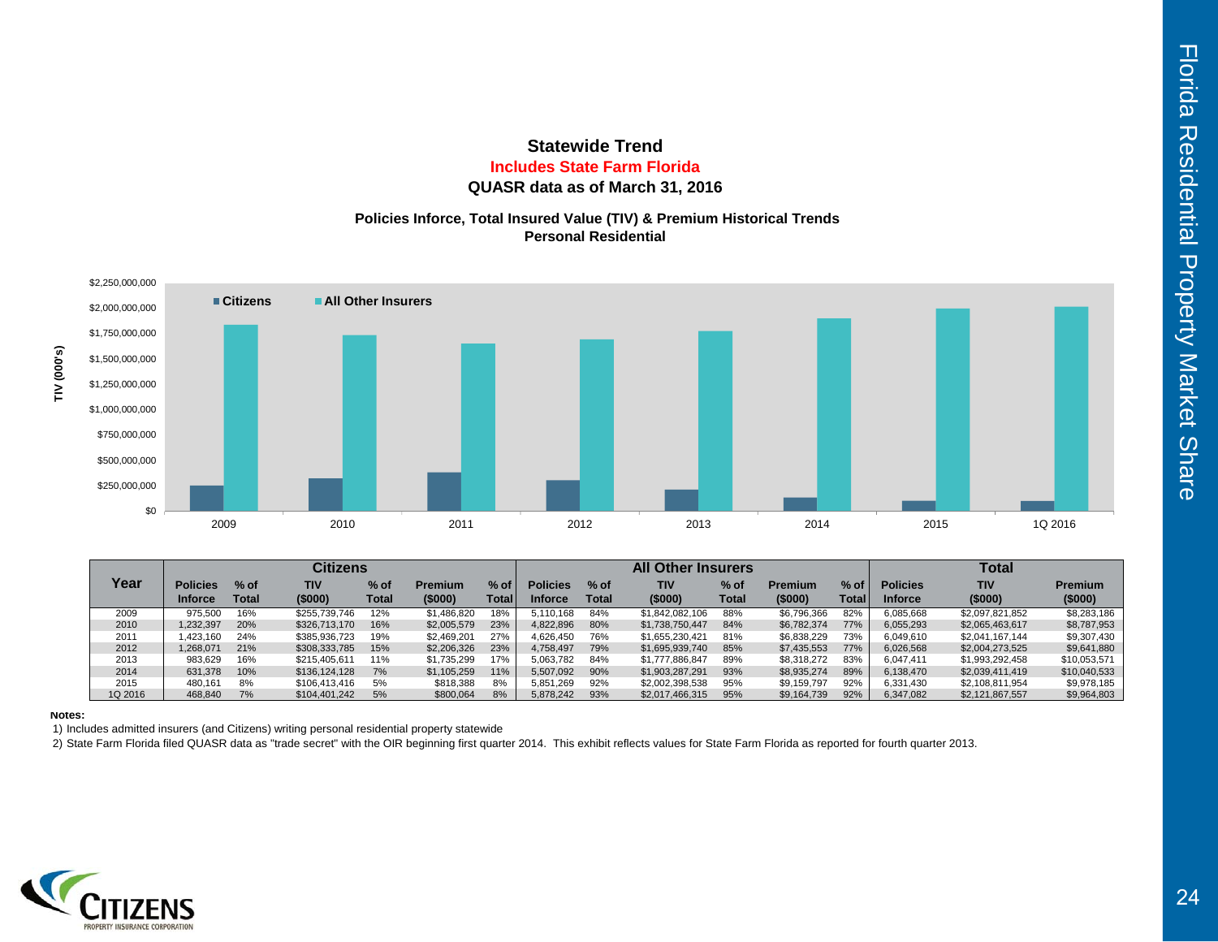# Statewide Trend

**Includes State Farm Florida**

**QUASR data as of March 31, 2016**

**Policies Inforce, Total Insured Value (TIV) & Premium Historical Trends**
**Personal Residential**

| Year | Citizens | | | | | | All Other Insurers | | | | | | Total | | |
|---|---|---|---|---|---|---|---|---|---|---|---|---|---|---|---|
| | Policies Inforce | % of Total | TIV ($000) | % of Total | Premium ($000) | % of Total | Policies Inforce | % of Total | TIV ($000) | % of Total | Premium ($000) | % of Total | Policies Inforce | TIV ($000) | Premium ($000) |
| 2009 | 975,500 | 16% | $255,739,746 | 12% | $1,486,820 | 18% | 5,110,168 | 84% | $1,842,082,106 | 88% | $6,796,366 | 82% | 6,085,668 | $2,097,821,852 | $8,283,186 |
| 2010 | 1,232,397 | 20% | $326,713,170 | 16% | $2,005,579 | 23% | 4,822,896 | 80% | $1,738,750,447 | 84% | $6,782,374 | 77% | 6,055,293 | $2,065,463,617 | $8,787,953 |
| 2011 | 1,423,160 | 24% | $385,936,723 | 19% | $2,469,201 | 27% | 4,626,450 | 76% | $1,655,230,421 | 81% | $6,838,229 | 73% | 6,049,610 | $2,041,167,144 | $9,307,430 |
| 2012 | 1,268,071 | 21% | $308,333,785 | 15% | $2,206,326 | 23% | 4,758,497 | 79% | $1,695,939,740 | 85% | $7,435,553 | 77% | 6,026,568 | $2,004,273,525 | $9,641,880 |
| 2013 | 983,629 | 16% | $215,405,611 | 11% | $1,735,299 | 17% | 5,063,782 | 84% | $1,777,886,847 | 89% | $8,318,272 | 83% | 6,047,411 | $1,993,292,458 | $10,053,571 |
| 2014 | 631,378 | 10% | $136,124,128 | 7% | $1,105,259 | 11% | 5,507,092 | 90% | $1,903,287,291 | 93% | $8,935,274 | 89% | 6,138,470 | $2,039,411,419 | $10,040,533 |
| 2015 | 480,161 | 8% | $106,413,416 | 5% | $818,388 | 8% | 5,851,269 | 92% | $2,002,398,538 | 95% | $9,159,797 | 92% | 6,331,430 | $2,108,811,954 | $9,978,185 |
| 1Q 2016 | 468,840 | 7% | $104,401,242 | 5% | $800,064 | 8% | 5,878,242 | 93% | $2,017,466,315 | 95% | $9,164,739 | 92% | 6,347,082 | $2,121,867,557 | $9,964,803 |

**Notes:**

1) Includes admitted insurers (and Citizens) writing personal residential property statewide

2) State Farm Florida filed QUASR data as "trade secret" with the OIR beginning first quarter 2014. This exhibit reflects values for State Farm Florida as reported for fourth quarter 2013.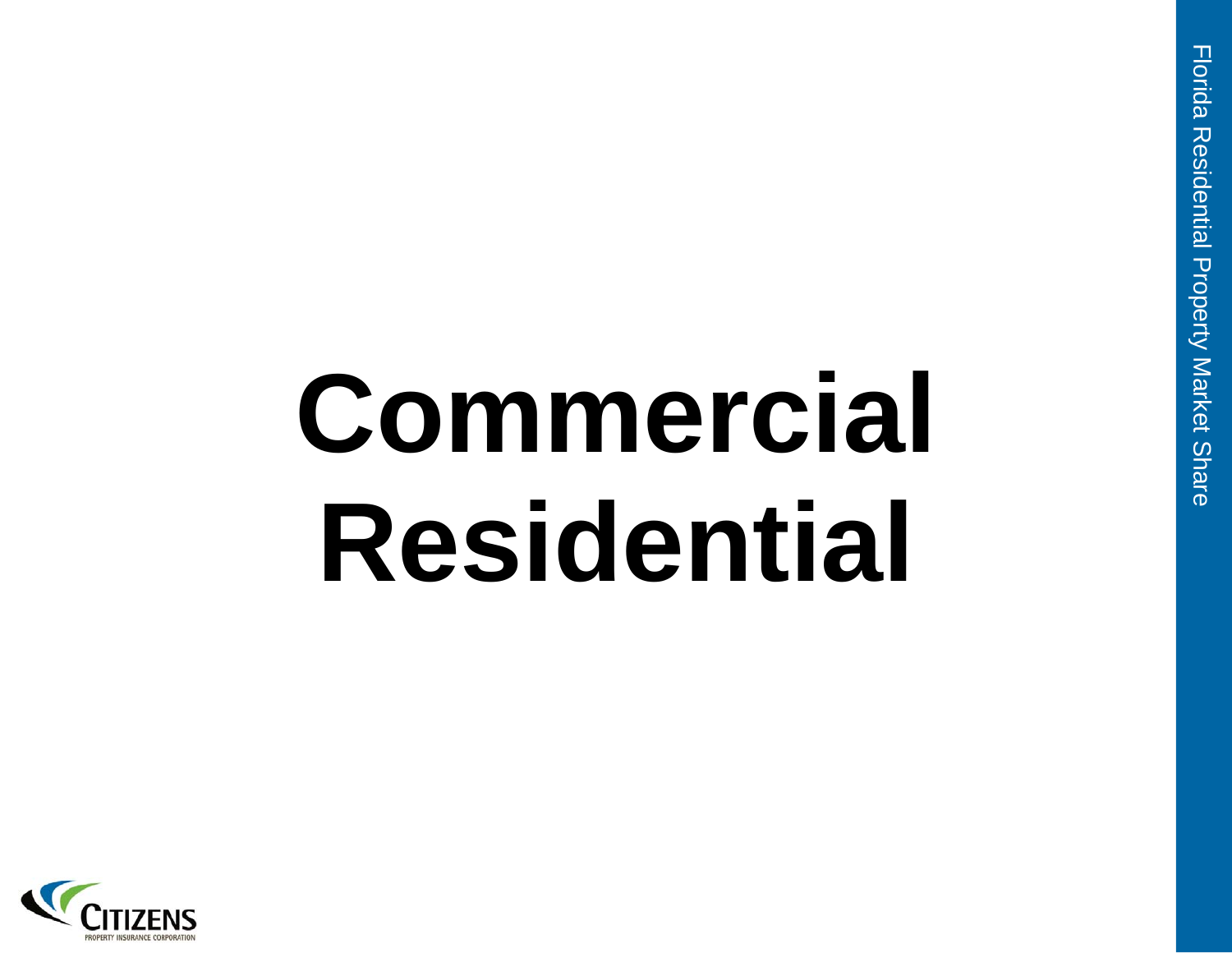# Commercial Residential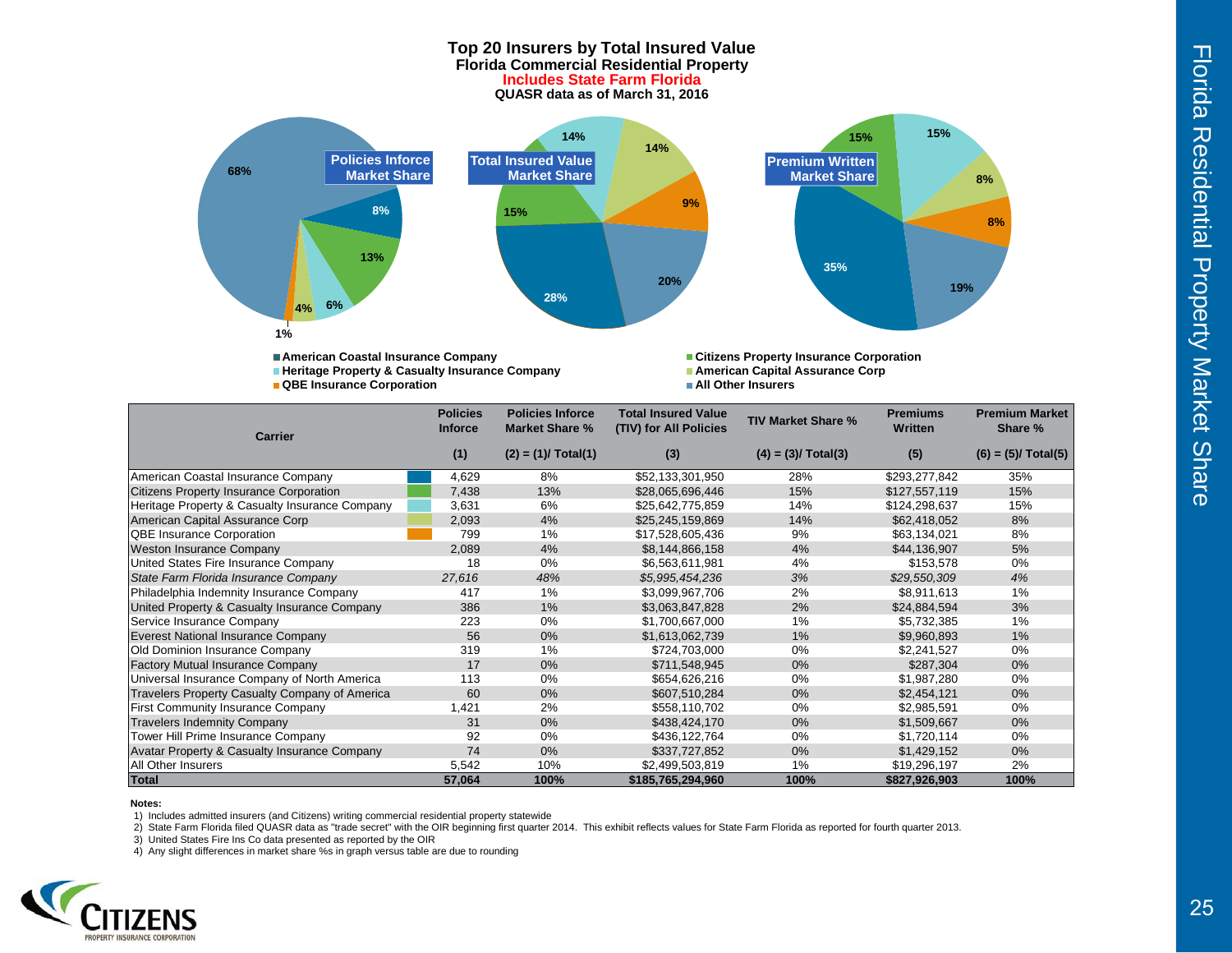# Top 20 Insurers by Total Insured Value
## Florida Commercial Residential Property
**Includes State Farm Florida**
**QUASR data as of March 31, 2016**

**Policies Inforce Market Share**: 68%, 8%, 13%, 6%, 4%, 1%

**Total Insured Value Market Share**: 14%, 14%, 15%, 9%, 20%, 28%

**Premium Written Market Share**: 15%, 15%, 8%, 8%, 19%, 35%

Legend: American Coastal Insurance Company; Citizens Property Insurance Corporation; Heritage Property & Casualty Insurance Company; American Capital Assurance Corp; QBE Insurance Corporation; All Other Insurers

| Carrier | Policies Inforce | Policies Inforce Market Share % | Total Insured Value (TIV) for All Policies | TIV Market Share % | Premiums Written | Premium Market Share % |
|---|---|---|---|---|---|---|
| | (1) | (2) = (1)/ Total(1) | (3) | (4) = (3)/ Total(3) | (5) | (6) = (5)/ Total(5) |
| American Coastal Insurance Company | 4,629 | 8% | $52,133,301,950 | 28% | $293,277,842 | 35% |
| Citizens Property Insurance Corporation | 7,438 | 13% | $28,065,696,446 | 15% | $127,557,119 | 15% |
| Heritage Property & Casualty Insurance Company | 3,631 | 6% | $25,642,775,859 | 14% | $124,298,637 | 15% |
| American Capital Assurance Corp | 2,093 | 4% | $25,245,159,869 | 14% | $62,418,052 | 8% |
| QBE Insurance Corporation | 799 | 1% | $17,528,605,436 | 9% | $63,134,021 | 8% |
| Weston Insurance Company | 2,089 | 4% | $8,144,866,158 | 4% | $44,136,907 | 5% |
| United States Fire Insurance Company | 18 | 0% | $6,563,611,981 | 4% | $153,578 | 0% |
| *State Farm Florida Insurance Company* | *27,616* | *48%* | *$5,995,454,236* | *3%* | *$29,550,309* | *4%* |
| Philadelphia Indemnity Insurance Company | 417 | 1% | $3,099,967,706 | 2% | $8,911,613 | 1% |
| United Property & Casualty Insurance Company | 386 | 1% | $3,063,847,828 | 2% | $24,884,594 | 3% |
| Service Insurance Company | 223 | 0% | $1,700,667,000 | 1% | $5,732,385 | 1% |
| Everest National Insurance Company | 56 | 0% | $1,613,062,739 | 1% | $9,960,893 | 1% |
| Old Dominion Insurance Company | 319 | 1% | $724,703,000 | 0% | $2,241,527 | 0% |
| Factory Mutual Insurance Company | 17 | 0% | $711,548,945 | 0% | $287,304 | 0% |
| Universal Insurance Company of North America | 113 | 0% | $654,626,216 | 0% | $1,987,280 | 0% |
| Travelers Property Casualty Company of America | 60 | 0% | $607,510,284 | 0% | $2,454,121 | 0% |
| First Community Insurance Company | 1,421 | 2% | $558,110,702 | 0% | $2,985,591 | 0% |
| Travelers Indemnity Company | 31 | 0% | $438,424,170 | 0% | $1,509,667 | 0% |
| Tower Hill Prime Insurance Company | 92 | 0% | $436,122,764 | 0% | $1,720,114 | 0% |
| Avatar Property & Casualty Insurance Company | 74 | 0% | $337,727,852 | 0% | $1,429,152 | 0% |
| All Other Insurers | 5,542 | 10% | $2,499,503,819 | 1% | $19,296,197 | 2% |
| **Total** | **57,064** | **100%** | **$185,765,294,960** | **100%** | **$827,926,903** | **100%** |

**Notes:**
1) Includes admitted insurers (and Citizens) writing commercial residential property statewide
2) State Farm Florida filed QUASR data as "trade secret" with the OIR beginning first quarter 2014. This exhibit reflects values for State Farm Florida as reported for fourth quarter 2013.
3) United States Fire Ins Co data presented as reported by the OIR
4) Any slight differences in market share %s in graph versus table are due to rounding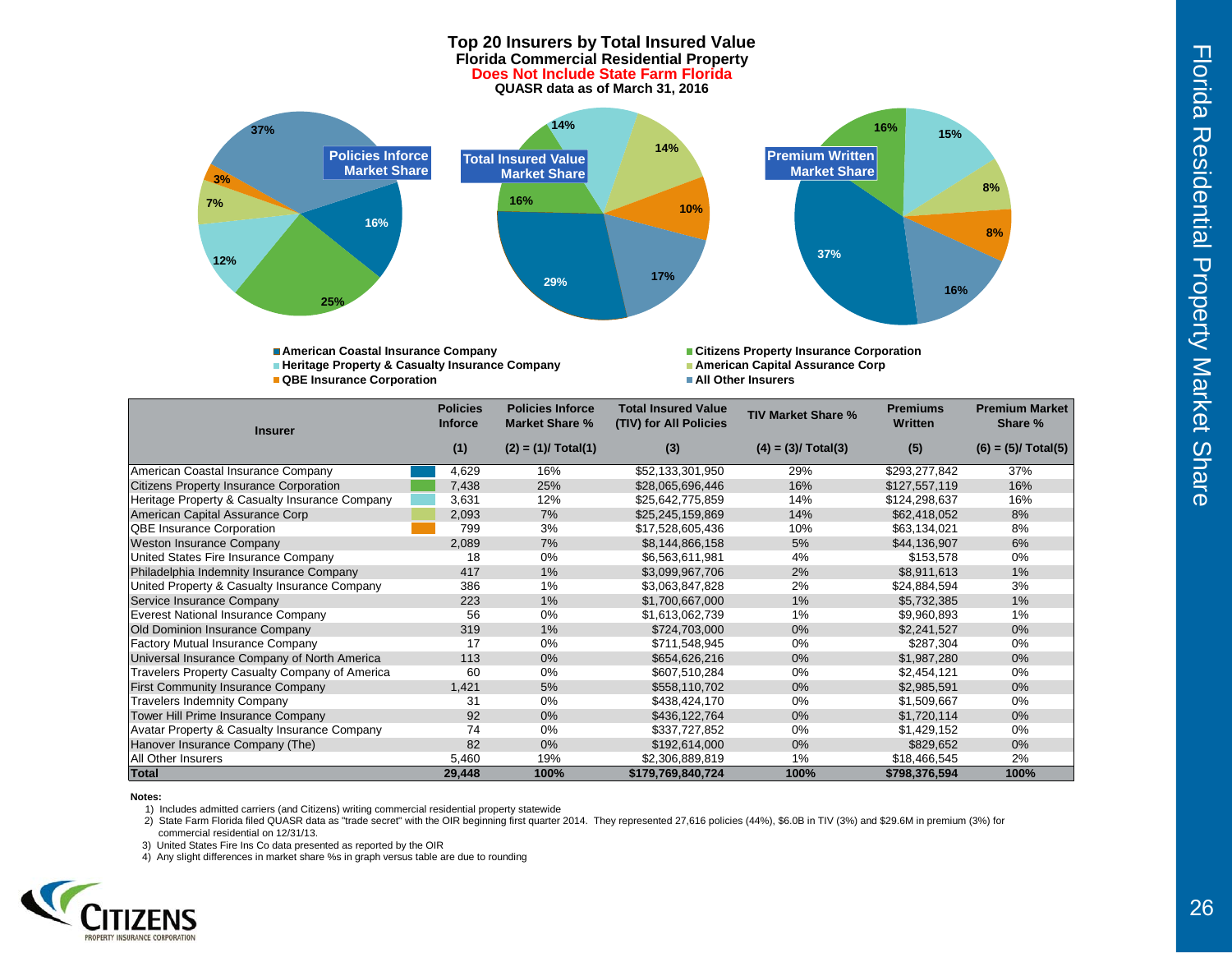# Top 20 Insurers by Total Insured Value

**Florida Commercial Residential Property**

**Does Not Include State Farm Florida**

**QUASR data as of March 31, 2016**

**Policies Inforce Market Share**: American Coastal Insurance Company 16%; Citizens Property Insurance Corporation 25%; Heritage Property & Casualty Insurance Company 12%; American Capital Assurance Corp 7%; QBE Insurance Corporation 3%; All Other Insurers 37%

**Total Insured Value Market Share**: American Coastal Insurance Company 29%; Citizens Property Insurance Corporation 16%; Heritage Property & Casualty Insurance Company 14%; American Capital Assurance Corp 14%; QBE Insurance Corporation 10%; All Other Insurers 17%

**Premium Written Market Share**: American Coastal Insurance Company 37%; Citizens Property Insurance Corporation 16%; Heritage Property & Casualty Insurance Company 15%; American Capital Assurance Corp 8%; QBE Insurance Corporation 8%; All Other Insurers 16%

| Insurer | Policies Inforce (1) | Policies Inforce Market Share % (2) = (1)/ Total(1) | Total Insured Value (TIV) for All Policies (3) | TIV Market Share % (4) = (3)/ Total(3) | Premiums Written (5) | Premium Market Share % (6) = (5)/ Total(5) |
|---|---|---|---|---|---|---|
| American Coastal Insurance Company | 4,629 | 16% | $52,133,301,950 | 29% | $293,277,842 | 37% |
| Citizens Property Insurance Corporation | 7,438 | 25% | $28,065,696,446 | 16% | $127,557,119 | 16% |
| Heritage Property & Casualty Insurance Company | 3,631 | 12% | $25,642,775,859 | 14% | $124,298,637 | 16% |
| American Capital Assurance Corp | 2,093 | 7% | $25,245,159,869 | 14% | $62,418,052 | 8% |
| QBE Insurance Corporation | 799 | 3% | $17,528,605,436 | 10% | $63,134,021 | 8% |
| Weston Insurance Company | 2,089 | 7% | $8,144,866,158 | 5% | $44,136,907 | 6% |
| United States Fire Insurance Company | 18 | 0% | $6,563,611,981 | 4% | $153,578 | 0% |
| Philadelphia Indemnity Insurance Company | 417 | 1% | $3,099,967,706 | 2% | $8,911,613 | 1% |
| United Property & Casualty Insurance Company | 386 | 1% | $3,063,847,828 | 2% | $24,884,594 | 3% |
| Service Insurance Company | 223 | 1% | $1,700,667,000 | 1% | $5,732,385 | 1% |
| Everest National Insurance Company | 56 | 0% | $1,613,062,739 | 1% | $9,960,893 | 1% |
| Old Dominion Insurance Company | 319 | 1% | $724,703,000 | 0% | $2,241,527 | 0% |
| Factory Mutual Insurance Company | 17 | 0% | $711,548,945 | 0% | $287,304 | 0% |
| Universal Insurance Company of North America | 113 | 0% | $654,626,216 | 0% | $1,987,280 | 0% |
| Travelers Property Casualty Company of America | 60 | 0% | $607,510,284 | 0% | $2,454,121 | 0% |
| First Community Insurance Company | 1,421 | 5% | $558,110,702 | 0% | $2,985,591 | 0% |
| Travelers Indemnity Company | 31 | 0% | $438,424,170 | 0% | $1,509,667 | 0% |
| Tower Hill Prime Insurance Company | 92 | 0% | $436,122,764 | 0% | $1,720,114 | 0% |
| Avatar Property & Casualty Insurance Company | 74 | 0% | $337,727,852 | 0% | $1,429,152 | 0% |
| Hanover Insurance Company (The) | 82 | 0% | $192,614,000 | 0% | $829,652 | 0% |
| All Other Insurers | 5,460 | 19% | $2,306,889,819 | 1% | $18,466,545 | 2% |
| **Total** | **29,448** | **100%** | **$179,769,840,724** | **100%** | **$798,376,594** | **100%** |

**Notes:**

1) Includes admitted carriers (and Citizens) writing commercial residential property statewide
2) State Farm Florida filed QUASR data as "trade secret" with the OIR beginning first quarter 2014. They represented 27,616 policies (44%), $6.0B in TIV (3%) and $29.6M in premium (3%) for commercial residential on 12/31/13.
3) United States Fire Ins Co data presented as reported by the OIR
4) Any slight differences in market share %s in graph versus table are due to rounding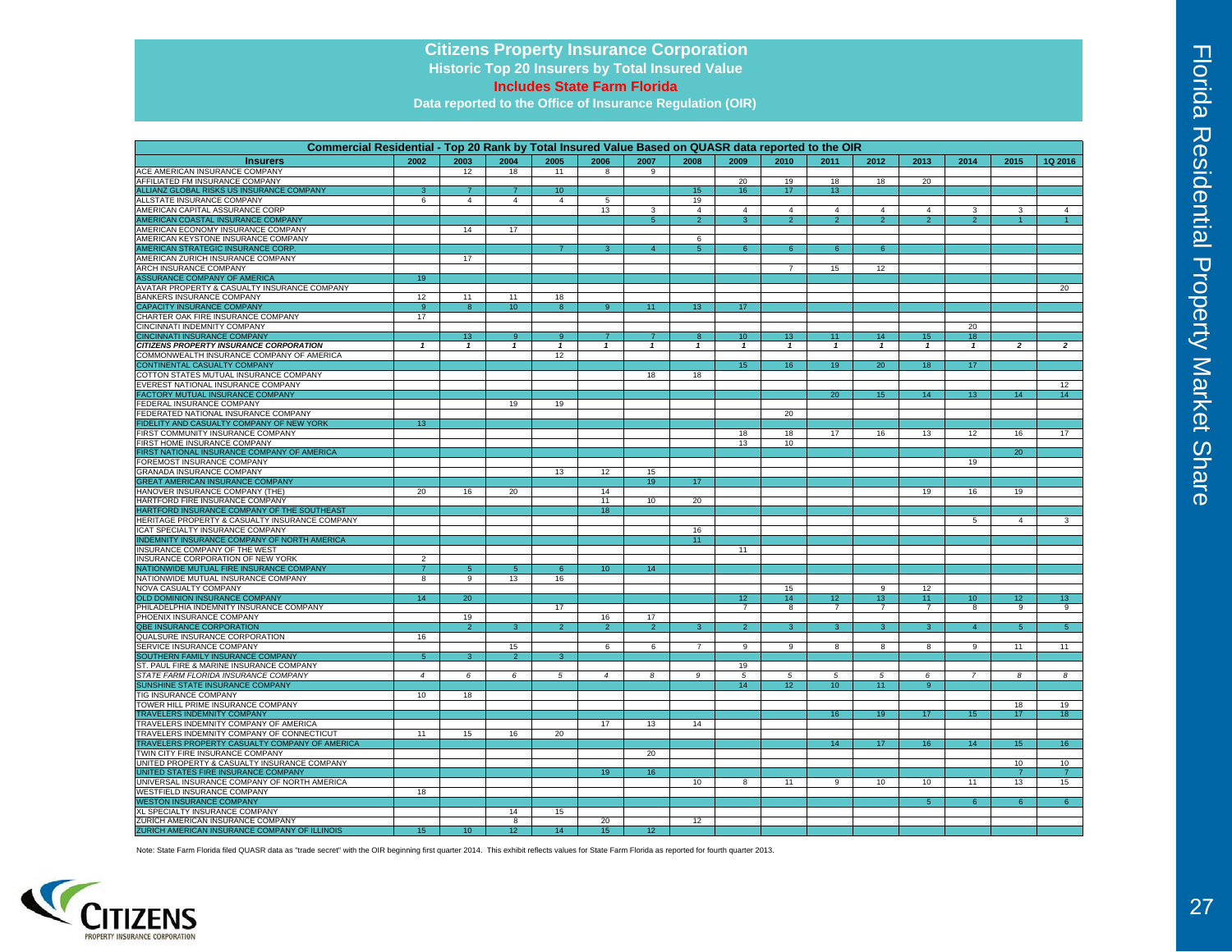# Citizens Property Insurance Corporation

**Historic Top 20 Insurers by Total Insured Value**

**Includes State Farm Florida**

**Data reported to the Office of Insurance Regulation (OIR)**

**Commercial Residential - Top 20 Rank by Total Insured Value Based on QUASR data reported to the OIR**

| Insurers | 2002 | 2003 | 2004 | 2005 | 2006 | 2007 | 2008 | 2009 | 2010 | 2011 | 2012 | 2013 | 2014 | 2015 | 1Q 2016 |
|---|---|---|---|---|---|---|---|---|---|---|---|---|---|---|---|
| ACE AMERICAN INSURANCE COMPANY | | 12 | 18 | 11 | 8 | 9 | | | | | | | | | |
| AFFILIATED FM INSURANCE COMPANY | | | | | | | | 20 | 19 | 18 | 18 | 20 | | | |
| ALLIANZ GLOBAL RISKS US INSURANCE COMPANY | 3 | 7 | 7 | 10 | | | 15 | 16 | 17 | 13 | | | | | |
| ALLSTATE INSURANCE COMPANY | 6 | 4 | 4 | 4 | 5 | | 19 | | | | | | | | |
| AMERICAN CAPITAL ASSURANCE CORP | | | | | 13 | 3 | 4 | 4 | 4 | 4 | 4 | 4 | 3 | 3 | 4 |
| AMERICAN COASTAL INSURANCE COMPANY | | | | | | 5 | 2 | 3 | 2 | 2 | 2 | 2 | 2 | 1 | 1 |
| AMERICAN ECONOMY INSURANCE COMPANY | | 14 | 17 | | | | | | | | | | | | |
| AMERICAN KEYSTONE INSURANCE COMPANY | | | | | | | 6 | | | | | | | | |
| AMERICAN STRATEGIC INSURANCE CORP. | | | | 7 | 3 | 4 | 5 | 6 | 6 | 6 | 6 | | | | |
| AMERICAN ZURICH INSURANCE COMPANY | | 17 | | | | | | | | | | | | | |
| ARCH INSURANCE COMPANY | | | | | | | | | 7 | 15 | 12 | | | | |
| ASSURANCE COMPANY OF AMERICA | 19 | | | | | | | | | | | | | | |
| AVATAR PROPERTY & CASUALTY INSURANCE COMPANY | | | | | | | | | | | | | | | 20 |
| BANKERS INSURANCE COMPANY | 12 | 11 | 11 | 18 | | | | | | | | | | | |
| CAPACITY INSURANCE COMPANY | 9 | 8 | 10 | 8 | 9 | 11 | 13 | 17 | | | | | | | |
| CHARTER OAK FIRE INSURANCE COMPANY | 17 | | | | | | | | | | | | | | |
| CINCINNATI INDEMNITY COMPANY | | | | | | | | | | | | | 20 | | |
| CINCINNATI INSURANCE COMPANY | | 13 | 9 | 9 | 7 | 7 | 8 | 10 | 13 | 11 | 14 | 15 | 18 | | |
| *CITIZENS PROPERTY INSURANCE CORPORATION* | *1* | *1* | *1* | *1* | *1* | *1* | *1* | *1* | *1* | *1* | *1* | *1* | *1* | *2* | *2* |
| COMMONWEALTH INSURANCE COMPANY OF AMERICA | | | | 12 | | | | | | | | | | | |
| CONTINENTAL CASUALTY COMPANY | | | | | | | | 15 | 16 | 19 | 20 | 18 | 17 | | |
| COTTON STATES MUTUAL INSURANCE COMPANY | | | | | | 18 | 18 | | | | | | | | |
| EVEREST NATIONAL INSURANCE COMPANY | | | | | | | | | | | | | | | 12 |
| FACTORY MUTUAL INSURANCE COMPANY | | | | | | | | | | 20 | 15 | 14 | 13 | 14 | 14 |
| FEDERAL INSURANCE COMPANY | | | 19 | 19 | | | | | | | | | | | |
| FEDERATED NATIONAL INSURANCE COMPANY | | | | | | | | | 20 | | | | | | |
| FIDELITY AND CASUALTY COMPANY OF NEW YORK | 13 | | | | | | | | | | | | | | |
| FIRST COMMUNITY INSURANCE COMPANY | | | | | | | | 18 | 18 | 17 | 16 | 13 | 12 | 16 | 17 |
| FIRST HOME INSURANCE COMPANY | | | | | | | | 13 | 10 | | | | | | |
| FIRST NATIONAL INSURANCE COMPANY OF AMERICA | | | | | | | | | | | | | | 20 | |
| FOREMOST INSURANCE COMPANY | | | | | | | | | | | | | 19 | | |
| GRANADA INSURANCE COMPANY | | | | 13 | 12 | 15 | | | | | | | | | |
| GREAT AMERICAN INSURANCE COMPANY | | | | | | 19 | 17 | | | | | | | | |
| HANOVER INSURANCE COMPANY (THE) | 20 | 16 | 20 | | 14 | | | | | | | 19 | 16 | 19 | |
| HARTFORD FIRE INSURANCE COMPANY | | | | | 11 | 10 | 20 | | | | | | | | |
| HARTFORD INSURANCE COMPANY OF THE SOUTHEAST | | | | | 18 | | | | | | | | | | |
| HERITAGE PROPERTY & CASUALTY INSURANCE COMPANY | | | | | | | | | | | | | 5 | 4 | 3 |
| ICAT SPECIALTY INSURANCE COMPANY | | | | | | | 16 | | | | | | | | |
| INDEMNITY INSURANCE COMPANY OF NORTH AMERICA | | | | | | | 11 | | | | | | | | |
| INSURANCE COMPANY OF THE WEST | | | | | | | | 11 | | | | | | | |
| INSURANCE CORPORATION OF NEW YORK | 2 | | | | | | | | | | | | | | |
| NATIONWIDE MUTUAL FIRE INSURANCE COMPANY | 7 | 5 | 5 | 6 | 10 | 14 | | | | | | | | | |
| NATIONWIDE MUTUAL INSURANCE COMPANY | 8 | 9 | 13 | 16 | | | | | | | | | | | |
| NOVA CASUALTY COMPANY | | | | | | | | | 15 | | 9 | 12 | | | |
| OLD DOMINION INSURANCE COMPANY | 14 | 20 | | | | | | 12 | 14 | 12 | 13 | 11 | 10 | 12 | 13 |
| PHILADELPHIA INDEMNITY INSURANCE COMPANY | | | | 17 | | | | 7 | 8 | 7 | 7 | 7 | 8 | 9 | 9 |
| PHOENIX INSURANCE COMPANY | | 19 | | | 16 | 17 | | | | | | | | | |
| QBE INSURANCE CORPORATION | | 2 | 3 | 2 | 2 | 2 | 3 | 2 | 3 | 3 | 3 | 3 | 4 | 5 | 5 |
| QUALSURE INSURANCE CORPORATION | 16 | | | | | | | | | | | | | | |
| SERVICE INSURANCE COMPANY | | | 15 | | 6 | 6 | 7 | 9 | 9 | 8 | 8 | 8 | 9 | 11 | 11 |
| SOUTHERN FAMILY INSURANCE COMPANY | 5 | 3 | 2 | 3 | | | | | | | | | | | |
| ST. PAUL FIRE & MARINE INSURANCE COMPANY | | | | | | | | 19 | | | | | | | |
| *STATE FARM FLORIDA INSURANCE COMPANY* | *4* | *6* | *6* | *5* | *4* | *8* | *9* | *5* | *5* | *5* | *5* | *6* | *7* | *8* | *8* |
| SUNSHINE STATE INSURANCE COMPANY | | | | | | | | 14 | 12 | 10 | 11 | 9 | | | |
| TIG INSURANCE COMPANY | 10 | 18 | | | | | | | | | | | | | |
| TOWER HILL PRIME INSURANCE COMPANY | | | | | | | | | | | | | | 18 | 19 |
| TRAVELERS INDEMNITY COMPANY | | | | | | | | | | 16 | 19 | 17 | 15 | 17 | 18 |
| TRAVELERS INDEMNITY COMPANY OF AMERICA | | | | | 17 | 13 | 14 | | | | | | | | |
| TRAVELERS INDEMNITY COMPANY OF CONNECTICUT | 11 | 15 | 16 | 20 | | | | | | | | | | | |
| TRAVELERS PROPERTY CASUALTY COMPANY OF AMERICA | | | | | | | | | | 14 | 17 | 16 | 14 | 15 | 16 |
| TWIN CITY FIRE INSURANCE COMPANY | | | | | | 20 | | | | | | | | | |
| UNITED PROPERTY & CASUALTY INSURANCE COMPANY | | | | | | | | | | | | | | 10 | 10 |
| UNITED STATES FIRE INSURANCE COMPANY | | | | | 19 | 16 | | | | | | | | 7 | 7 |
| UNIVERSAL INSURANCE COMPANY OF NORTH AMERICA | | | | | | | 10 | 8 | 11 | 9 | 10 | 10 | 11 | 13 | 15 |
| WESTFIELD INSURANCE COMPANY | 18 | | | | | | | | | | | | | | |
| WESTON INSURANCE COMPANY | | | | | | | | | | | | 5 | 6 | 6 | 6 |
| XL SPECIALTY INSURANCE COMPANY | | | 14 | 15 | | | | | | | | | | | |
| ZURICH AMERICAN INSURANCE COMPANY | | | 8 | | 20 | | 12 | | | | | | | | |
| ZURICH AMERICAN INSURANCE COMPANY OF ILLINOIS | 15 | 10 | 12 | 14 | 15 | 12 | | | | | | | | | |

Note: State Farm Florida filed QUASR data as "trade secret" with the OIR beginning first quarter 2014. This exhibit reflects values for State Farm Florida as reported for fourth quarter 2013.

Florida Residential Property Market Share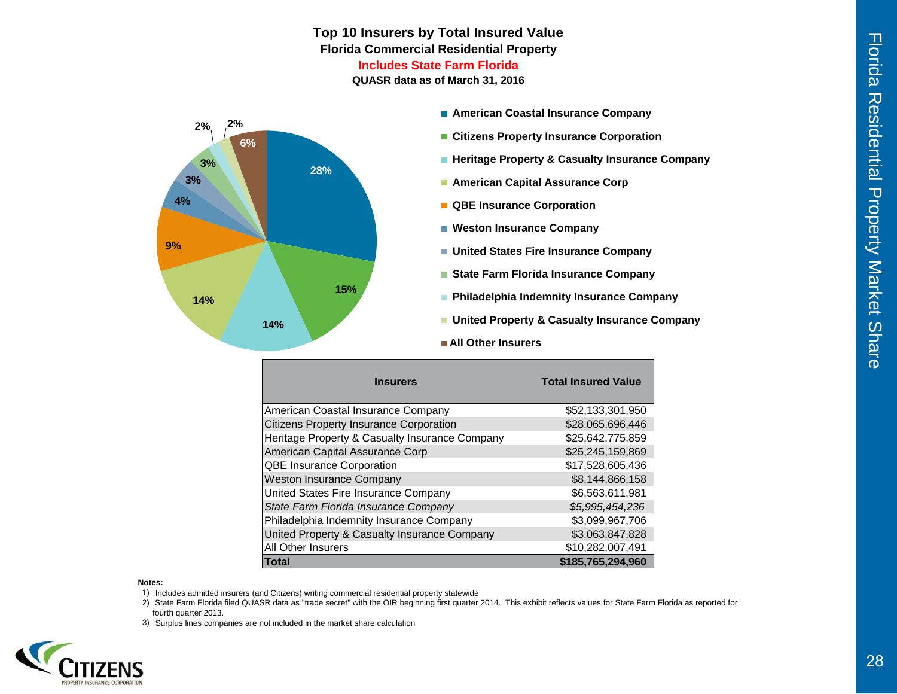# Top 10 Insurers by Total Insured Value

**Florida Commercial Residential Property**

**Includes State Farm Florida**

**QUASR data as of March 31, 2016**

| Insurers | Total Insured Value |
|---|---|
| American Coastal Insurance Company | $52,133,301,950 |
| Citizens Property Insurance Corporation | $28,065,696,446 |
| Heritage Property & Casualty Insurance Company | $25,642,775,859 |
| American Capital Assurance Corp | $25,245,159,869 |
| QBE Insurance Corporation | $17,528,605,436 |
| Weston Insurance Company | $8,144,866,158 |
| United States Fire Insurance Company | $6,563,611,981 |
| *State Farm Florida Insurance Company* | *$5,995,454,236* |
| Philadelphia Indemnity Insurance Company | $3,099,967,706 |
| United Property & Casualty Insurance Company | $3,063,847,828 |
| All Other Insurers | $10,282,007,491 |
| **Total** | **$185,765,294,960** |

**Notes:**

1) Includes admitted insurers (and Citizens) writing commercial residential property statewide
2) State Farm Florida filed QUASR data as "trade secret" with the OIR beginning first quarter 2014. This exhibit reflects values for State Farm Florida as reported for fourth quarter 2013.
3) Surplus lines companies are not included in the market share calculation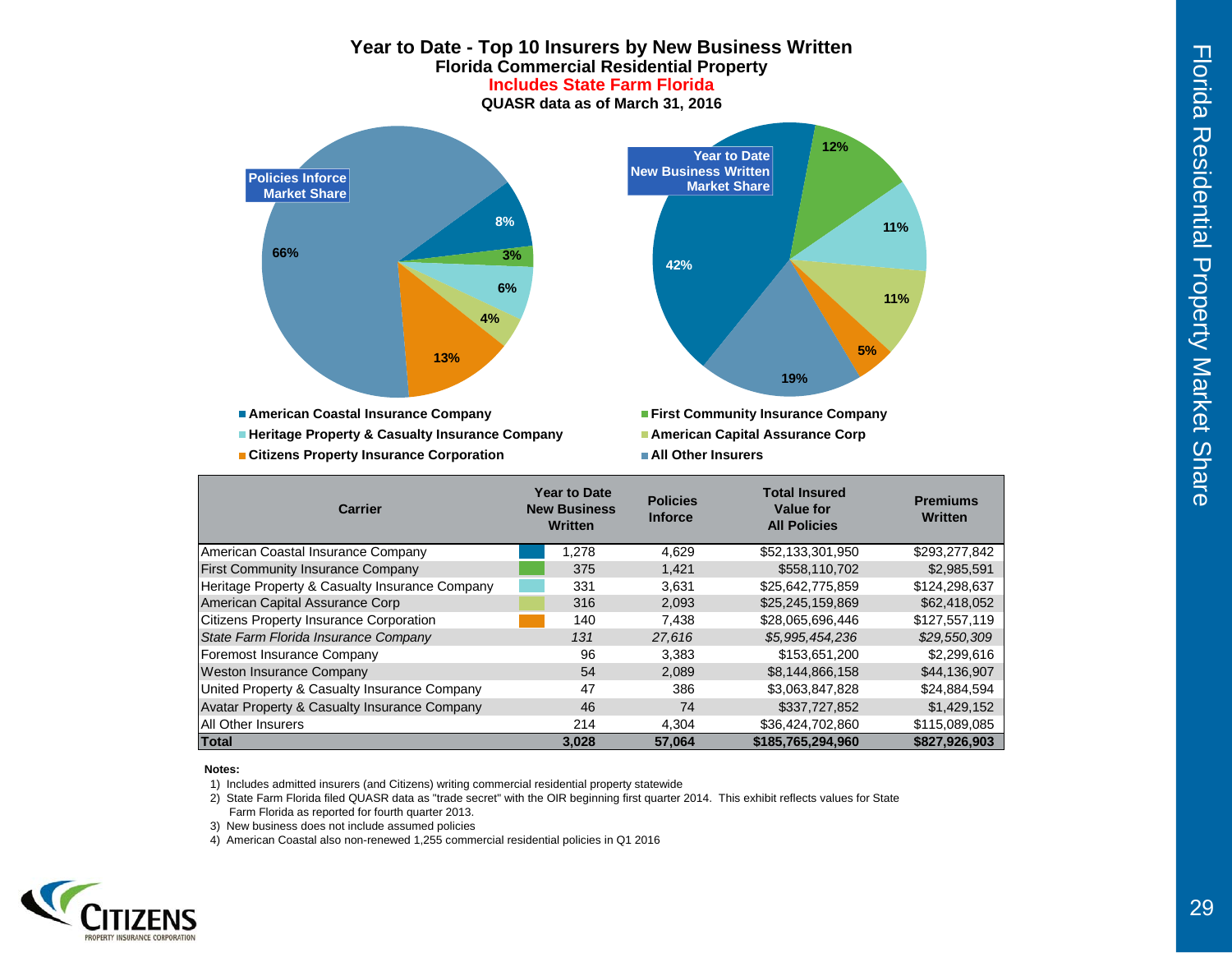# Year to Date - Top 10 Insurers by New Business Written

## Florida Commercial Residential Property

**Includes State Farm Florida**

**QUASR data as of March 31, 2016**

**Policies Inforce Market Share**

- American Coastal Insurance Company: 8%
- First Community Insurance Company: 3%
- Heritage Property & Casualty Insurance Company: 6%
- American Capital Assurance Corp: 4%
- Citizens Property Insurance Corporation: 13%
- All Other Insurers: 66%

**Year to Date New Business Written Market Share**

- American Coastal Insurance Company: 42%
- First Community Insurance Company: 12%
- Heritage Property & Casualty Insurance Company: 11%
- American Capital Assurance Corp: 11%
- Citizens Property Insurance Corporation: 5%
- All Other Insurers: 19%

| Carrier | Year to Date New Business Written | Policies Inforce | Total Insured Value for All Policies | Premiums Written |
|---|---|---|---|---|
| American Coastal Insurance Company | 1,278 | 4,629 | $52,133,301,950 | $293,277,842 |
| First Community Insurance Company | 375 | 1,421 | $558,110,702 | $2,985,591 |
| Heritage Property & Casualty Insurance Company | 331 | 3,631 | $25,642,775,859 | $124,298,637 |
| American Capital Assurance Corp | 316 | 2,093 | $25,245,159,869 | $62,418,052 |
| Citizens Property Insurance Corporation | 140 | 7,438 | $28,065,696,446 | $127,557,119 |
| *State Farm Florida Insurance Company* | *131* | *27,616* | *$5,995,454,236* | *$29,550,309* |
| Foremost Insurance Company | 96 | 3,383 | $153,651,200 | $2,299,616 |
| Weston Insurance Company | 54 | 2,089 | $8,144,866,158 | $44,136,907 |
| United Property & Casualty Insurance Company | 47 | 386 | $3,063,847,828 | $24,884,594 |
| Avatar Property & Casualty Insurance Company | 46 | 74 | $337,727,852 | $1,429,152 |
| All Other Insurers | 214 | 4,304 | $36,424,702,860 | $115,089,085 |
| **Total** | **3,028** | **57,064** | **$185,765,294,960** | **$827,926,903** |

**Notes:**

1) Includes admitted insurers (and Citizens) writing commercial residential property statewide
2) State Farm Florida filed QUASR data as "trade secret" with the OIR beginning first quarter 2014. This exhibit reflects values for State Farm Florida as reported for fourth quarter 2013.
3) New business does not include assumed policies
4) American Coastal also non-renewed 1,255 commercial residential policies in Q1 2016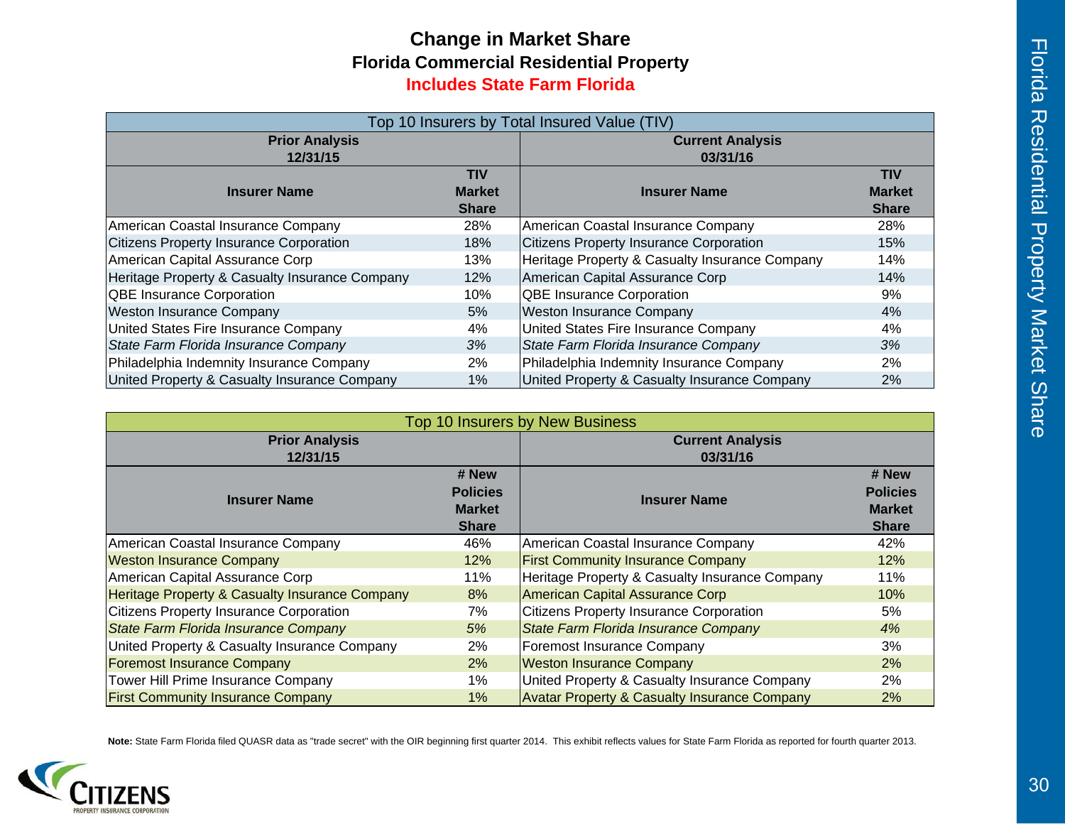# Change in Market Share

## Florida Commercial Residential Property

**Includes State Farm Florida**

| Top 10 Insurers by Total Insured Value (TIV) | | | |
|---|---|---|---|
| **Prior Analysis 12/31/15** | | **Current Analysis 03/31/16** | |
| **Insurer Name** | **TIV Market Share** | **Insurer Name** | **TIV Market Share** |
| American Coastal Insurance Company | 28% | American Coastal Insurance Company | 28% |
| Citizens Property Insurance Corporation | 18% | Citizens Property Insurance Corporation | 15% |
| American Capital Assurance Corp | 13% | Heritage Property & Casualty Insurance Company | 14% |
| Heritage Property & Casualty Insurance Company | 12% | American Capital Assurance Corp | 14% |
| QBE Insurance Corporation | 10% | QBE Insurance Corporation | 9% |
| Weston Insurance Company | 5% | Weston Insurance Company | 4% |
| United States Fire Insurance Company | 4% | United States Fire Insurance Company | 4% |
| *State Farm Florida Insurance Company* | *3%* | *State Farm Florida Insurance Company* | *3%* |
| Philadelphia Indemnity Insurance Company | 2% | Philadelphia Indemnity Insurance Company | 2% |
| United Property & Casualty Insurance Company | 1% | United Property & Casualty Insurance Company | 2% |

| Top 10 Insurers by New Business | | | |
|---|---|---|---|
| **Prior Analysis 12/31/15** | | **Current Analysis 03/31/16** | |
| **Insurer Name** | **# New Policies Market Share** | **Insurer Name** | **# New Policies Market Share** |
| American Coastal Insurance Company | 46% | American Coastal Insurance Company | 42% |
| Weston Insurance Company | 12% | First Community Insurance Company | 12% |
| American Capital Assurance Corp | 11% | Heritage Property & Casualty Insurance Company | 11% |
| Heritage Property & Casualty Insurance Company | 8% | American Capital Assurance Corp | 10% |
| Citizens Property Insurance Corporation | 7% | Citizens Property Insurance Corporation | 5% |
| *State Farm Florida Insurance Company* | *5%* | *State Farm Florida Insurance Company* | *4%* |
| United Property & Casualty Insurance Company | 2% | Foremost Insurance Company | 3% |
| Foremost Insurance Company | 2% | Weston Insurance Company | 2% |
| Tower Hill Prime Insurance Company | 1% | United Property & Casualty Insurance Company | 2% |
| First Community Insurance Company | 1% | Avatar Property & Casualty Insurance Company | 2% |

**Note:** State Farm Florida filed QUASR data as "trade secret" with the OIR beginning first quarter 2014. This exhibit reflects values for State Farm Florida as reported for fourth quarter 2013.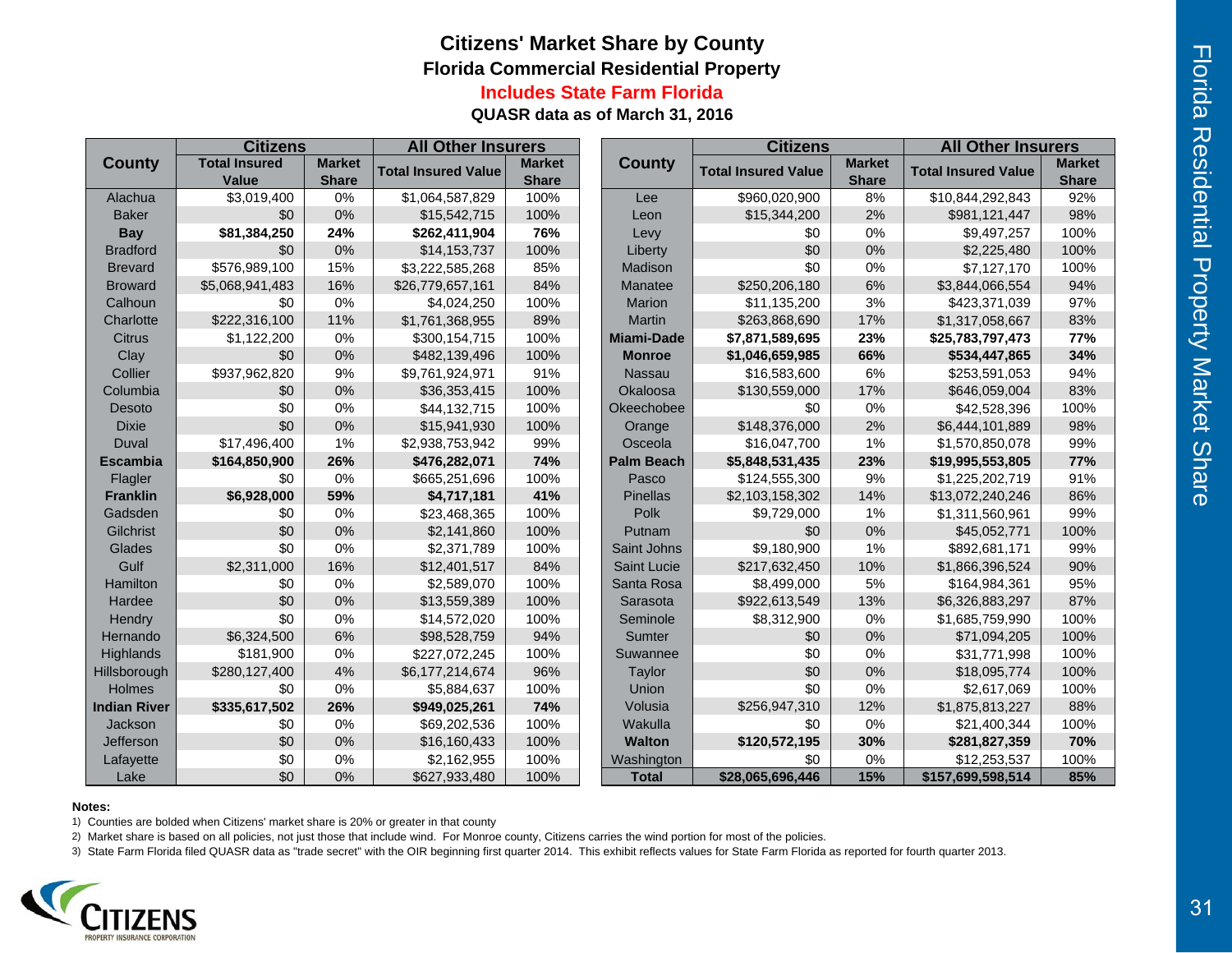# Citizens' Market Share by County

## Florida Commercial Residential Property

**Includes State Farm Florida**

**QUASR data as of March 31, 2016**

| County | Citizens | | All Other Insurers | |
|---|---|---|---|---|
| | Total Insured Value | Market Share | Total Insured Value | Market Share |
| Alachua | $3,019,400 | 0% | $1,064,587,829 | 100% |
| Baker | $0 | 0% | $15,542,715 | 100% |
| **Bay** | **$81,384,250** | **24%** | **$262,411,904** | **76%** |
| Bradford | $0 | 0% | $14,153,737 | 100% |
| Brevard | $576,989,100 | 15% | $3,222,585,268 | 85% |
| Broward | $5,068,941,483 | 16% | $26,779,657,161 | 84% |
| Calhoun | $0 | 0% | $4,024,250 | 100% |
| Charlotte | $222,316,100 | 11% | $1,761,368,955 | 89% |
| Citrus | $1,122,200 | 0% | $300,154,715 | 100% |
| Clay | $0 | 0% | $482,139,496 | 100% |
| Collier | $937,962,820 | 9% | $9,761,924,971 | 91% |
| Columbia | $0 | 0% | $36,353,415 | 100% |
| Desoto | $0 | 0% | $44,132,715 | 100% |
| Dixie | $0 | 0% | $15,941,930 | 100% |
| Duval | $17,496,400 | 1% | $2,938,753,942 | 99% |
| **Escambia** | **$164,850,900** | **26%** | **$476,282,071** | **74%** |
| Flagler | $0 | 0% | $665,251,696 | 100% |
| **Franklin** | **$6,928,000** | **59%** | **$4,717,181** | **41%** |
| Gadsden | $0 | 0% | $23,468,365 | 100% |
| Gilchrist | $0 | 0% | $2,141,860 | 100% |
| Glades | $0 | 0% | $2,371,789 | 100% |
| Gulf | $2,311,000 | 16% | $12,401,517 | 84% |
| Hamilton | $0 | 0% | $2,589,070 | 100% |
| Hardee | $0 | 0% | $13,559,389 | 100% |
| Hendry | $0 | 0% | $14,572,020 | 100% |
| Hernando | $6,324,500 | 6% | $98,528,759 | 94% |
| Highlands | $181,900 | 0% | $227,072,245 | 100% |
| Hillsborough | $280,127,400 | 4% | $6,177,214,674 | 96% |
| Holmes | $0 | 0% | $5,884,637 | 100% |
| **Indian River** | **$335,617,502** | **26%** | **$949,025,261** | **74%** |
| Jackson | $0 | 0% | $69,202,536 | 100% |
| Jefferson | $0 | 0% | $16,160,433 | 100% |
| Lafayette | $0 | 0% | $2,162,955 | 100% |
| Lake | $0 | 0% | $627,933,480 | 100% |
| Lee | $960,020,900 | 8% | $10,844,292,843 | 92% |
| Leon | $15,344,200 | 2% | $981,121,447 | 98% |
| Levy | $0 | 0% | $9,497,257 | 100% |
| Liberty | $0 | 0% | $2,225,480 | 100% |
| Madison | $0 | 0% | $7,127,170 | 100% |
| Manatee | $250,206,180 | 6% | $3,844,066,554 | 94% |
| Marion | $11,135,200 | 3% | $423,371,039 | 97% |
| Martin | $263,868,690 | 17% | $1,317,058,667 | 83% |
| **Miami-Dade** | **$7,871,589,695** | **23%** | **$25,783,797,473** | **77%** |
| **Monroe** | **$1,046,659,985** | **66%** | **$534,447,865** | **34%** |
| Nassau | $16,583,600 | 6% | $253,591,053 | 94% |
| Okaloosa | $130,559,000 | 17% | $646,059,004 | 83% |
| Okeechobee | $0 | 0% | $42,528,396 | 100% |
| Orange | $148,376,000 | 2% | $6,444,101,889 | 98% |
| Osceola | $16,047,700 | 1% | $1,570,850,078 | 99% |
| **Palm Beach** | **$5,848,531,435** | **23%** | **$19,995,553,805** | **77%** |
| Pasco | $124,555,300 | 9% | $1,225,202,719 | 91% |
| Pinellas | $2,103,158,302 | 14% | $13,072,240,246 | 86% |
| Polk | $9,729,000 | 1% | $1,311,560,961 | 99% |
| Putnam | $0 | 0% | $45,052,771 | 100% |
| Saint Johns | $9,180,900 | 1% | $892,681,171 | 99% |
| Saint Lucie | $217,632,450 | 10% | $1,866,396,524 | 90% |
| Santa Rosa | $8,499,000 | 5% | $164,984,361 | 95% |
| Sarasota | $922,613,549 | 13% | $6,326,883,297 | 87% |
| Seminole | $8,312,900 | 0% | $1,685,759,990 | 100% |
| Sumter | $0 | 0% | $71,094,205 | 100% |
| Suwannee | $0 | 0% | $31,771,998 | 100% |
| Taylor | $0 | 0% | $18,095,774 | 100% |
| Union | $0 | 0% | $2,617,069 | 100% |
| Volusia | $256,947,310 | 12% | $1,875,813,227 | 88% |
| Wakulla | $0 | 0% | $21,400,344 | 100% |
| **Walton** | **$120,572,195** | **30%** | **$281,827,359** | **70%** |
| Washington | $0 | 0% | $12,253,537 | 100% |
| **Total** | **$28,065,696,446** | **15%** | **$157,699,598,514** | **85%** |

**Notes:**

1) Counties are bolded when Citizens' market share is 20% or greater in that county
2) Market share is based on all policies, not just those that include wind. For Monroe county, Citizens carries the wind portion for most of the policies.
3) State Farm Florida filed QUASR data as "trade secret" with the OIR beginning first quarter 2014. This exhibit reflects values for State Farm Florida as reported for fourth quarter 2013.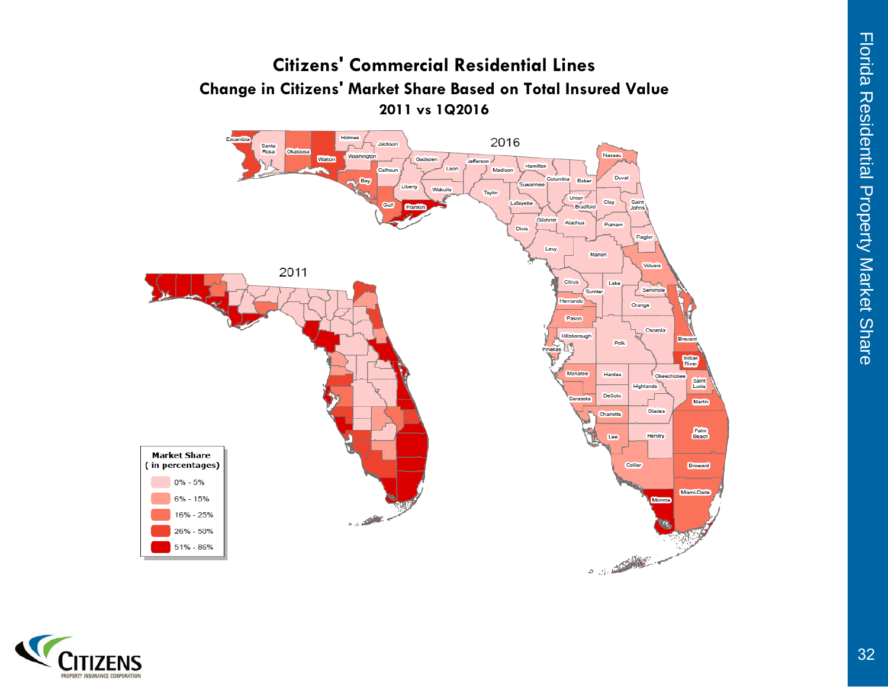# Citizens' Commercial Residential Lines

## Change in Citizens' Market Share Based on Total Insured Value

### 2011 vs 1Q2016

2016

2011

| Market Share ( in percentages) |
|---|
| 0% - 5% |
| 6% - 15% |
| 16% - 25% |
| 26% - 50% |
| 51% - 86% |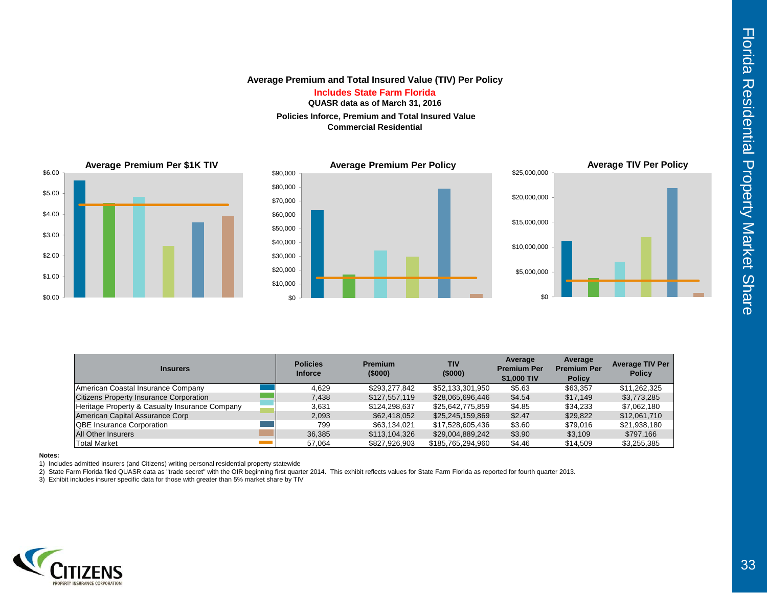**Average Premium and Total Insured Value (TIV) Per Policy**

**Includes State Farm Florida**

**QUASR data as of March 31, 2016**

**Policies Inforce, Premium and Total Insured Value**

**Commercial Residential**

| Insurers | Policies Inforce | Premium ($000) | TIV ($000) | Average Premium Per $1,000 TIV | Average Premium Per Policy | Average TIV Per Policy |
|---|---|---|---|---|---|---|
| American Coastal Insurance Company | 4,629 | $293,277,842 | $52,133,301,950 | $5.63 | $63,357 | $11,262,325 |
| Citizens Property Insurance Corporation | 7,438 | $127,557,119 | $28,065,696,446 | $4.54 | $17,149 | $3,773,285 |
| Heritage Property & Casualty Insurance Company | 3,631 | $124,298,637 | $25,642,775,859 | $4.85 | $34,233 | $7,062,180 |
| American Capital Assurance Corp | 2,093 | $62,418,052 | $25,245,159,869 | $2.47 | $29,822 | $12,061,710 |
| QBE Insurance Corporation | 799 | $63,134,021 | $17,528,605,436 | $3.60 | $79,016 | $21,938,180 |
| All Other Insurers | 36,385 | $113,104,326 | $29,004,889,242 | $3.90 | $3,109 | $797,166 |
| Total Market | 57,064 | $827,926,903 | $185,765,294,960 | $4.46 | $14,509 | $3,255,385 |

**Notes:**

1) Includes admitted insurers (and Citizens) writing personal residential property statewide
2) State Farm Florida filed QUASR data as "trade secret" with the OIR beginning first quarter 2014. This exhibit reflects values for State Farm Florida as reported for fourth quarter 2013.
3) Exhibit includes insurer specific data for those with greater than 5% market share by TIV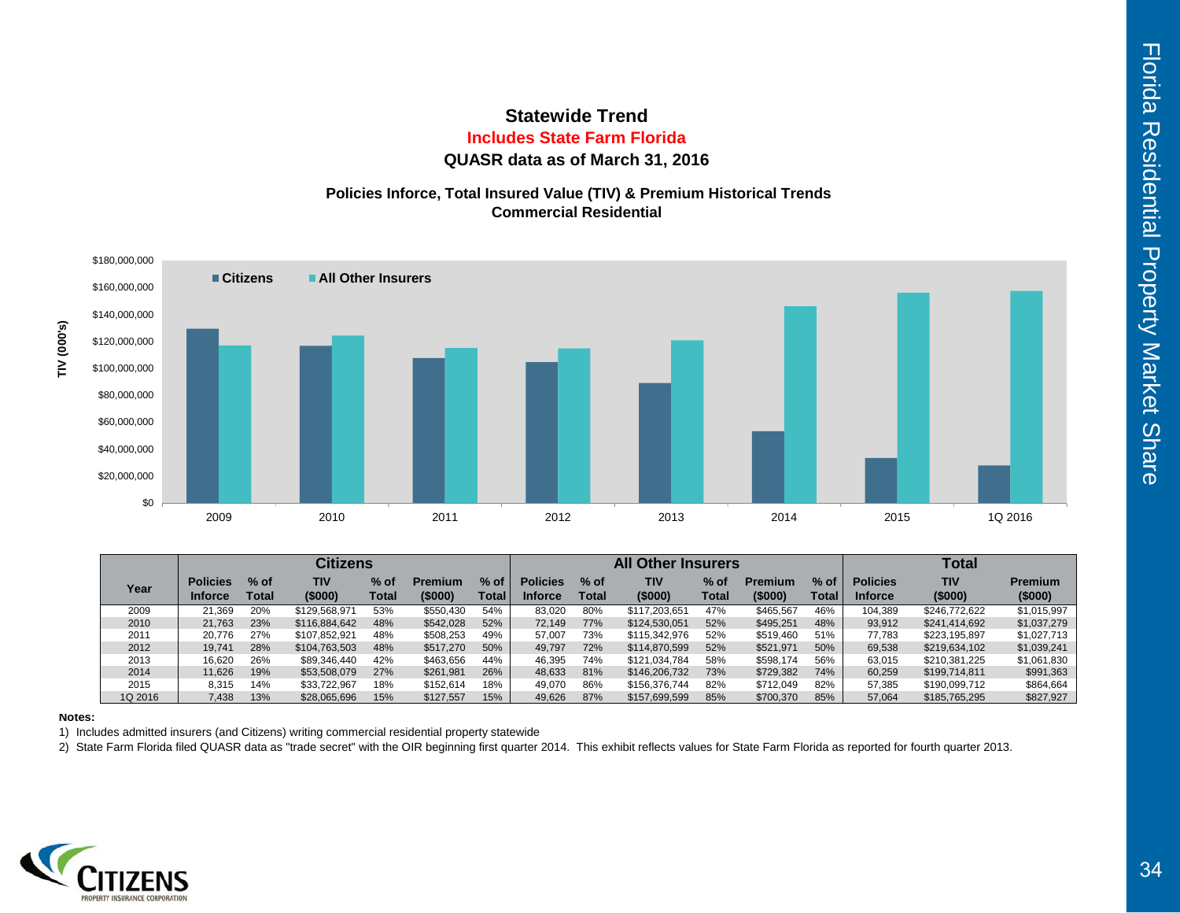# Statewide Trend

**Includes State Farm Florida**

**QUASR data as of March 31, 2016**

## Policies Inforce, Total Insured Value (TIV) & Premium Historical Trends
## Commercial Residential

| Year | Citizens | | | | | | All Other Insurers | | | | | | Total | | |
|---|---|---|---|---|---|---|---|---|---|---|---|---|---|---|---|
| | Policies Inforce | % of Total | TIV ($000) | % of Total | Premium ($000) | % of Total | Policies Inforce | % of Total | TIV ($000) | % of Total | Premium ($000) | % of Total | Policies Inforce | TIV ($000) | Premium ($000) |
| 2009 | 21,369 | 20% | $129,568,971 | 53% | $550,430 | 54% | 83,020 | 80% | $117,203,651 | 47% | $465,567 | 46% | 104,389 | $246,772,622 | $1,015,997 |
| 2010 | 21,763 | 23% | $116,884,642 | 48% | $542,028 | 52% | 72,149 | 77% | $124,530,051 | 52% | $495,251 | 48% | 93,912 | $241,414,692 | $1,037,279 |
| 2011 | 20,776 | 27% | $107,852,921 | 48% | $508,253 | 49% | 57,007 | 73% | $115,342,976 | 52% | $519,460 | 51% | 77,783 | $223,195,897 | $1,027,713 |
| 2012 | 19,741 | 28% | $104,763,503 | 48% | $517,270 | 50% | 49,797 | 72% | $114,870,599 | 52% | $521,971 | 50% | 69,538 | $219,634,102 | $1,039,241 |
| 2013 | 16,620 | 26% | $89,346,440 | 42% | $463,656 | 44% | 46,395 | 74% | $121,034,784 | 58% | $598,174 | 56% | 63,015 | $210,381,225 | $1,061,830 |
| 2014 | 11,626 | 19% | $53,508,079 | 27% | $261,981 | 26% | 48,633 | 81% | $146,206,732 | 73% | $729,382 | 74% | 60,259 | $199,714,811 | $991,363 |
| 2015 | 8,315 | 14% | $33,722,967 | 18% | $152,614 | 18% | 49,070 | 86% | $156,376,744 | 82% | $712,049 | 82% | 57,385 | $190,099,712 | $864,664 |
| 1Q 2016 | 7,438 | 13% | $28,065,696 | 15% | $127,557 | 15% | 49,626 | 87% | $157,699,599 | 85% | $700,370 | 85% | 57,064 | $185,765,295 | $827,927 |

**Notes:**

1) Includes admitted insurers (and Citizens) writing commercial residential property statewide

2) State Farm Florida filed QUASR data as "trade secret" with the OIR beginning first quarter 2014. This exhibit reflects values for State Farm Florida as reported for fourth quarter 2013.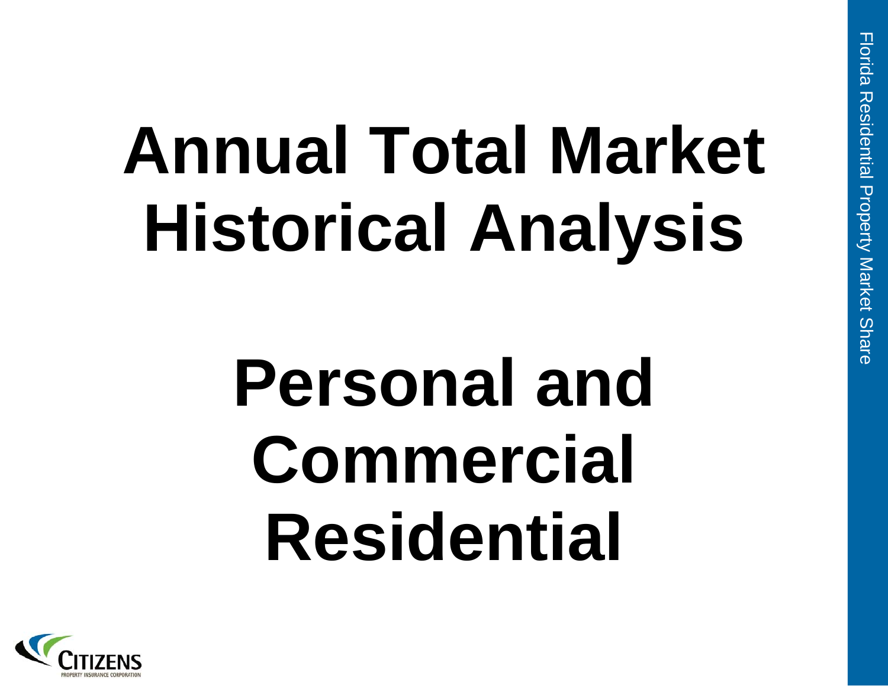# Annual Total Market Historical Analysis

# Personal and Commercial Residential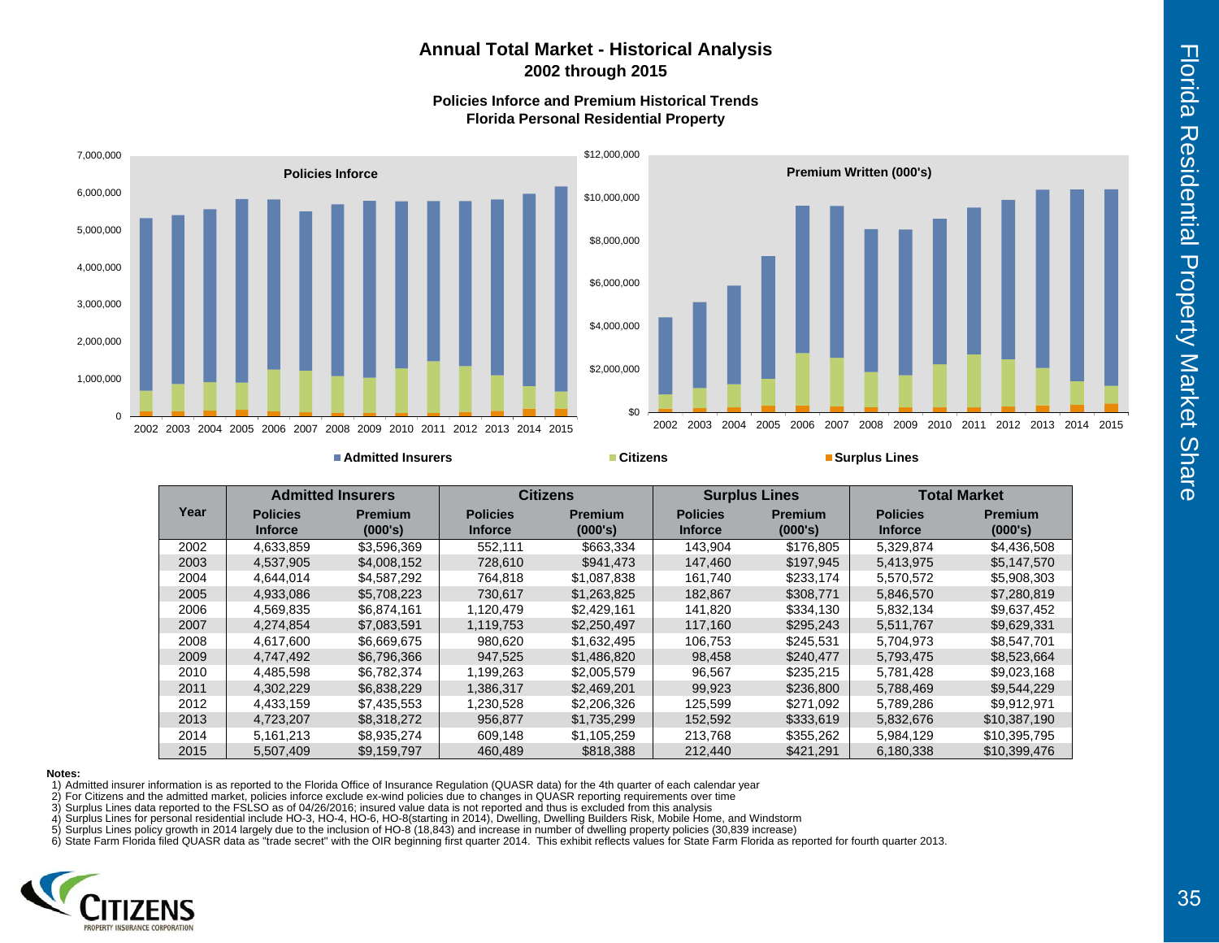# Annual Total Market - Historical Analysis
## 2002 through 2015

### Policies Inforce and Premium Historical Trends
### Florida Personal Residential Property

| Year | Admitted Insurers | | Citizens | | Surplus Lines | | Total Market | |
|---|---|---|---|---|---|---|---|---|
| | Policies Inforce | Premium (000's) | Policies Inforce | Premium (000's) | Policies Inforce | Premium (000's) | Policies Inforce | Premium (000's) |
| 2002 | 4,633,859 | $3,596,369 | 552,111 | $663,334 | 143,904 | $176,805 | 5,329,874 | $4,436,508 |
| 2003 | 4,537,905 | $4,008,152 | 728,610 | $941,473 | 147,460 | $197,945 | 5,413,975 | $5,147,570 |
| 2004 | 4,644,014 | $4,587,292 | 764,818 | $1,087,838 | 161,740 | $233,174 | 5,570,572 | $5,908,303 |
| 2005 | 4,933,086 | $5,708,223 | 730,617 | $1,263,825 | 182,867 | $308,771 | 5,846,570 | $7,280,819 |
| 2006 | 4,569,835 | $6,874,161 | 1,120,479 | $2,429,161 | 141,820 | $334,130 | 5,832,134 | $9,637,452 |
| 2007 | 4,274,854 | $7,083,591 | 1,119,753 | $2,250,497 | 117,160 | $295,243 | 5,511,767 | $9,629,331 |
| 2008 | 4,617,600 | $6,669,675 | 980,620 | $1,632,495 | 106,753 | $245,531 | 5,704,973 | $8,547,701 |
| 2009 | 4,747,492 | $6,796,366 | 947,525 | $1,486,820 | 98,458 | $240,477 | 5,793,475 | $8,523,664 |
| 2010 | 4,485,598 | $6,782,374 | 1,199,263 | $2,005,579 | 96,567 | $235,215 | 5,781,428 | $9,023,168 |
| 2011 | 4,302,229 | $6,838,229 | 1,386,317 | $2,469,201 | 99,923 | $236,800 | 5,788,469 | $9,544,229 |
| 2012 | 4,433,159 | $7,435,553 | 1,230,528 | $2,206,326 | 125,599 | $271,092 | 5,789,286 | $9,912,971 |
| 2013 | 4,723,207 | $8,318,272 | 956,877 | $1,735,299 | 152,592 | $333,619 | 5,832,676 | $10,387,190 |
| 2014 | 5,161,213 | $8,935,274 | 609,148 | $1,105,259 | 213,768 | $355,262 | 5,984,129 | $10,395,795 |
| 2015 | 5,507,409 | $9,159,797 | 460,489 | $818,388 | 212,440 | $421,291 | 6,180,338 | $10,399,476 |

**Notes:**

1) Admitted insurer information is as reported to the Florida Office of Insurance Regulation (QUASR data) for the 4th quarter of each calendar year
2) For Citizens and the admitted market, policies inforce exclude ex-wind policies due to changes in QUASR reporting requirements over time
3) Surplus Lines data reported to the FSLSO as of 04/26/2016; insured value data is not reported and thus is excluded from this analysis
4) Surplus Lines for personal residential include HO-3, HO-4, HO-6, HO-8(starting in 2014), Dwelling, Mobile Builders Risk, Mobile Home, and Windstorm
5) Surplus Lines policy growth in 2014 largely due to the inclusion of HO-8 (18,843) and increase in number of dwelling property policies (30,839 increase)
6) State Farm Florida filed QUASR data as "trade secret" with the OIR beginning first quarter 2014. This exhibit reflects values for State Farm Florida as reported for fourth quarter 2013.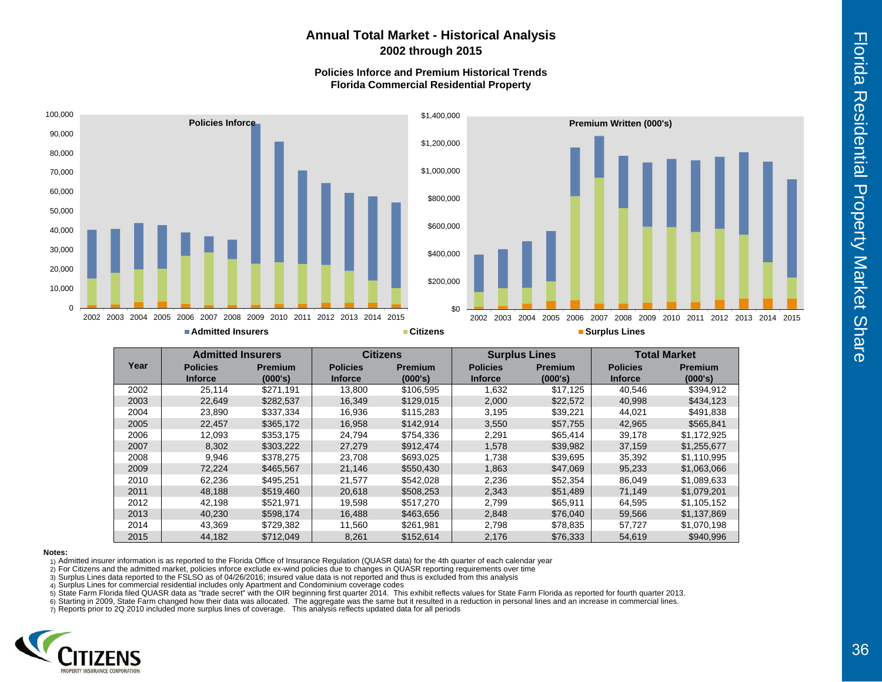# Annual Total Market - Historical Analysis
## 2002 through 2015

### Policies Inforce and Premium Historical Trends
### Florida Commercial Residential Property

Policies Inforce

100,000
90,000
80,000
70,000
60,000
50,000
40,000
30,000
20,000
10,000
0

2002 2003 2004 2005 2006 2007 2008 2009 2010 2011 2012 2013 2014 2015

Premium Written (000's)

$1,400,000
$1,200,000
$1,000,000
$800,000
$600,000
$400,000
$200,000
$0

2002 2003 2004 2005 2006 2007 2008 2009 2010 2011 2012 2013 2014 2015

■ Admitted Insurers ■ Citizens ■ Surplus Lines

| Year | Admitted Insurers | | Citizens | | Surplus Lines | | Total Market | |
|---|---|---|---|---|---|---|---|---|
| | Policies Inforce | Premium (000's) | Policies Inforce | Premium (000's) | Policies Inforce | Premium (000's) | Policies Inforce | Premium (000's) |
| 2002 | 25,114 | $271,191 | 13,800 | $106,595 | 1,632 | $17,125 | 40,546 | $394,912 |
| 2003 | 22,649 | $282,537 | 16,349 | $129,015 | 2,000 | $22,572 | 40,998 | $434,123 |
| 2004 | 23,890 | $337,334 | 16,936 | $115,283 | 3,195 | $39,221 | 44,021 | $491,838 |
| 2005 | 22,457 | $365,172 | 16,958 | $142,914 | 3,550 | $57,755 | 42,965 | $565,841 |
| 2006 | 12,093 | $353,175 | 24,794 | $754,336 | 2,291 | $65,414 | 39,178 | $1,172,925 |
| 2007 | 8,302 | $303,222 | 27,279 | $912,474 | 1,578 | $39,982 | 37,159 | $1,255,677 |
| 2008 | 9,946 | $378,275 | 23,708 | $693,025 | 1,738 | $39,695 | 35,392 | $1,110,995 |
| 2009 | 72,224 | $465,567 | 21,146 | $550,430 | 1,863 | $47,069 | 95,233 | $1,063,066 |
| 2010 | 62,236 | $495,251 | 21,577 | $542,028 | 2,236 | $52,354 | 86,049 | $1,089,633 |
| 2011 | 48,188 | $519,460 | 20,618 | $508,253 | 2,343 | $51,489 | 71,149 | $1,079,201 |
| 2012 | 42,198 | $521,971 | 19,598 | $517,270 | 2,799 | $65,911 | 64,595 | $1,105,152 |
| 2013 | 40,230 | $598,174 | 16,488 | $463,656 | 2,848 | $76,040 | 59,566 | $1,137,869 |
| 2014 | 43,369 | $729,382 | 11,560 | $261,981 | 2,798 | $78,835 | 57,727 | $1,070,198 |
| 2015 | 44,182 | $712,049 | 8,261 | $152,614 | 2,176 | $76,333 | 54,619 | $940,996 |

**Notes:**

1) Admitted insurer information is as reported to the Florida Office of Insurance Regulation (QUASR data) for the 4th quarter of each calendar year
2) For Citizens and the admitted market, policies inforce exclude ex-wind policies due to changes in QUASR reporting requirements over time
3) Surplus Lines data reported to the FSLSO as of 04/26/2016; insured value data is not reported and thus is excluded from this analysis
4) Surplus Lines for commercial residential includes only Apartment and Condominium coverage codes
5) State Farm Florida filed QUASR data as "trade secret" with the OIR beginning first quarter 2014. This exhibit reflects values for State Farm Florida as reported for fourth quarter 2013.
6) Starting in 2009, State Farm changed how their data was allocated. The aggregate was the same but it resulted in a reduction in personal lines and an increase in commercial lines.
7) Reports prior to 2Q 2010 included more surplus lines of coverage. This analysis reflects updated data for all periods